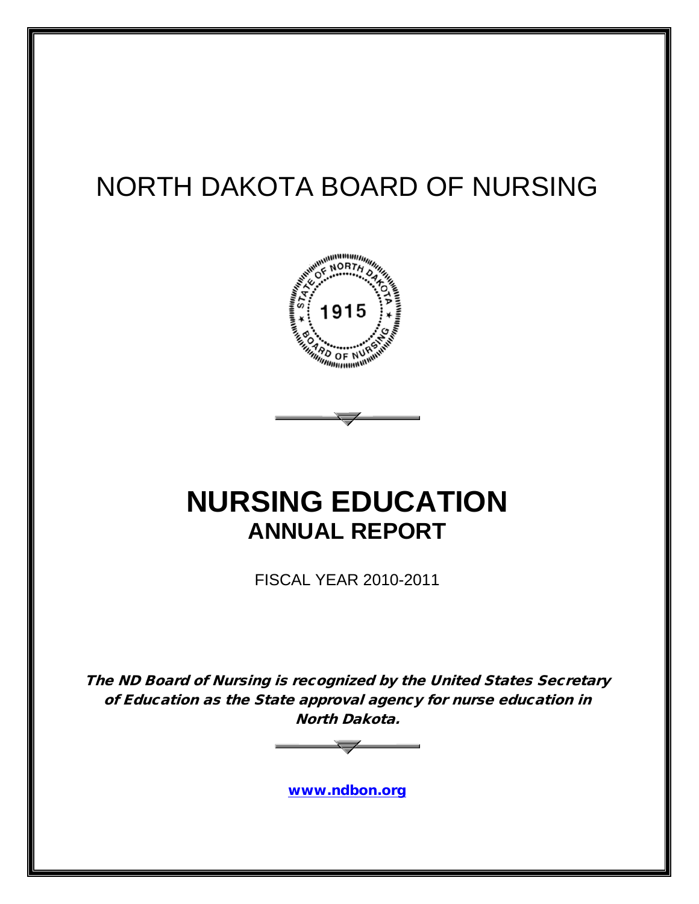# NORTH DAKOTA BOARD OF NURSING

# NURSING EDUCATION
## ANNUAL REPORT

FISCAL YEAR 2010-2011

***The ND Board of Nursing is recognized by the United States Secretary of Education as the State approval agency for nurse education in North Dakota.***

**www.ndbon.org**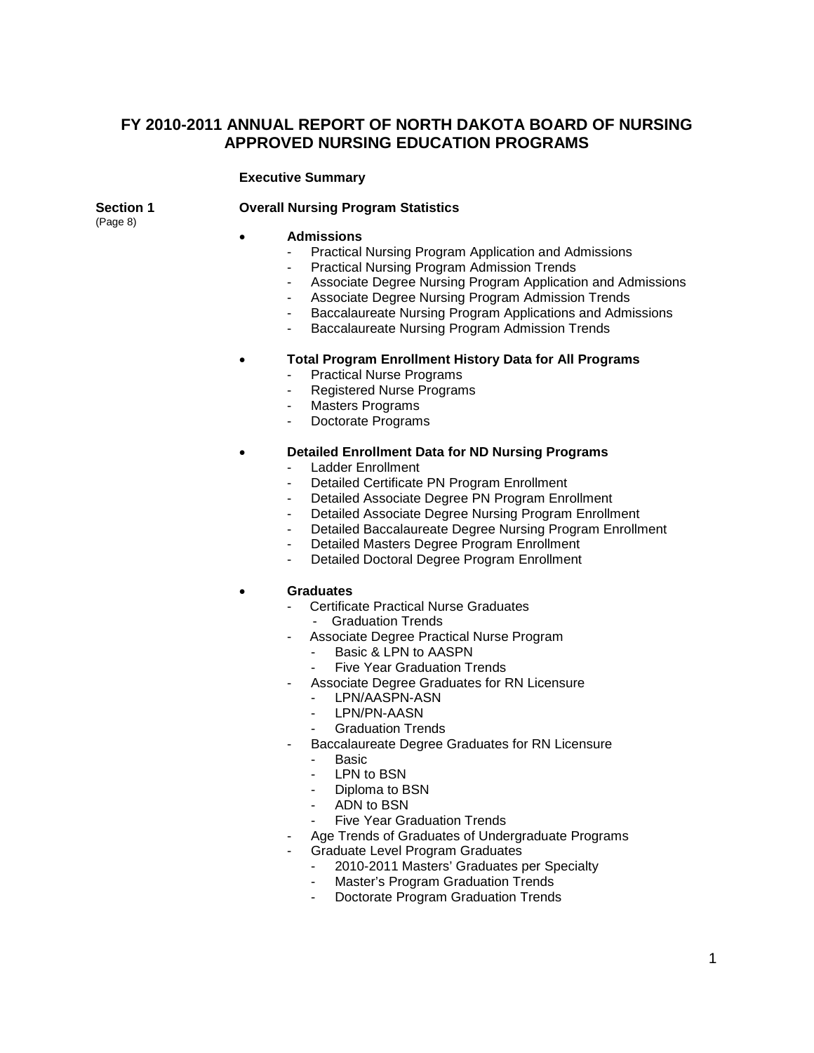# FY 2010-2011 ANNUAL REPORT OF NORTH DAKOTA BOARD OF NURSING APPROVED NURSING EDUCATION PROGRAMS

**Executive Summary**

**Section 1** (Page 8) — **Overall Nursing Program Statistics**

- **Admissions**
  - Practical Nursing Program Application and Admissions
  - Practical Nursing Program Admission Trends
  - Associate Degree Nursing Program Application and Admissions
  - Associate Degree Nursing Program Admission Trends
  - Baccalaureate Nursing Program Applications and Admissions
  - Baccalaureate Nursing Program Admission Trends

- **Total Program Enrollment History Data for All Programs**
  - Practical Nurse Programs
  - Registered Nurse Programs
  - Masters Programs
  - Doctorate Programs

- **Detailed Enrollment Data for ND Nursing Programs**
  - Ladder Enrollment
  - Detailed Certificate PN Program Enrollment
  - Detailed Associate Degree PN Program Enrollment
  - Detailed Associate Degree Nursing Program Enrollment
  - Detailed Baccalaureate Degree Nursing Program Enrollment
  - Detailed Masters Degree Program Enrollment
  - Detailed Doctoral Degree Program Enrollment

- **Graduates**
  - Certificate Practical Nurse Graduates
    - Graduation Trends
  - Associate Degree Practical Nurse Program
    - Basic & LPN to AASPN
    - Five Year Graduation Trends
  - Associate Degree Graduates for RN Licensure
    - LPN/AASPN-ASN
    - LPN/PN-AASN
    - Graduation Trends
  - Baccalaureate Degree Graduates for RN Licensure
    - Basic
    - LPN to BSN
    - Diploma to BSN
    - ADN to BSN
    - Five Year Graduation Trends
  - Age Trends of Graduates of Undergraduate Programs
  - Graduate Level Program Graduates
    - 2010-2011 Masters' Graduates per Specialty
    - Master's Program Graduation Trends
    - Doctorate Program Graduation Trends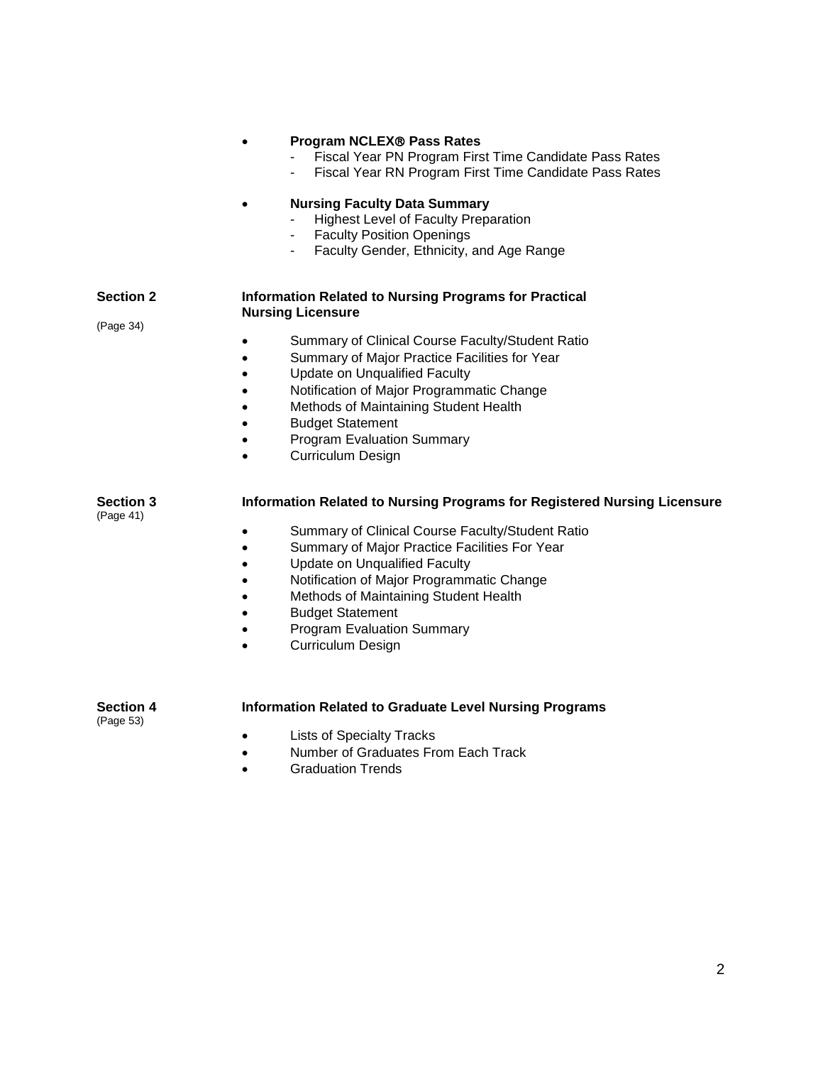- **Program NCLEX® Pass Rates**
  - Fiscal Year PN Program First Time Candidate Pass Rates
  - Fiscal Year RN Program First Time Candidate Pass Rates

- **Nursing Faculty Data Summary**
  - Highest Level of Faculty Preparation
  - Faculty Position Openings
  - Faculty Gender, Ethnicity, and Age Range

**Section 2** (Page 34) — **Information Related to Nursing Programs for Practical Nursing Licensure**

- Summary of Clinical Course Faculty/Student Ratio
- Summary of Major Practice Facilities for Year
- Update on Unqualified Faculty
- Notification of Major Programmatic Change
- Methods of Maintaining Student Health
- Budget Statement
- Program Evaluation Summary
- Curriculum Design

**Section 3** (Page 41) — **Information Related to Nursing Programs for Registered Nursing Licensure**

- Summary of Clinical Course Faculty/Student Ratio
- Summary of Major Practice Facilities For Year
- Update on Unqualified Faculty
- Notification of Major Programmatic Change
- Methods of Maintaining Student Health
- Budget Statement
- Program Evaluation Summary
- Curriculum Design

**Section 4** (Page 53) — **Information Related to Graduate Level Nursing Programs**

- Lists of Specialty Tracks
- Number of Graduates From Each Track
- Graduation Trends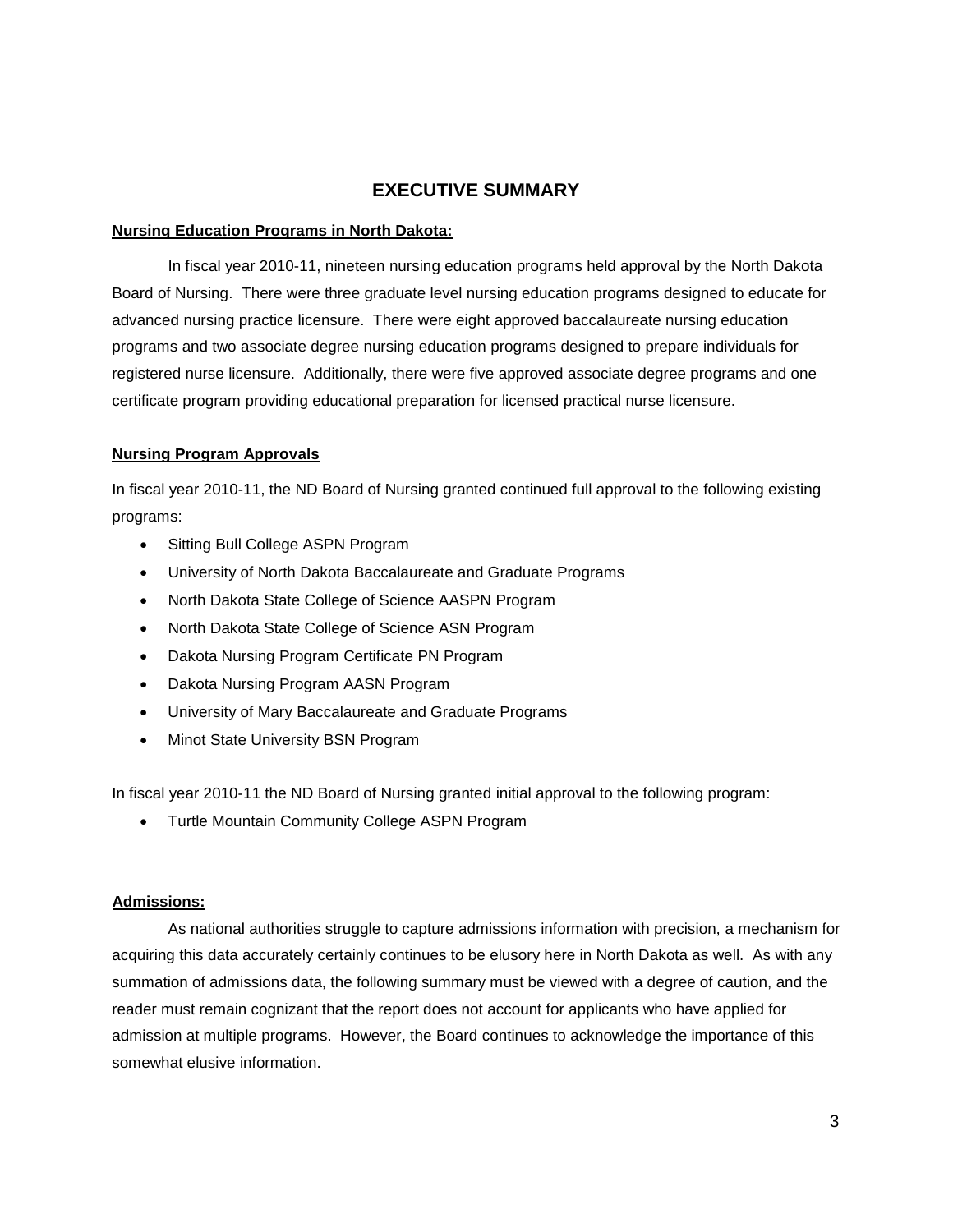# EXECUTIVE SUMMARY

**Nursing Education Programs in North Dakota:**

In fiscal year 2010-11, nineteen nursing education programs held approval by the North Dakota Board of Nursing. There were three graduate level nursing education programs designed to educate for advanced nursing practice licensure. There were eight approved baccalaureate nursing education programs and two associate degree nursing education programs designed to prepare individuals for registered nurse licensure. Additionally, there were five approved associate degree programs and one certificate program providing educational preparation for licensed practical nurse licensure.

**Nursing Program Approvals**

In fiscal year 2010-11, the ND Board of Nursing granted continued full approval to the following existing programs:

- Sitting Bull College ASPN Program
- University of North Dakota Baccalaureate and Graduate Programs
- North Dakota State College of Science AASPN Program
- North Dakota State College of Science ASN Program
- Dakota Nursing Program Certificate PN Program
- Dakota Nursing Program AASN Program
- University of Mary Baccalaureate and Graduate Programs
- Minot State University BSN Program

In fiscal year 2010-11 the ND Board of Nursing granted initial approval to the following program:

- Turtle Mountain Community College ASPN Program

**Admissions:**

As national authorities struggle to capture admissions information with precision, a mechanism for acquiring this data accurately certainly continues to be elusory here in North Dakota as well. As with any summation of admissions data, the following summary must be viewed with a degree of caution, and the reader must remain cognizant that the report does not account for applicants who have applied for admission at multiple programs. However, the Board continues to acknowledge the importance of this somewhat elusive information.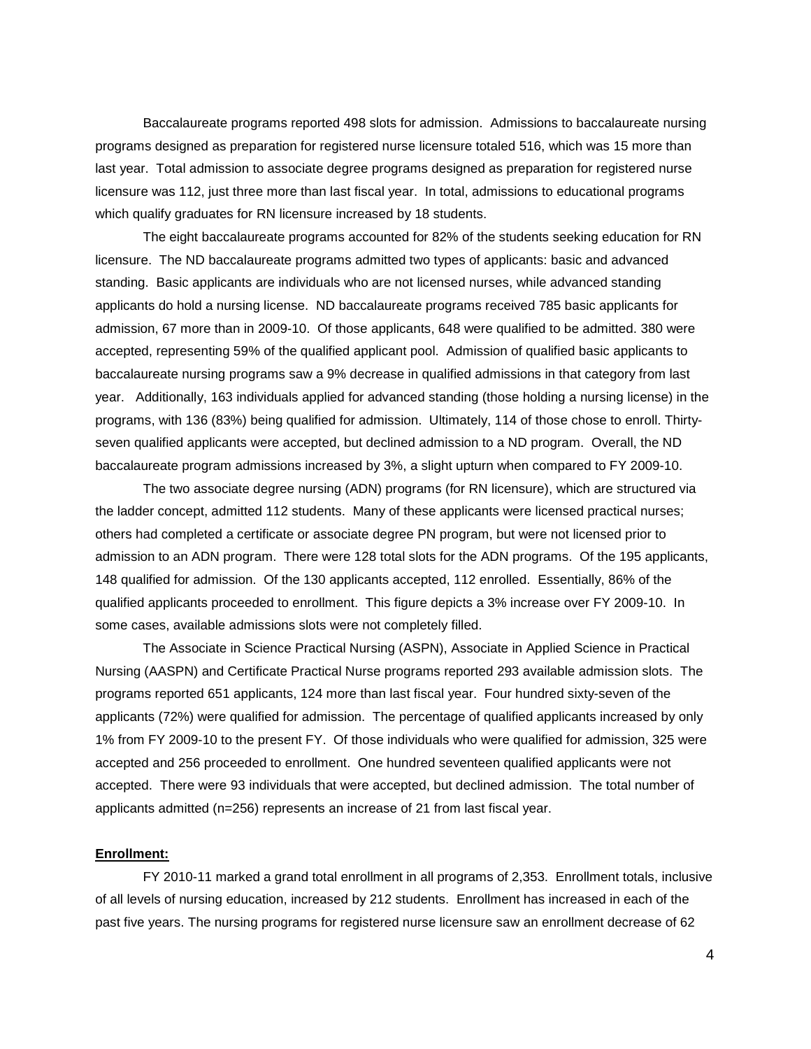Baccalaureate programs reported 498 slots for admission. Admissions to baccalaureate nursing programs designed as preparation for registered nurse licensure totaled 516, which was 15 more than last year. Total admission to associate degree programs designed as preparation for registered nurse licensure was 112, just three more than last fiscal year. In total, admissions to educational programs which qualify graduates for RN licensure increased by 18 students.

The eight baccalaureate programs accounted for 82% of the students seeking education for RN licensure. The ND baccalaureate programs admitted two types of applicants: basic and advanced standing. Basic applicants are individuals who are not licensed nurses, while advanced standing applicants do hold a nursing license. ND baccalaureate programs received 785 basic applicants for admission, 67 more than in 2009-10. Of those applicants, 648 were qualified to be admitted. 380 were accepted, representing 59% of the qualified applicant pool. Admission of qualified basic applicants to baccalaureate nursing programs saw a 9% decrease in qualified admissions in that category from last year. Additionally, 163 individuals applied for advanced standing (those holding a nursing license) in the programs, with 136 (83%) being qualified for admission. Ultimately, 114 of those chose to enroll. Thirty-seven qualified applicants were accepted, but declined admission to a ND program. Overall, the ND baccalaureate program admissions increased by 3%, a slight upturn when compared to FY 2009-10.

The two associate degree nursing (ADN) programs (for RN licensure), which are structured via the ladder concept, admitted 112 students. Many of these applicants were licensed practical nurses; others had completed a certificate or associate degree PN program, but were not licensed prior to admission to an ADN program. There were 128 total slots for the ADN programs. Of the 195 applicants, 148 qualified for admission. Of the 130 applicants accepted, 112 enrolled. Essentially, 86% of the qualified applicants proceeded to enrollment. This figure depicts a 3% increase over FY 2009-10. In some cases, available admissions slots were not completely filled.

The Associate in Science Practical Nursing (ASPN), Associate in Applied Science in Practical Nursing (AASPN) and Certificate Practical Nurse programs reported 293 available admission slots. The programs reported 651 applicants, 124 more than last fiscal year. Four hundred sixty-seven of the applicants (72%) were qualified for admission. The percentage of qualified applicants increased by only 1% from FY 2009-10 to the present FY. Of those individuals who were qualified for admission, 325 were accepted and 256 proceeded to enrollment. One hundred seventeen qualified applicants were not accepted. There were 93 individuals that were accepted, but declined admission. The total number of applicants admitted (n=256) represents an increase of 21 from last fiscal year.

**Enrollment:**

FY 2010-11 marked a grand total enrollment in all programs of 2,353. Enrollment totals, inclusive of all levels of nursing education, increased by 212 students. Enrollment has increased in each of the past five years. The nursing programs for registered nurse licensure saw an enrollment decrease of 62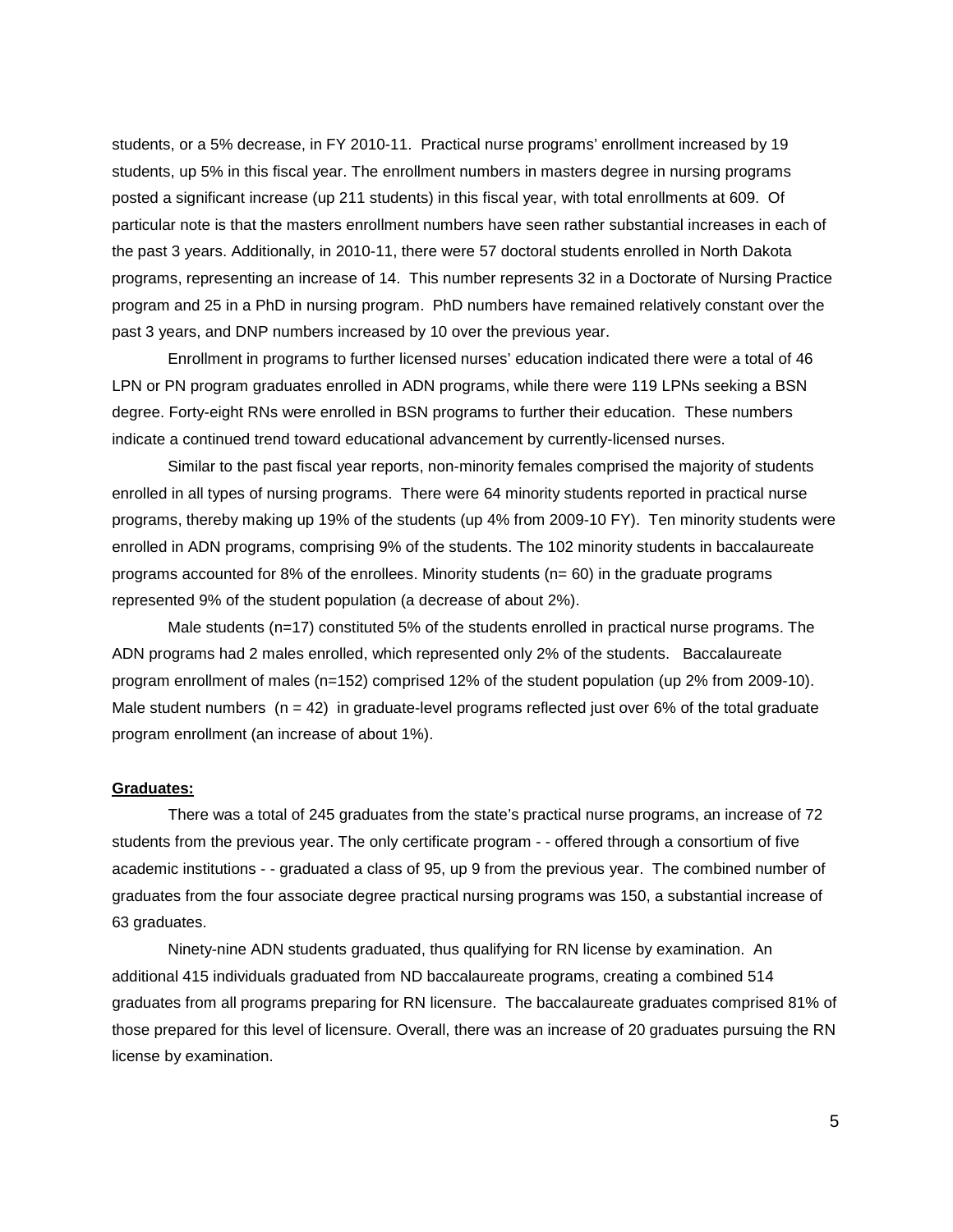students, or a 5% decrease, in FY 2010-11. Practical nurse programs' enrollment increased by 19 students, up 5% in this fiscal year. The enrollment numbers in masters degree in nursing programs posted a significant increase (up 211 students) in this fiscal year, with total enrollments at 609. Of particular note is that the masters enrollment numbers have seen rather substantial increases in each of the past 3 years. Additionally, in 2010-11, there were 57 doctoral students enrolled in North Dakota programs, representing an increase of 14. This number represents 32 in a Doctorate of Nursing Practice program and 25 in a PhD in nursing program. PhD numbers have remained relatively constant over the past 3 years, and DNP numbers increased by 10 over the previous year.

Enrollment in programs to further licensed nurses' education indicated there were a total of 46 LPN or PN program graduates enrolled in ADN programs, while there were 119 LPNs seeking a BSN degree. Forty-eight RNs were enrolled in BSN programs to further their education. These numbers indicate a continued trend toward educational advancement by currently-licensed nurses.

Similar to the past fiscal year reports, non-minority females comprised the majority of students enrolled in all types of nursing programs. There were 64 minority students reported in practical nurse programs, thereby making up 19% of the students (up 4% from 2009-10 FY). Ten minority students were enrolled in ADN programs, comprising 9% of the students. The 102 minority students in baccalaureate programs accounted for 8% of the enrollees. Minority students (n= 60) in the graduate programs represented 9% of the student population (a decrease of about 2%).

Male students (n=17) constituted 5% of the students enrolled in practical nurse programs. The ADN programs had 2 males enrolled, which represented only 2% of the students. Baccalaureate program enrollment of males (n=152) comprised 12% of the student population (up 2% from 2009-10). Male student numbers (n = 42) in graduate-level programs reflected just over 6% of the total graduate program enrollment (an increase of about 1%).

**Graduates:**

There was a total of 245 graduates from the state's practical nurse programs, an increase of 72 students from the previous year. The only certificate program - - offered through a consortium of five academic institutions - - graduated a class of 95, up 9 from the previous year. The combined number of graduates from the four associate degree practical nursing programs was 150, a substantial increase of 63 graduates.

Ninety-nine ADN students graduated, thus qualifying for RN license by examination. An additional 415 individuals graduated from ND baccalaureate programs, creating a combined 514 graduates from all programs preparing for RN licensure. The baccalaureate graduates comprised 81% of those prepared for this level of licensure. Overall, there was an increase of 20 graduates pursuing the RN license by examination.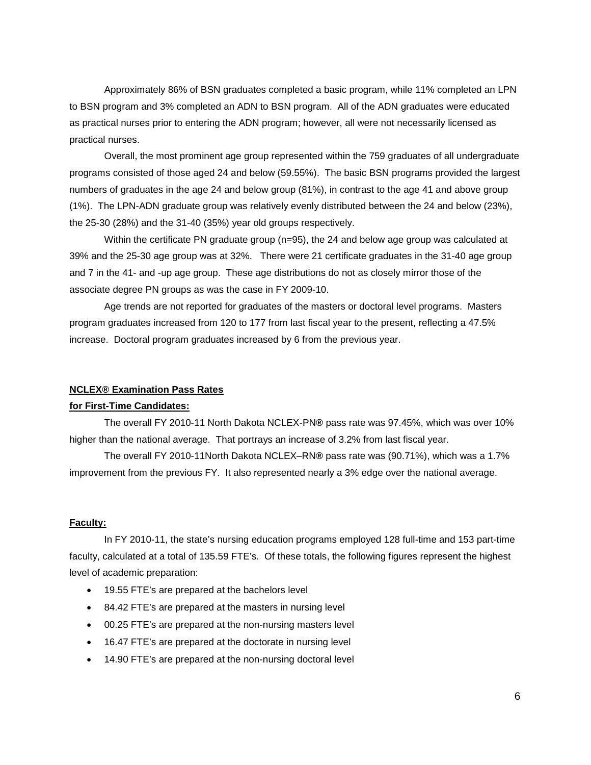Approximately 86% of BSN graduates completed a basic program, while 11% completed an LPN to BSN program and 3% completed an ADN to BSN program. All of the ADN graduates were educated as practical nurses prior to entering the ADN program; however, all were not necessarily licensed as practical nurses.

Overall, the most prominent age group represented within the 759 graduates of all undergraduate programs consisted of those aged 24 and below (59.55%). The basic BSN programs provided the largest numbers of graduates in the age 24 and below group (81%), in contrast to the age 41 and above group (1%). The LPN-ADN graduate group was relatively evenly distributed between the 24 and below (23%), the 25-30 (28%) and the 31-40 (35%) year old groups respectively.

Within the certificate PN graduate group (n=95), the 24 and below age group was calculated at 39% and the 25-30 age group was at 32%. There were 21 certificate graduates in the 31-40 age group and 7 in the 41- and -up age group. These age distributions do not as closely mirror those of the associate degree PN groups as was the case in FY 2009-10.

Age trends are not reported for graduates of the masters or doctoral level programs. Masters program graduates increased from 120 to 177 from last fiscal year to the present, reflecting a 47.5% increase. Doctoral program graduates increased by 6 from the previous year.

**NCLEX® Examination Pass Rates for First-Time Candidates:**

The overall FY 2010-11 North Dakota NCLEX-PN**®** pass rate was 97.45%, which was over 10% higher than the national average. That portrays an increase of 3.2% from last fiscal year.

The overall FY 2010-11North Dakota NCLEX–RN**®** pass rate was (90.71%), which was a 1.7% improvement from the previous FY. It also represented nearly a 3% edge over the national average.

**Faculty:**

In FY 2010-11, the state's nursing education programs employed 128 full-time and 153 part-time faculty, calculated at a total of 135.59 FTE's. Of these totals, the following figures represent the highest level of academic preparation:

- 19.55 FTE's are prepared at the bachelors level
- 84.42 FTE's are prepared at the masters in nursing level
- 00.25 FTE's are prepared at the non-nursing masters level
- 16.47 FTE's are prepared at the doctorate in nursing level
- 14.90 FTE's are prepared at the non-nursing doctoral level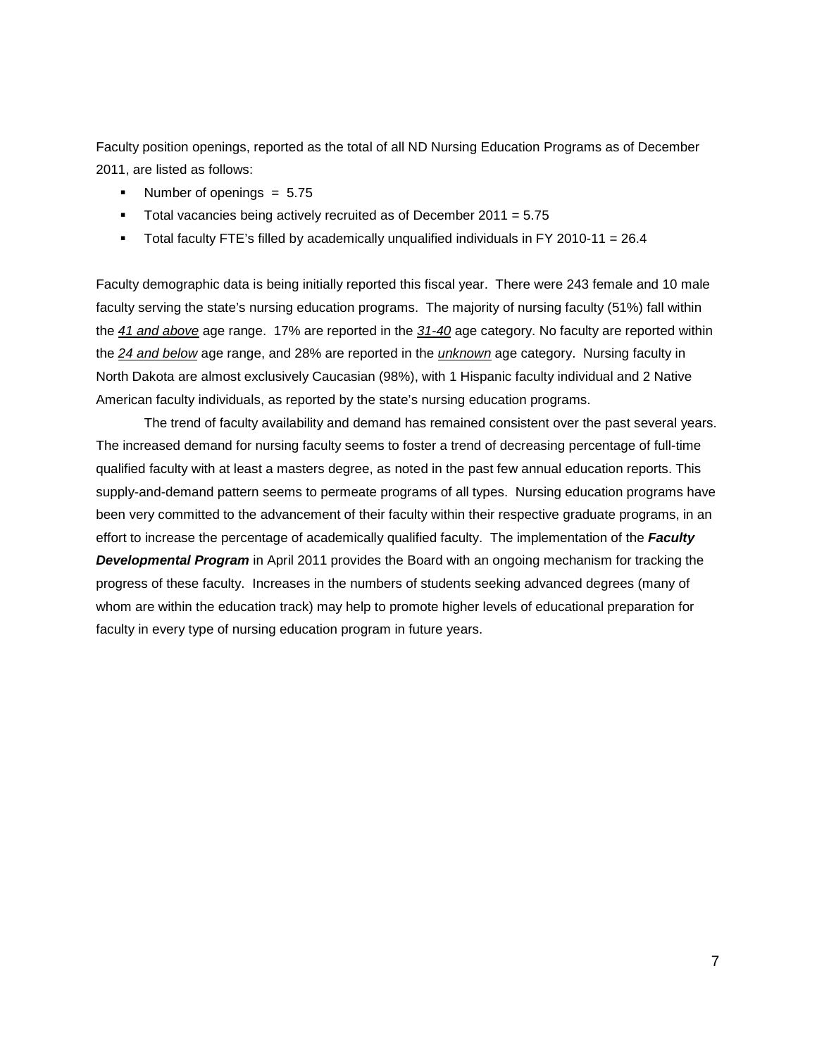Faculty position openings, reported as the total of all ND Nursing Education Programs as of December 2011, are listed as follows:

- Number of openings = 5.75
- Total vacancies being actively recruited as of December 2011 = 5.75
- Total faculty FTE's filled by academically unqualified individuals in FY 2010-11 = 26.4

Faculty demographic data is being initially reported this fiscal year. There were 243 female and 10 male faculty serving the state's nursing education programs. The majority of nursing faculty (51%) fall within the *41 and above* age range. 17% are reported in the *31-40* age category. No faculty are reported within the *24 and below* age range, and 28% are reported in the *unknown* age category. Nursing faculty in North Dakota are almost exclusively Caucasian (98%), with 1 Hispanic faculty individual and 2 Native American faculty individuals, as reported by the state's nursing education programs.

The trend of faculty availability and demand has remained consistent over the past several years. The increased demand for nursing faculty seems to foster a trend of decreasing percentage of full-time qualified faculty with at least a masters degree, as noted in the past few annual education reports. This supply-and-demand pattern seems to permeate programs of all types. Nursing education programs have been very committed to the advancement of their faculty within their respective graduate programs, in an effort to increase the percentage of academically qualified faculty. The implementation of the ***Faculty Developmental Program*** in April 2011 provides the Board with an ongoing mechanism for tracking the progress of these faculty. Increases in the numbers of students seeking advanced degrees (many of whom are within the education track) may help to promote higher levels of educational preparation for faculty in every type of nursing education program in future years.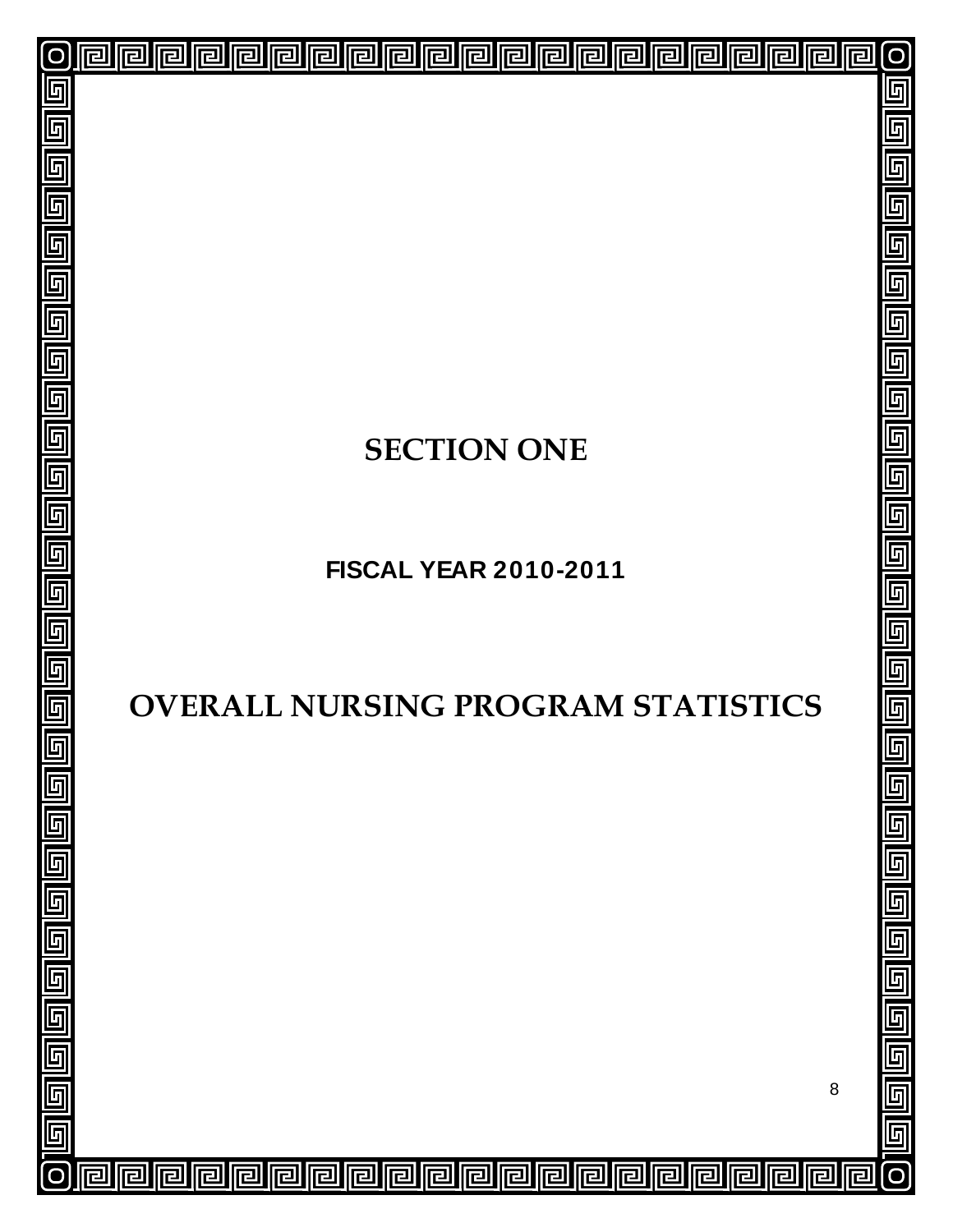# SECTION ONE

## FISCAL YEAR 2010-2011

# OVERALL NURSING PROGRAM STATISTICS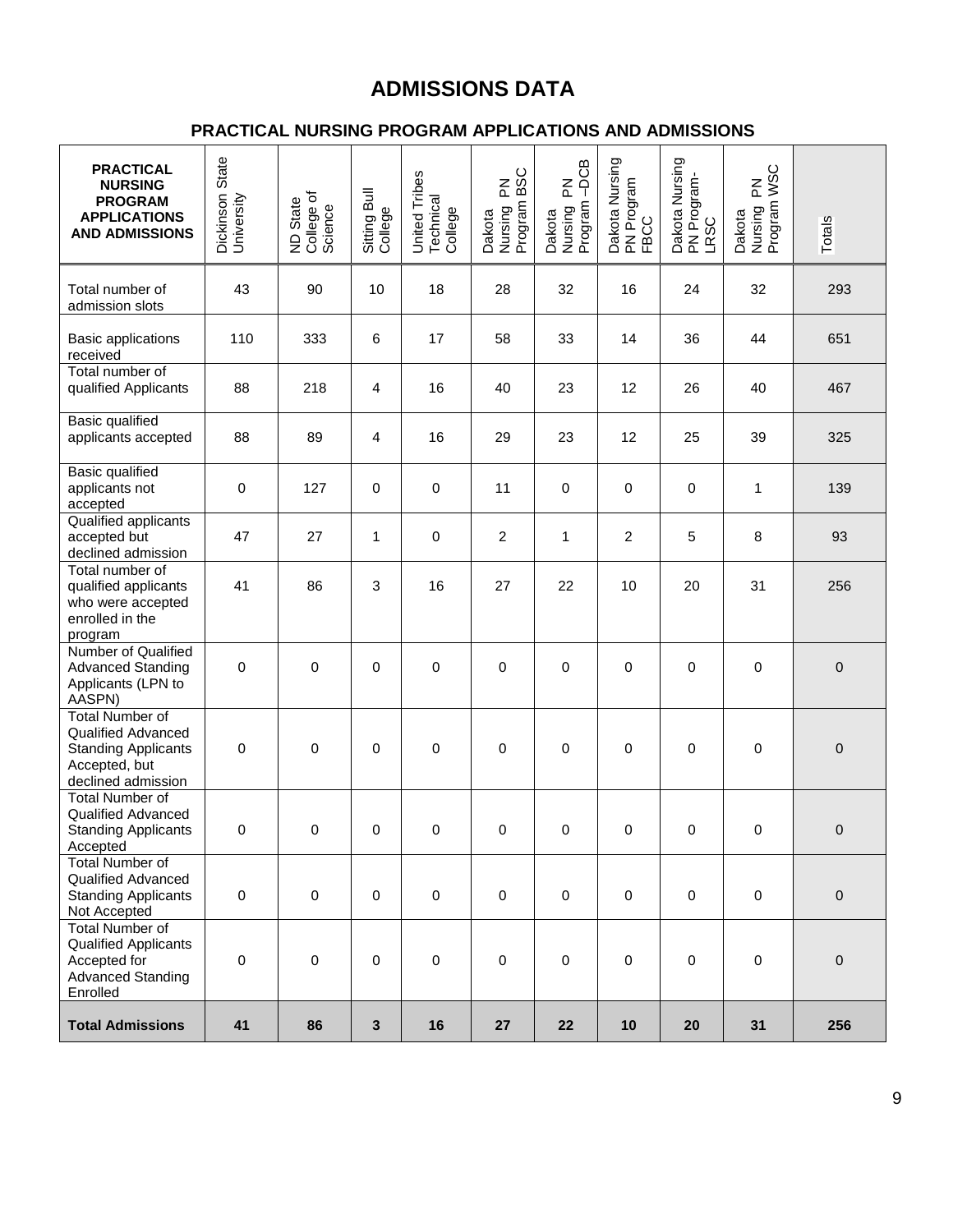# ADMISSIONS DATA

## PRACTICAL NURSING PROGRAM APPLICATIONS AND ADMISSIONS

| PRACTICAL NURSING PROGRAM APPLICATIONS AND ADMISSIONS | Dickinson State University | ND State College of Science | Sitting Bull College | United Tribes Technical College | Dakota Nursing PN Program BSC | Dakota Nursing PN Program –DCB | Dakota Nursing PN Program FBCC | Dakota Nursing PN Program-LRSC | Dakota Nursing PN Program WSC | Totals |
|---|---|---|---|---|---|---|---|---|---|---|
| Total number of admission slots | 43 | 90 | 10 | 18 | 28 | 32 | 16 | 24 | 32 | 293 |
| Basic applications received | 110 | 333 | 6 | 17 | 58 | 33 | 14 | 36 | 44 | 651 |
| Total number of qualified Applicants | 88 | 218 | 4 | 16 | 40 | 23 | 12 | 26 | 40 | 467 |
| Basic qualified applicants accepted | 88 | 89 | 4 | 16 | 29 | 23 | 12 | 25 | 39 | 325 |
| Basic qualified applicants not accepted | 0 | 127 | 0 | 0 | 11 | 0 | 0 | 0 | 1 | 139 |
| Qualified applicants accepted but declined admission | 47 | 27 | 1 | 0 | 2 | 1 | 2 | 5 | 8 | 93 |
| Total number of qualified applicants who were accepted enrolled in the program | 41 | 86 | 3 | 16 | 27 | 22 | 10 | 20 | 31 | 256 |
| Number of Qualified Advanced Standing Applicants (LPN to AASPN) | 0 | 0 | 0 | 0 | 0 | 0 | 0 | 0 | 0 | 0 |
| Total Number of Qualified Advanced Standing Applicants Accepted, but declined admission | 0 | 0 | 0 | 0 | 0 | 0 | 0 | 0 | 0 | 0 |
| Total Number of Qualified Advanced Standing Applicants Accepted | 0 | 0 | 0 | 0 | 0 | 0 | 0 | 0 | 0 | 0 |
| Total Number of Qualified Advanced Standing Applicants Not Accepted | 0 | 0 | 0 | 0 | 0 | 0 | 0 | 0 | 0 | 0 |
| Total Number of Qualified Applicants Accepted for Advanced Standing Enrolled | 0 | 0 | 0 | 0 | 0 | 0 | 0 | 0 | 0 | 0 |
| **Total Admissions** | **41** | **86** | **3** | **16** | **27** | **22** | **10** | **20** | **31** | **256** |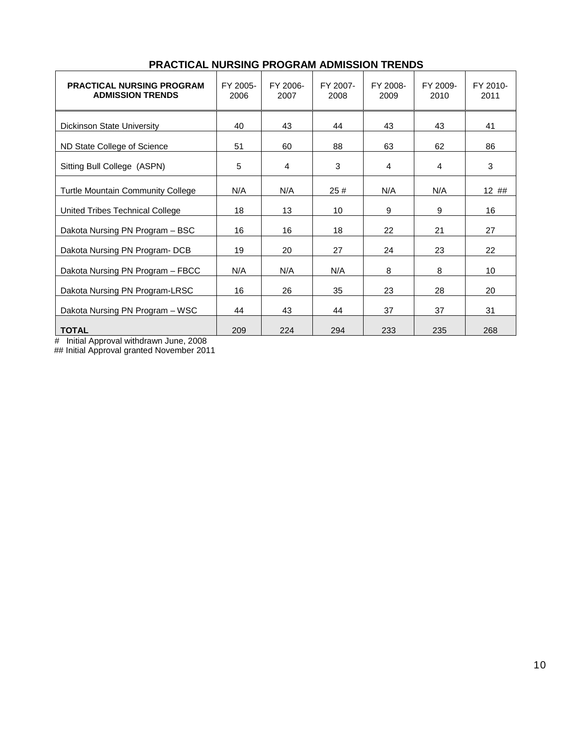## PRACTICAL NURSING PROGRAM ADMISSION TRENDS

| PRACTICAL NURSING PROGRAM ADMISSION TRENDS | FY 2005-2006 | FY 2006-2007 | FY 2007-2008 | FY 2008-2009 | FY 2009-2010 | FY 2010-2011 |
|---|---|---|---|---|---|---|
| Dickinson State University | 40 | 43 | 44 | 43 | 43 | 41 |
| ND State College of Science | 51 | 60 | 88 | 63 | 62 | 86 |
| Sitting Bull College (ASPN) | 5 | 4 | 3 | 4 | 4 | 3 |
| Turtle Mountain Community College | N/A | N/A | 25 # | N/A | N/A | 12 ## |
| United Tribes Technical College | 18 | 13 | 10 | 9 | 9 | 16 |
| Dakota Nursing PN Program – BSC | 16 | 16 | 18 | 22 | 21 | 27 |
| Dakota Nursing PN Program- DCB | 19 | 20 | 27 | 24 | 23 | 22 |
| Dakota Nursing PN Program – FBCC | N/A | N/A | N/A | 8 | 8 | 10 |
| Dakota Nursing PN Program-LRSC | 16 | 26 | 35 | 23 | 28 | 20 |
| Dakota Nursing PN Program – WSC | 44 | 43 | 44 | 37 | 37 | 31 |
| **TOTAL** | 209 | 224 | 294 | 233 | 235 | 268 |

\# Initial Approval withdrawn June, 2008

\## Initial Approval granted November 2011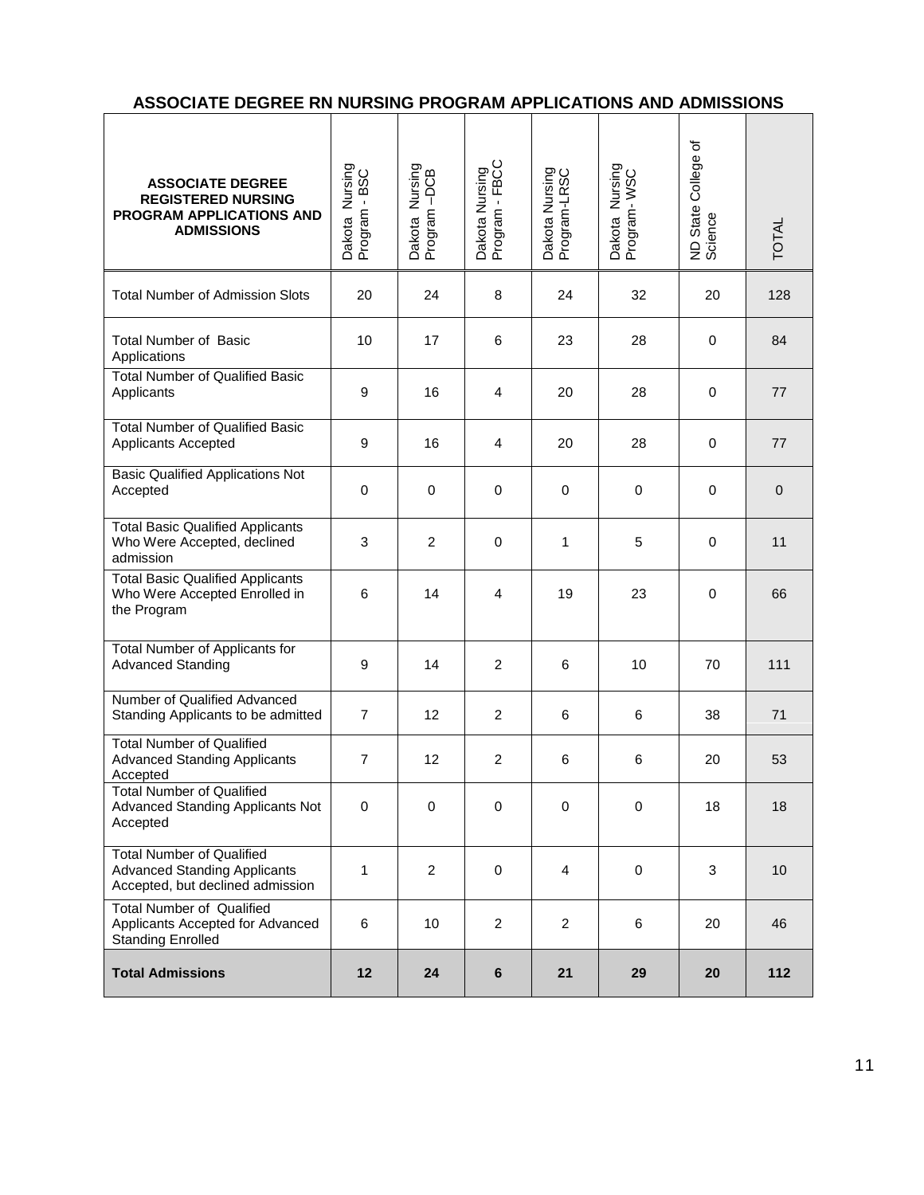## ASSOCIATE DEGREE RN NURSING PROGRAM APPLICATIONS AND ADMISSIONS

| ASSOCIATE DEGREE REGISTERED NURSING PROGRAM APPLICATIONS AND ADMISSIONS | Dakota Nursing Program - BSC | Dakota Nursing Program –DCB | Dakota Nursing Program - FBCC | Dakota Nursing Program-LRSC | Dakota Nursing Program- WSC | ND State College of Science | TOTAL |
|---|---|---|---|---|---|---|---|
| Total Number of Admission Slots | 20 | 24 | 8 | 24 | 32 | 20 | 128 |
| Total Number of Basic Applications | 10 | 17 | 6 | 23 | 28 | 0 | 84 |
| Total Number of Qualified Basic Applicants | 9 | 16 | 4 | 20 | 28 | 0 | 77 |
| Total Number of Qualified Basic Applicants Accepted | 9 | 16 | 4 | 20 | 28 | 0 | 77 |
| Basic Qualified Applications Not Accepted | 0 | 0 | 0 | 0 | 0 | 0 | 0 |
| Total Basic Qualified Applicants Who Were Accepted, declined admission | 3 | 2 | 0 | 1 | 5 | 0 | 11 |
| Total Basic Qualified Applicants Who Were Accepted Enrolled in the Program | 6 | 14 | 4 | 19 | 23 | 0 | 66 |
| Total Number of Applicants for Advanced Standing | 9 | 14 | 2 | 6 | 10 | 70 | 111 |
| Number of Qualified Advanced Standing Applicants to be admitted | 7 | 12 | 2 | 6 | 6 | 38 | 71 |
| Total Number of Qualified Advanced Standing Applicants Accepted | 7 | 12 | 2 | 6 | 6 | 20 | 53 |
| Total Number of Qualified Advanced Standing Applicants Not Accepted | 0 | 0 | 0 | 0 | 0 | 18 | 18 |
| Total Number of Qualified Advanced Standing Applicants Accepted, but declined admission | 1 | 2 | 0 | 4 | 0 | 3 | 10 |
| Total Number of Qualified Applicants Accepted for Advanced Standing Enrolled | 6 | 10 | 2 | 2 | 6 | 20 | 46 |
| **Total Admissions** | **12** | **24** | **6** | **21** | **29** | **20** | **112** |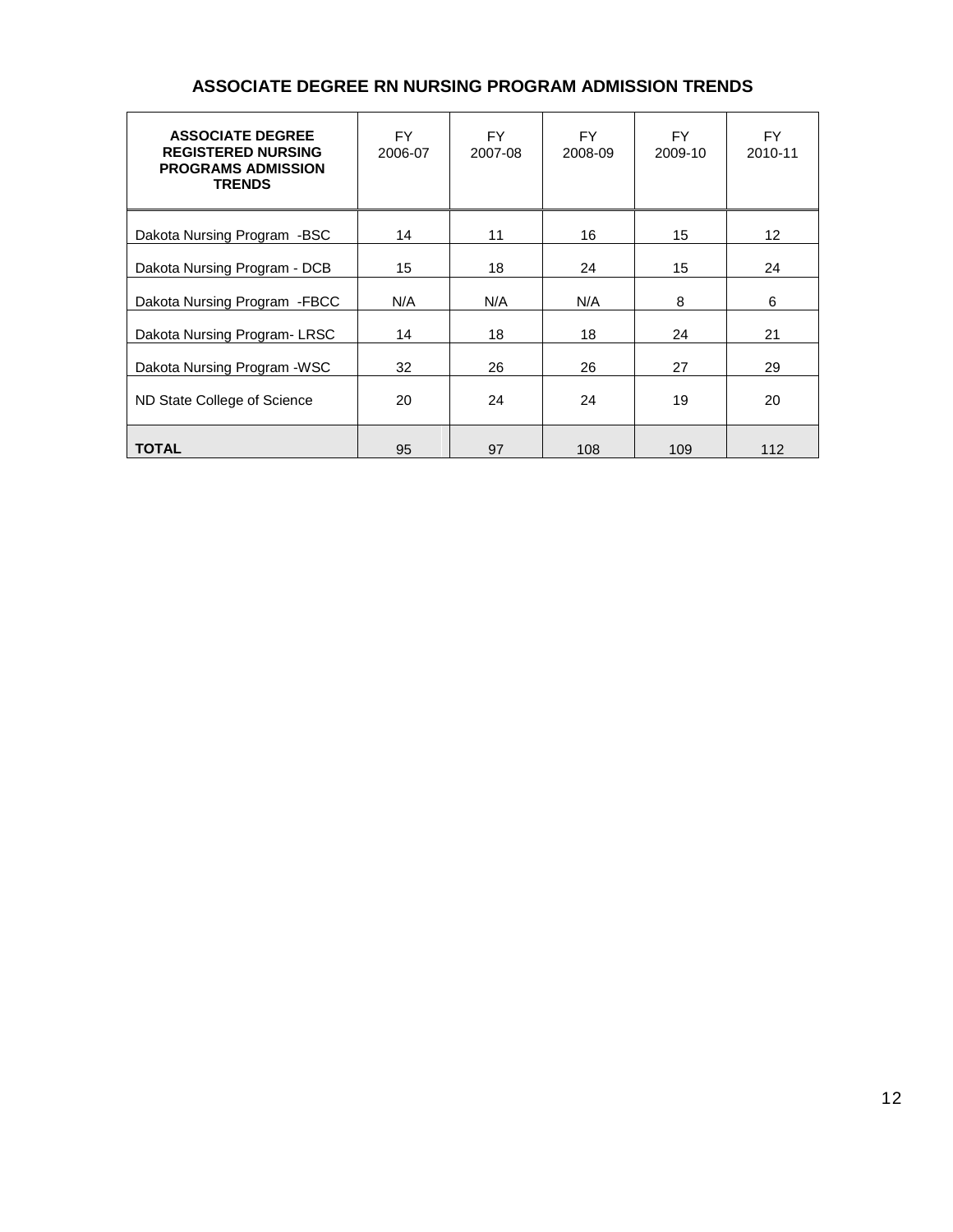# ASSOCIATE DEGREE RN NURSING PROGRAM ADMISSION TRENDS

| ASSOCIATE DEGREE REGISTERED NURSING PROGRAMS ADMISSION TRENDS | FY 2006-07 | FY 2007-08 | FY 2008-09 | FY 2009-10 | FY 2010-11 |
|---|---|---|---|---|---|
| Dakota Nursing Program -BSC | 14 | 11 | 16 | 15 | 12 |
| Dakota Nursing Program - DCB | 15 | 18 | 24 | 15 | 24 |
| Dakota Nursing Program -FBCC | N/A | N/A | N/A | 8 | 6 |
| Dakota Nursing Program- LRSC | 14 | 18 | 18 | 24 | 21 |
| Dakota Nursing Program -WSC | 32 | 26 | 26 | 27 | 29 |
| ND State College of Science | 20 | 24 | 24 | 19 | 20 |
| **TOTAL** | 95 | 97 | 108 | 109 | 112 |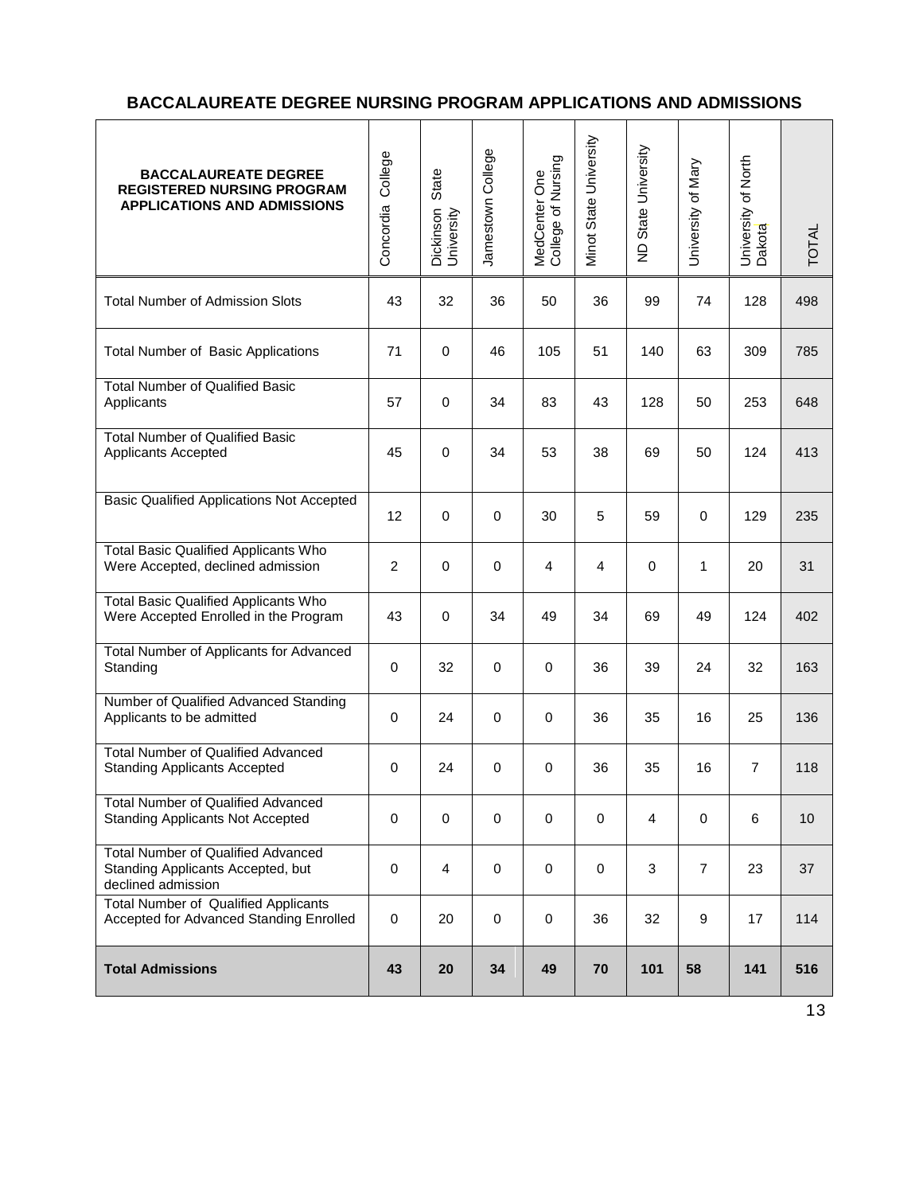## BACCALAUREATE DEGREE NURSING PROGRAM APPLICATIONS AND ADMISSIONS

| BACCALAUREATE DEGREE REGISTERED NURSING PROGRAM APPLICATIONS AND ADMISSIONS | Concordia College | Dickinson State University | Jamestown College | MedCenter One College of Nursing | Minot State University | ND State University | University of Mary | University of North Dakota | TOTAL |
|---|---|---|---|---|---|---|---|---|---|
| Total Number of Admission Slots | 43 | 32 | 36 | 50 | 36 | 99 | 74 | 128 | 498 |
| Total Number of Basic Applications | 71 | 0 | 46 | 105 | 51 | 140 | 63 | 309 | 785 |
| Total Number of Qualified Basic Applicants | 57 | 0 | 34 | 83 | 43 | 128 | 50 | 253 | 648 |
| Total Number of Qualified Basic Applicants Accepted | 45 | 0 | 34 | 53 | 38 | 69 | 50 | 124 | 413 |
| Basic Qualified Applications Not Accepted | 12 | 0 | 0 | 30 | 5 | 59 | 0 | 129 | 235 |
| Total Basic Qualified Applicants Who Were Accepted, declined admission | 2 | 0 | 0 | 4 | 4 | 0 | 1 | 20 | 31 |
| Total Basic Qualified Applicants Who Were Accepted Enrolled in the Program | 43 | 0 | 34 | 49 | 34 | 69 | 49 | 124 | 402 |
| Total Number of Applicants for Advanced Standing | 0 | 32 | 0 | 0 | 36 | 39 | 24 | 32 | 163 |
| Number of Qualified Advanced Standing Applicants to be admitted | 0 | 24 | 0 | 0 | 36 | 35 | 16 | 25 | 136 |
| Total Number of Qualified Advanced Standing Applicants Accepted | 0 | 24 | 0 | 0 | 36 | 35 | 16 | 7 | 118 |
| Total Number of Qualified Advanced Standing Applicants Not Accepted | 0 | 0 | 0 | 0 | 0 | 4 | 0 | 6 | 10 |
| Total Number of Qualified Advanced Standing Applicants Accepted, but declined admission | 0 | 4 | 0 | 0 | 0 | 3 | 7 | 23 | 37 |
| Total Number of Qualified Applicants Accepted for Advanced Standing Enrolled | 0 | 20 | 0 | 0 | 36 | 32 | 9 | 17 | 114 |
| **Total Admissions** | **43** | **20** | **34** | **49** | **70** | **101** | **58** | **141** | **516** |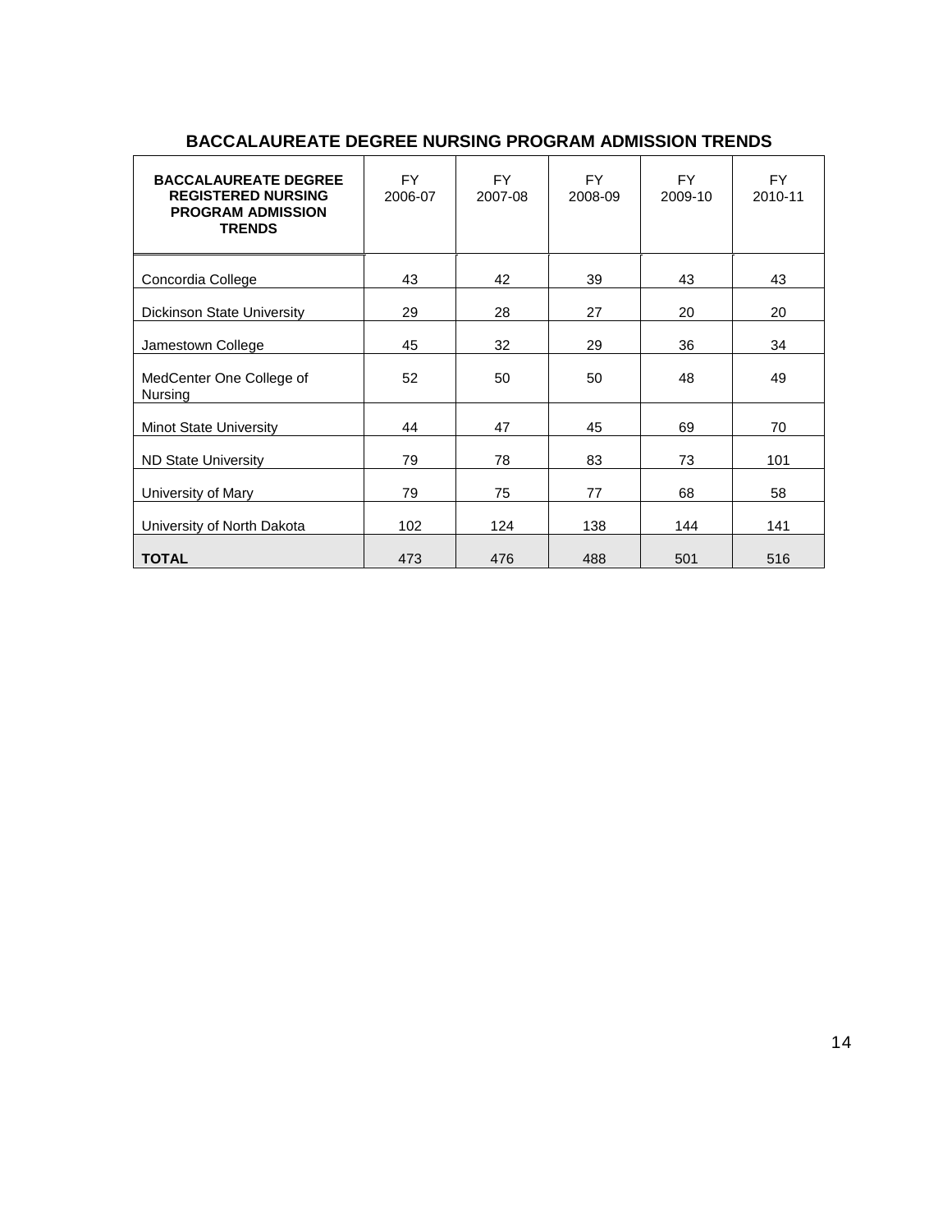## BACCALAUREATE DEGREE NURSING PROGRAM ADMISSION TRENDS

| **BACCALAUREATE DEGREE REGISTERED NURSING PROGRAM ADMISSION TRENDS** | FY 2006-07 | FY 2007-08 | FY 2008-09 | FY 2009-10 | FY 2010-11 |
|---|---|---|---|---|---|
| Concordia College | 43 | 42 | 39 | 43 | 43 |
| Dickinson State University | 29 | 28 | 27 | 20 | 20 |
| Jamestown College | 45 | 32 | 29 | 36 | 34 |
| MedCenter One College of Nursing | 52 | 50 | 50 | 48 | 49 |
| Minot State University | 44 | 47 | 45 | 69 | 70 |
| ND State University | 79 | 78 | 83 | 73 | 101 |
| University of Mary | 79 | 75 | 77 | 68 | 58 |
| University of North Dakota | 102 | 124 | 138 | 144 | 141 |
| **TOTAL** | 473 | 476 | 488 | 501 | 516 |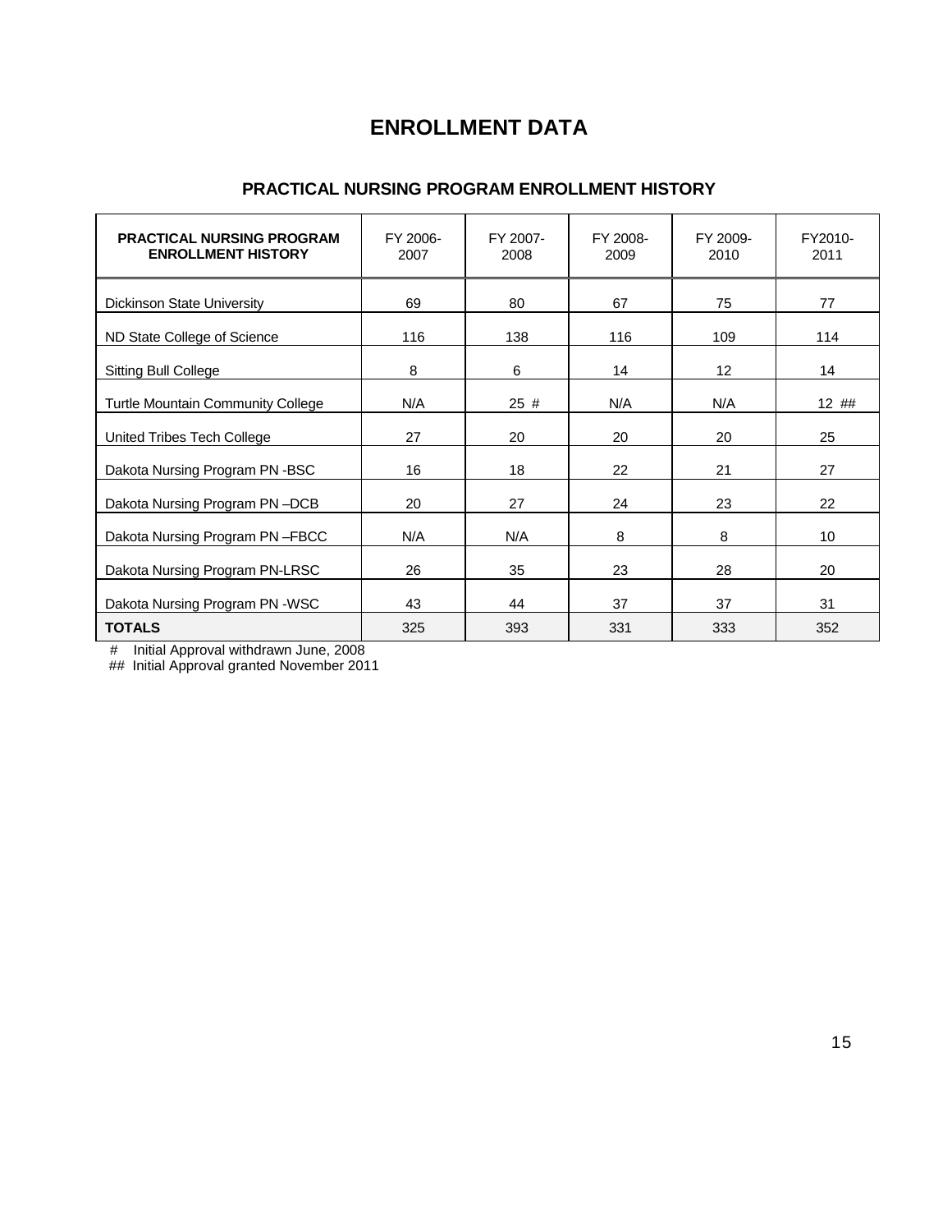# ENROLLMENT DATA

## PRACTICAL NURSING PROGRAM ENROLLMENT HISTORY

| **PRACTICAL NURSING PROGRAM ENROLLMENT HISTORY** | FY 2006-2007 | FY 2007-2008 | FY 2008-2009 | FY 2009-2010 | FY2010-2011 |
|---|---|---|---|---|---|
| Dickinson State University | 69 | 80 | 67 | 75 | 77 |
| ND State College of Science | 116 | 138 | 116 | 109 | 114 |
| Sitting Bull College | 8 | 6 | 14 | 12 | 14 |
| Turtle Mountain Community College | N/A | 25 # | N/A | N/A | 12 ## |
| United Tribes Tech College | 27 | 20 | 20 | 20 | 25 |
| Dakota Nursing Program PN -BSC | 16 | 18 | 22 | 21 | 27 |
| Dakota Nursing Program PN –DCB | 20 | 27 | 24 | 23 | 22 |
| Dakota Nursing Program PN –FBCC | N/A | N/A | 8 | 8 | 10 |
| Dakota Nursing Program PN-LRSC | 26 | 35 | 23 | 28 | 20 |
| Dakota Nursing Program PN -WSC | 43 | 44 | 37 | 37 | 31 |
| **TOTALS** | 325 | 393 | 331 | 333 | 352 |

# Initial Approval withdrawn June, 2008

## Initial Approval granted November 2011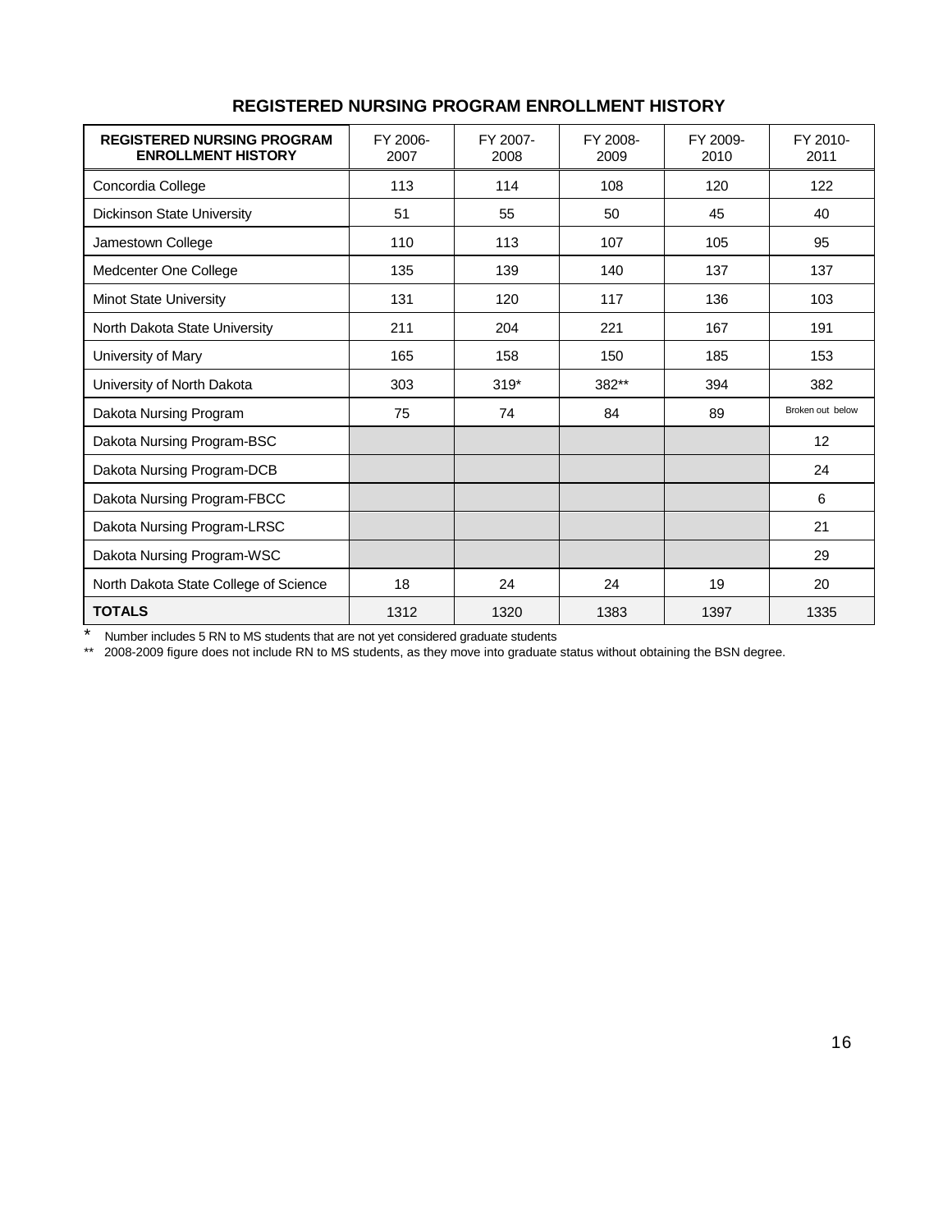## REGISTERED NURSING PROGRAM ENROLLMENT HISTORY

| REGISTERED NURSING PROGRAM ENROLLMENT HISTORY | FY 2006-2007 | FY 2007-2008 | FY 2008-2009 | FY 2009-2010 | FY 2010-2011 |
|---|---|---|---|---|---|
| Concordia College | 113 | 114 | 108 | 120 | 122 |
| Dickinson State University | 51 | 55 | 50 | 45 | 40 |
| Jamestown College | 110 | 113 | 107 | 105 | 95 |
| Medcenter One College | 135 | 139 | 140 | 137 | 137 |
| Minot State University | 131 | 120 | 117 | 136 | 103 |
| North Dakota State University | 211 | 204 | 221 | 167 | 191 |
| University of Mary | 165 | 158 | 150 | 185 | 153 |
| University of North Dakota | 303 | 319* | 382** | 394 | 382 |
| Dakota Nursing Program | 75 | 74 | 84 | 89 | Broken out below |
| Dakota Nursing Program-BSC | | | | | 12 |
| Dakota Nursing Program-DCB | | | | | 24 |
| Dakota Nursing Program-FBCC | | | | | 6 |
| Dakota Nursing Program-LRSC | | | | | 21 |
| Dakota Nursing Program-WSC | | | | | 29 |
| North Dakota State College of Science | 18 | 24 | 24 | 19 | 20 |
| **TOTALS** | 1312 | 1320 | 1383 | 1397 | 1335 |

\* Number includes 5 RN to MS students that are not yet considered graduate students

** 2008-2009 figure does not include RN to MS students, as they move into graduate status without obtaining the BSN degree.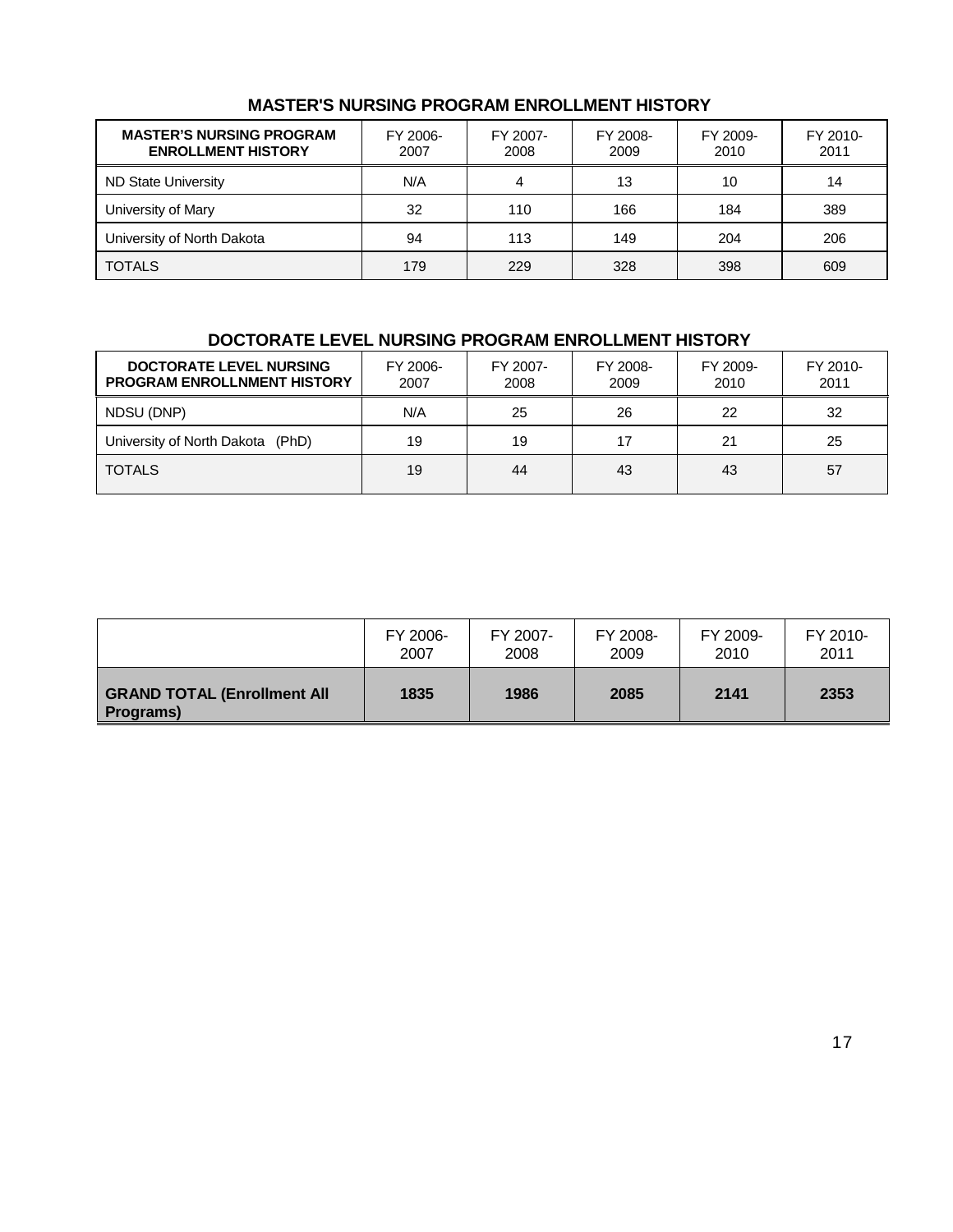## MASTER'S NURSING PROGRAM ENROLLMENT HISTORY

| MASTER'S NURSING PROGRAM ENROLLMENT HISTORY | FY 2006-2007 | FY 2007-2008 | FY 2008-2009 | FY 2009-2010 | FY 2010-2011 |
|---|---|---|---|---|---|
| ND State University | N/A | 4 | 13 | 10 | 14 |
| University of Mary | 32 | 110 | 166 | 184 | 389 |
| University of North Dakota | 94 | 113 | 149 | 204 | 206 |
| TOTALS | 179 | 229 | 328 | 398 | 609 |

## DOCTORATE LEVEL NURSING PROGRAM ENROLLMENT HISTORY

| DOCTORATE LEVEL NURSING PROGRAM ENROLLNMENT HISTORY | FY 2006-2007 | FY 2007-2008 | FY 2008-2009 | FY 2009-2010 | FY 2010-2011 |
|---|---|---|---|---|---|
| NDSU (DNP) | N/A | 25 | 26 | 22 | 32 |
| University of North Dakota (PhD) | 19 | 19 | 17 | 21 | 25 |
| TOTALS | 19 | 44 | 43 | 43 | 57 |

| | FY 2006-2007 | FY 2007-2008 | FY 2008-2009 | FY 2009-2010 | FY 2010-2011 |
|---|---|---|---|---|---|
| **GRAND TOTAL (Enrollment All Programs)** | **1835** | **1986** | **2085** | **2141** | **2353** |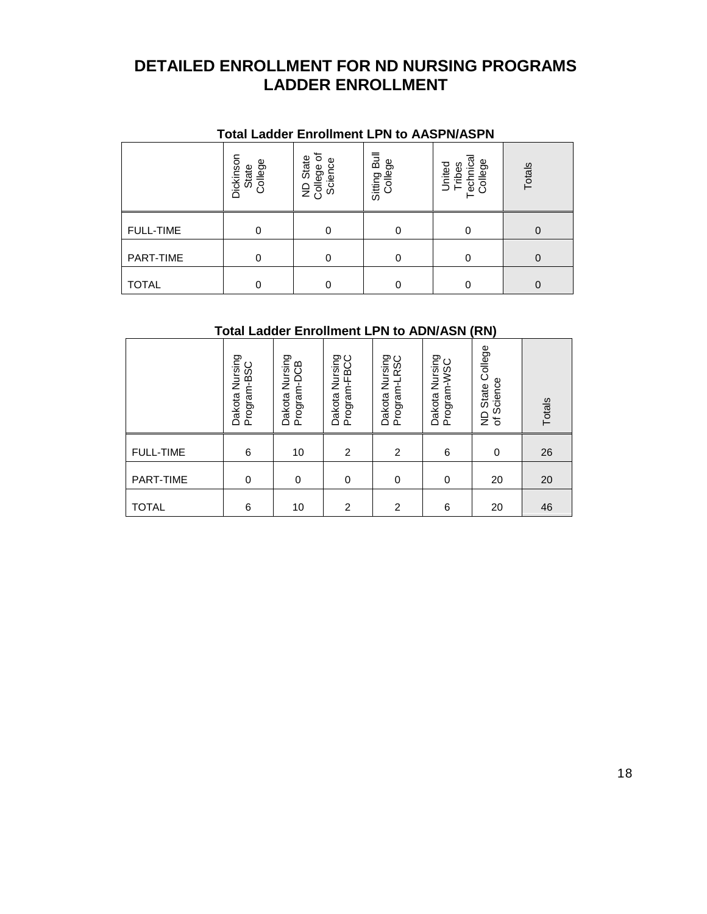# DETAILED ENROLLMENT FOR ND NURSING PROGRAMS
# LADDER ENROLLMENT

**Total Ladder Enrollment LPN to AASPN/ASPN**

| | Dickinson State College | ND State College of Science | Sitting Bull College | United Tribes Technical College | Totals |
|---|---|---|---|---|---|
| FULL-TIME | 0 | 0 | 0 | 0 | 0 |
| PART-TIME | 0 | 0 | 0 | 0 | 0 |
| TOTAL | 0 | 0 | 0 | 0 | 0 |

**Total Ladder Enrollment LPN to ADN/ASN (RN)**

| | Dakota Nursing Program-BSC | Dakota Nursing Program-DCB | Dakota Nursing Program-FBCC | Dakota Nursing Program-LRSC | Dakota Nursing Program-WSC | ND State College of Science | Totals |
|---|---|---|---|---|---|---|---|
| FULL-TIME | 6 | 10 | 2 | 2 | 6 | 0 | 26 |
| PART-TIME | 0 | 0 | 0 | 0 | 0 | 20 | 20 |
| TOTAL | 6 | 10 | 2 | 2 | 6 | 20 | 46 |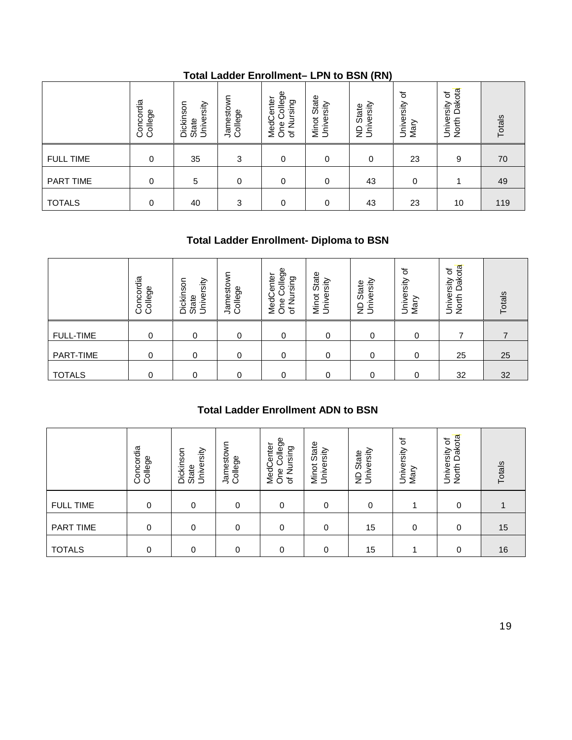## Total Ladder Enrollment– LPN to BSN (RN)

| | Concordia College | Dickinson State University | Jamestown College | MedCenter One College of Nursing | Minot State University | ND State University | University of Mary | University of North Dakota | Totals |
|---|---|---|---|---|---|---|---|---|---|
| FULL TIME | 0 | 35 | 3 | 0 | 0 | 0 | 23 | 9 | 70 |
| PART TIME | 0 | 5 | 0 | 0 | 0 | 43 | 0 | 1 | 49 |
| TOTALS | 0 | 40 | 3 | 0 | 0 | 43 | 23 | 10 | 119 |

## Total Ladder Enrollment- Diploma to BSN

| | Concordia College | Dickinson State University | Jamestown College | MedCenter One College of Nursing | Minot State University | ND State University | University of Mary | University of North Dakota | Totals |
|---|---|---|---|---|---|---|---|---|---|
| FULL-TIME | 0 | 0 | 0 | 0 | 0 | 0 | 0 | 7 | 7 |
| PART-TIME | 0 | 0 | 0 | 0 | 0 | 0 | 0 | 25 | 25 |
| TOTALS | 0 | 0 | 0 | 0 | 0 | 0 | 0 | 32 | 32 |

## Total Ladder Enrollment ADN to BSN

| | Concordia College | Dickinson State University | Jamestown College | MedCenter One College of Nursing | Minot State University | ND State University | University of Mary | University of North Dakota | Totals |
|---|---|---|---|---|---|---|---|---|---|
| FULL TIME | 0 | 0 | 0 | 0 | 0 | 0 | 1 | 0 | 1 |
| PART TIME | 0 | 0 | 0 | 0 | 0 | 15 | 0 | 0 | 15 |
| TOTALS | 0 | 0 | 0 | 0 | 0 | 15 | 1 | 0 | 16 |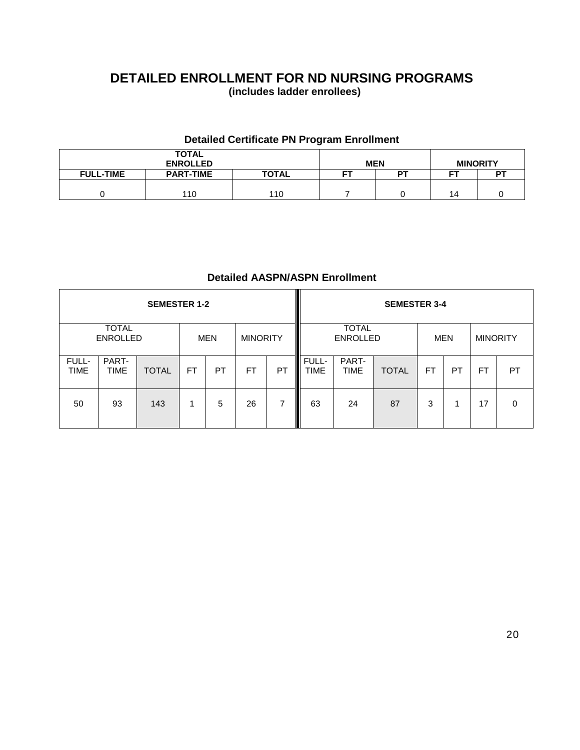# DETAILED ENROLLMENT FOR ND NURSING PROGRAMS

**(includes ladder enrollees)**

### Detailed Certificate PN Program Enrollment

| TOTAL ENROLLED | | | MEN | | MINORITY | |
|---|---|---|---|---|---|---|
| FULL-TIME | PART-TIME | TOTAL | FT | PT | FT | PT |
| 0 | 110 | 110 | 7 | 0 | 14 | 0 |

### Detailed AASPN/ASPN Enrollment

| SEMESTER 1-2 | | | | | | | SEMESTER 3-4 | | | | | | |
|---|---|---|---|---|---|---|---|---|---|---|---|---|---|
| TOTAL ENROLLED | | | MEN | | MINORITY | | TOTAL ENROLLED | | | MEN | | MINORITY | |
| FULL-TIME | PART-TIME | TOTAL | FT | PT | FT | PT | FULL-TIME | PART-TIME | TOTAL | FT | PT | FT | PT |
| 50 | 93 | 143 | 1 | 5 | 26 | 7 | 63 | 24 | 87 | 3 | 1 | 17 | 0 |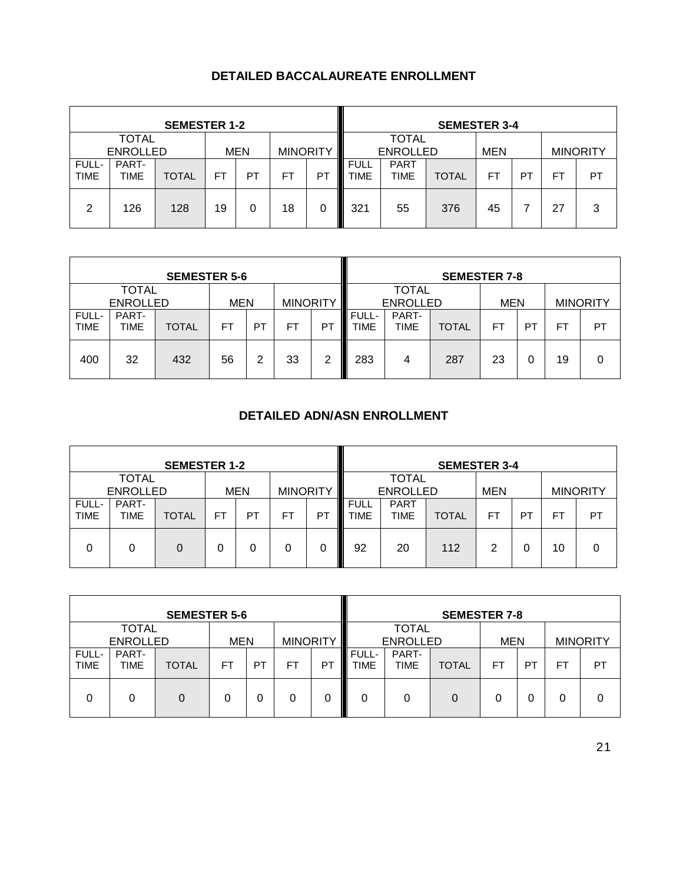## DETAILED BACCALAUREATE ENROLLMENT

| SEMESTER 1-2 | | | | | | | SEMESTER 3-4 | | | | | | |
|---|---|---|---|---|---|---|---|---|---|---|---|---|---|
| TOTAL ENROLLED | | | MEN | | MINORITY | | TOTAL ENROLLED | | | MEN | | MINORITY | |
| FULL-TIME | PART-TIME | TOTAL | FT | PT | FT | PT | FULL TIME | PART TIME | TOTAL | FT | PT | FT | PT |
| 2 | 126 | 128 | 19 | 0 | 18 | 0 | 321 | 55 | 376 | 45 | 7 | 27 | 3 |

| SEMESTER 5-6 | | | | | | | SEMESTER 7-8 | | | | | | |
|---|---|---|---|---|---|---|---|---|---|---|---|---|---|
| TOTAL ENROLLED | | | MEN | | MINORITY | | TOTAL ENROLLED | | | MEN | | MINORITY | |
| FULL-TIME | PART-TIME | TOTAL | FT | PT | FT | PT | FULL-TIME | PART-TIME | TOTAL | FT | PT | FT | PT |
| 400 | 32 | 432 | 56 | 2 | 33 | 2 | 283 | 4 | 287 | 23 | 0 | 19 | 0 |

## DETAILED ADN/ASN ENROLLMENT

| SEMESTER 1-2 | | | | | | | SEMESTER 3-4 | | | | | | |
|---|---|---|---|---|---|---|---|---|---|---|---|---|---|
| TOTAL ENROLLED | | | MEN | | MINORITY | | TOTAL ENROLLED | | | MEN | | MINORITY | |
| FULL-TIME | PART-TIME | TOTAL | FT | PT | FT | PT | FULL TIME | PART TIME | TOTAL | FT | PT | FT | PT |
| 0 | 0 | 0 | 0 | 0 | 0 | 0 | 92 | 20 | 112 | 2 | 0 | 10 | 0 |

| SEMESTER 5-6 | | | | | | | SEMESTER 7-8 | | | | | | |
|---|---|---|---|---|---|---|---|---|---|---|---|---|---|
| TOTAL ENROLLED | | | MEN | | MINORITY | | TOTAL ENROLLED | | | MEN | | MINORITY | |
| FULL-TIME | PART-TIME | TOTAL | FT | PT | FT | PT | FULL-TIME | PART-TIME | TOTAL | FT | PT | FT | PT |
| 0 | 0 | 0 | 0 | 0 | 0 | 0 | 0 | 0 | 0 | 0 | 0 | 0 | 0 |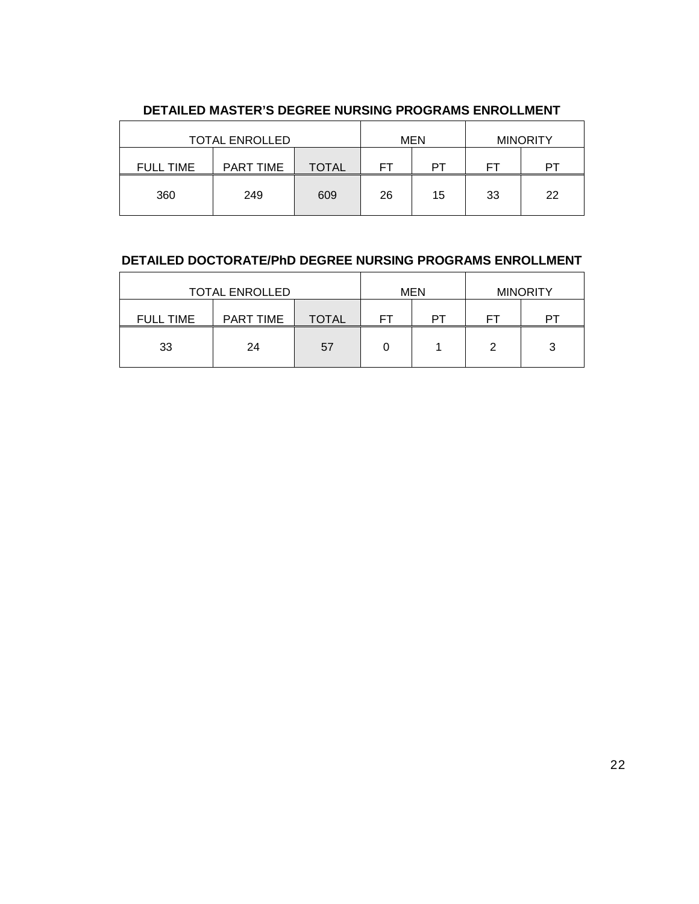## DETAILED MASTER'S DEGREE NURSING PROGRAMS ENROLLMENT

| TOTAL ENROLLED | | | MEN | | MINORITY | |
|---|---|---|---|---|---|---|
| FULL TIME | PART TIME | TOTAL | FT | PT | FT | PT |
| 360 | 249 | 609 | 26 | 15 | 33 | 22 |

## DETAILED DOCTORATE/PhD DEGREE NURSING PROGRAMS ENROLLMENT

| TOTAL ENROLLED | | | MEN | | MINORITY | |
|---|---|---|---|---|---|---|
| FULL TIME | PART TIME | TOTAL | FT | PT | FT | PT |
| 33 | 24 | 57 | 0 | 1 | 2 | 3 |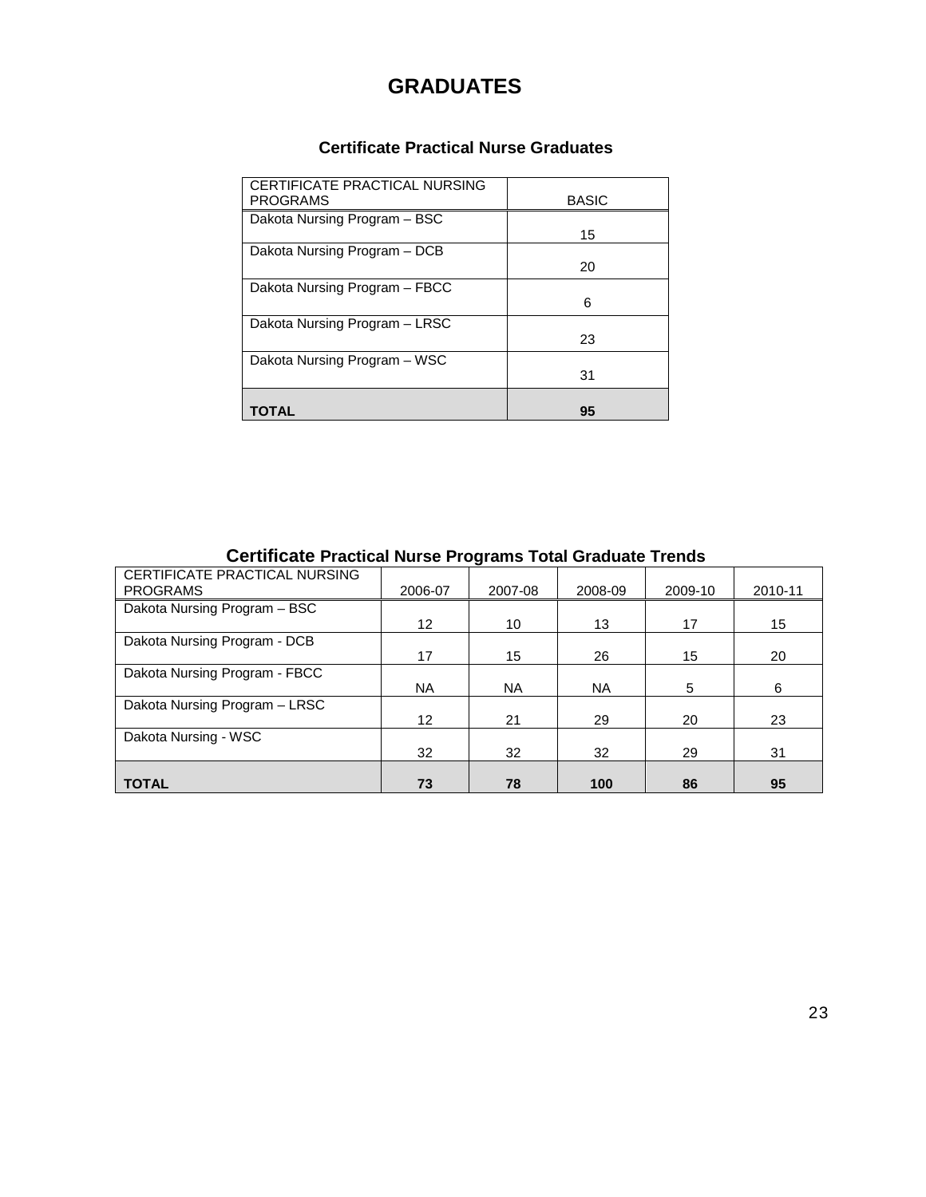# GRADUATES

### Certificate Practical Nurse Graduates

| CERTIFICATE PRACTICAL NURSING PROGRAMS | BASIC |
|---|---|
| Dakota Nursing Program – BSC | 15 |
| Dakota Nursing Program – DCB | 20 |
| Dakota Nursing Program – FBCC | 6 |
| Dakota Nursing Program – LRSC | 23 |
| Dakota Nursing Program – WSC | 31 |
| **TOTAL** | **95** |

### Certificate Practical Nurse Programs Total Graduate Trends

| CERTIFICATE PRACTICAL NURSING PROGRAMS | 2006-07 | 2007-08 | 2008-09 | 2009-10 | 2010-11 |
|---|---|---|---|---|---|
| Dakota Nursing Program – BSC | 12 | 10 | 13 | 17 | 15 |
| Dakota Nursing Program - DCB | 17 | 15 | 26 | 15 | 20 |
| Dakota Nursing Program - FBCC | NA | NA | NA | 5 | 6 |
| Dakota Nursing Program – LRSC | 12 | 21 | 29 | 20 | 23 |
| Dakota Nursing - WSC | 32 | 32 | 32 | 29 | 31 |
| **TOTAL** | **73** | **78** | **100** | **86** | **95** |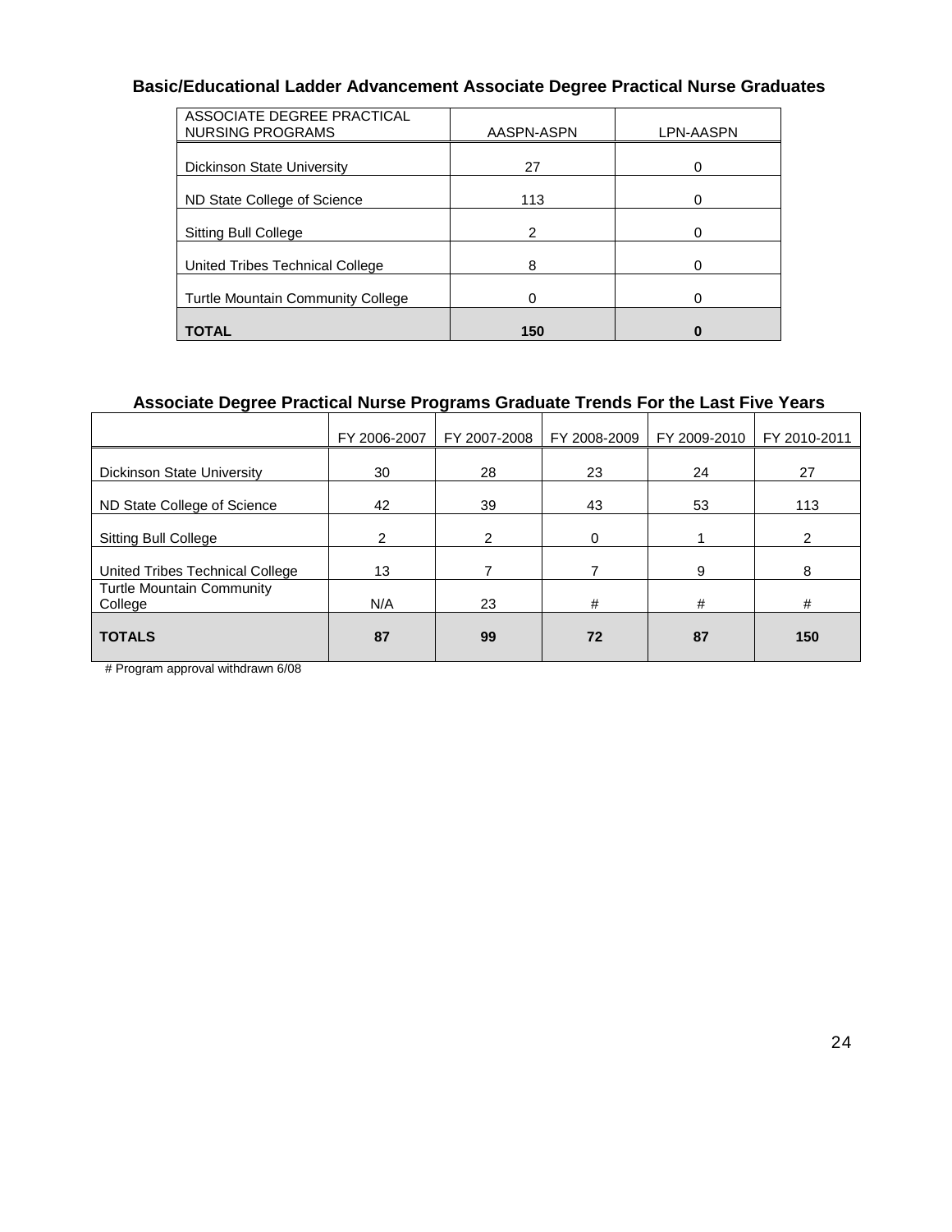## Basic/Educational Ladder Advancement Associate Degree Practical Nurse Graduates

| ASSOCIATE DEGREE PRACTICAL NURSING PROGRAMS | AASPN-ASPN | LPN-AASPN |
|---|---|---|
| Dickinson State University | 27 | 0 |
| ND State College of Science | 113 | 0 |
| Sitting Bull College | 2 | 0 |
| United Tribes Technical College | 8 | 0 |
| Turtle Mountain Community College | 0 | 0 |
| **TOTAL** | **150** | **0** |

## Associate Degree Practical Nurse Programs Graduate Trends For the Last Five Years

| | FY 2006-2007 | FY 2007-2008 | FY 2008-2009 | FY 2009-2010 | FY 2010-2011 |
|---|---|---|---|---|---|
| Dickinson State University | 30 | 28 | 23 | 24 | 27 |
| ND State College of Science | 42 | 39 | 43 | 53 | 113 |
| Sitting Bull College | 2 | 2 | 0 | 1 | 2 |
| United Tribes Technical College | 13 | 7 | 7 | 9 | 8 |
| Turtle Mountain Community College | N/A | 23 | # | # | # |
| **TOTALS** | **87** | **99** | **72** | **87** | **150** |

# Program approval withdrawn 6/08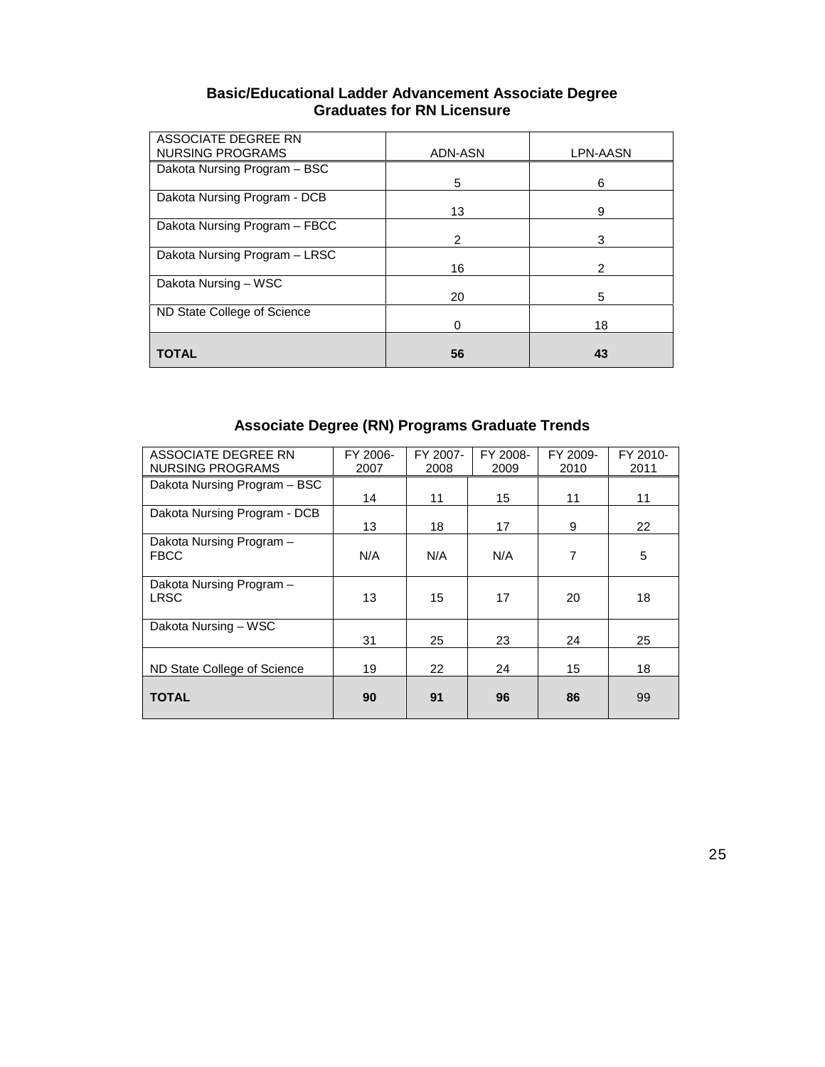### Basic/Educational Ladder Advancement Associate Degree Graduates for RN Licensure

| ASSOCIATE DEGREE RN NURSING PROGRAMS | ADN-ASN | LPN-AASN |
|---|---|---|
| Dakota Nursing Program – BSC | 5 | 6 |
| Dakota Nursing Program - DCB | 13 | 9 |
| Dakota Nursing Program – FBCC | 2 | 3 |
| Dakota Nursing Program – LRSC | 16 | 2 |
| Dakota Nursing – WSC | 20 | 5 |
| ND State College of Science | 0 | 18 |
| **TOTAL** | **56** | **43** |

### Associate Degree (RN) Programs Graduate Trends

| ASSOCIATE DEGREE RN NURSING PROGRAMS | FY 2006-2007 | FY 2007-2008 | FY 2008-2009 | FY 2009-2010 | FY 2010-2011 |
|---|---|---|---|---|---|
| Dakota Nursing Program – BSC | 14 | 11 | 15 | 11 | 11 |
| Dakota Nursing Program - DCB | 13 | 18 | 17 | 9 | 22 |
| Dakota Nursing Program – FBCC | N/A | N/A | N/A | 7 | 5 |
| Dakota Nursing Program – LRSC | 13 | 15 | 17 | 20 | 18 |
| Dakota Nursing – WSC | 31 | 25 | 23 | 24 | 25 |
| ND State College of Science | 19 | 22 | 24 | 15 | 18 |
| **TOTAL** | **90** | **91** | **96** | **86** | 99 |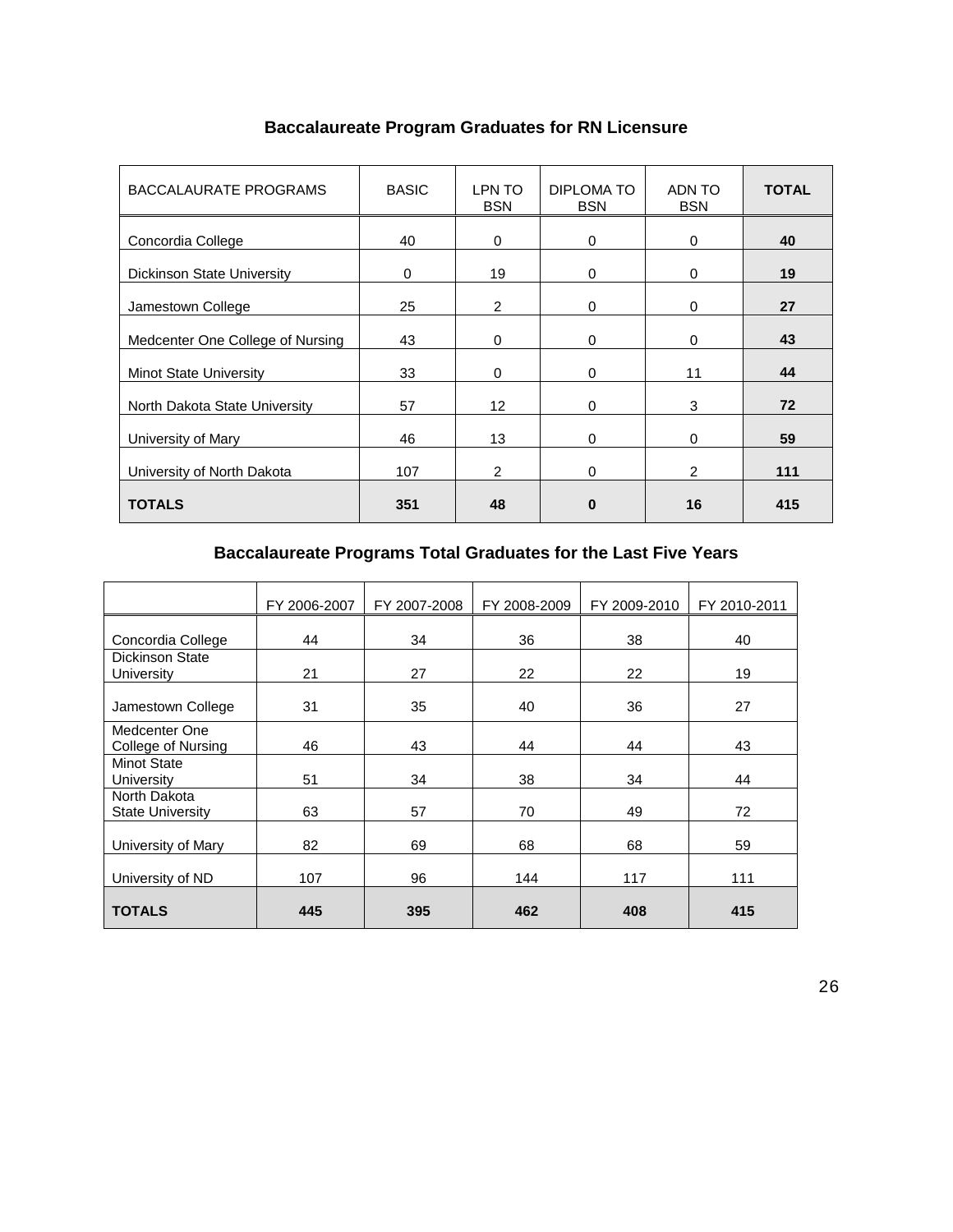## Baccalaureate Program Graduates for RN Licensure

| BACCALAURATE PROGRAMS | BASIC | LPN TO BSN | DIPLOMA TO BSN | ADN TO BSN | **TOTAL** |
|---|---|---|---|---|---|
| Concordia College | 40 | 0 | 0 | 0 | **40** |
| Dickinson State University | 0 | 19 | 0 | 0 | **19** |
| Jamestown College | 25 | 2 | 0 | 0 | **27** |
| Medcenter One College of Nursing | 43 | 0 | 0 | 0 | **43** |
| Minot State University | 33 | 0 | 0 | 11 | **44** |
| North Dakota State University | 57 | 12 | 0 | 3 | **72** |
| University of Mary | 46 | 13 | 0 | 0 | **59** |
| University of North Dakota | 107 | 2 | 0 | 2 | **111** |
| **TOTALS** | **351** | **48** | **0** | **16** | **415** |

## Baccalaureate Programs Total Graduates for the Last Five Years

| | FY 2006-2007 | FY 2007-2008 | FY 2008-2009 | FY 2009-2010 | FY 2010-2011 |
|---|---|---|---|---|---|
| Concordia College | 44 | 34 | 36 | 38 | 40 |
| Dickinson State University | 21 | 27 | 22 | 22 | 19 |
| Jamestown College | 31 | 35 | 40 | 36 | 27 |
| Medcenter One College of Nursing | 46 | 43 | 44 | 44 | 43 |
| Minot State University | 51 | 34 | 38 | 34 | 44 |
| North Dakota State University | 63 | 57 | 70 | 49 | 72 |
| University of Mary | 82 | 69 | 68 | 68 | 59 |
| University of ND | 107 | 96 | 144 | 117 | 111 |
| **TOTALS** | **445** | **395** | **462** | **408** | **415** |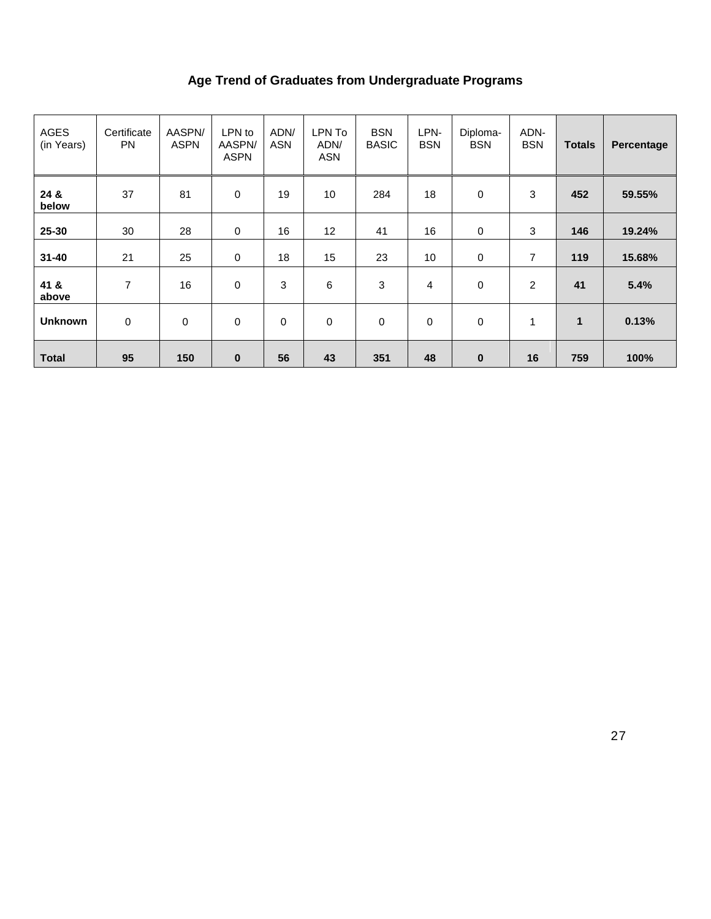## Age Trend of Graduates from Undergraduate Programs

| AGES (in Years) | Certificate PN | AASPN/ ASPN | LPN to AASPN/ ASPN | ADN/ ASN | LPN To ADN/ ASN | BSN BASIC | LPN-BSN | Diploma-BSN | ADN-BSN | **Totals** | **Percentage** |
|---|---|---|---|---|---|---|---|---|---|---|---|
| **24 & below** | 37 | 81 | 0 | 19 | 10 | 284 | 18 | 0 | 3 | **452** | **59.55%** |
| **25-30** | 30 | 28 | 0 | 16 | 12 | 41 | 16 | 0 | 3 | **146** | **19.24%** |
| **31-40** | 21 | 25 | 0 | 18 | 15 | 23 | 10 | 0 | 7 | **119** | **15.68%** |
| **41 & above** | 7 | 16 | 0 | 3 | 6 | 3 | 4 | 0 | 2 | **41** | **5.4%** |
| **Unknown** | 0 | 0 | 0 | 0 | 0 | 0 | 0 | 0 | 1 | **1** | **0.13%** |
| **Total** | **95** | **150** | **0** | **56** | **43** | **351** | **48** | **0** | **16** | **759** | **100%** |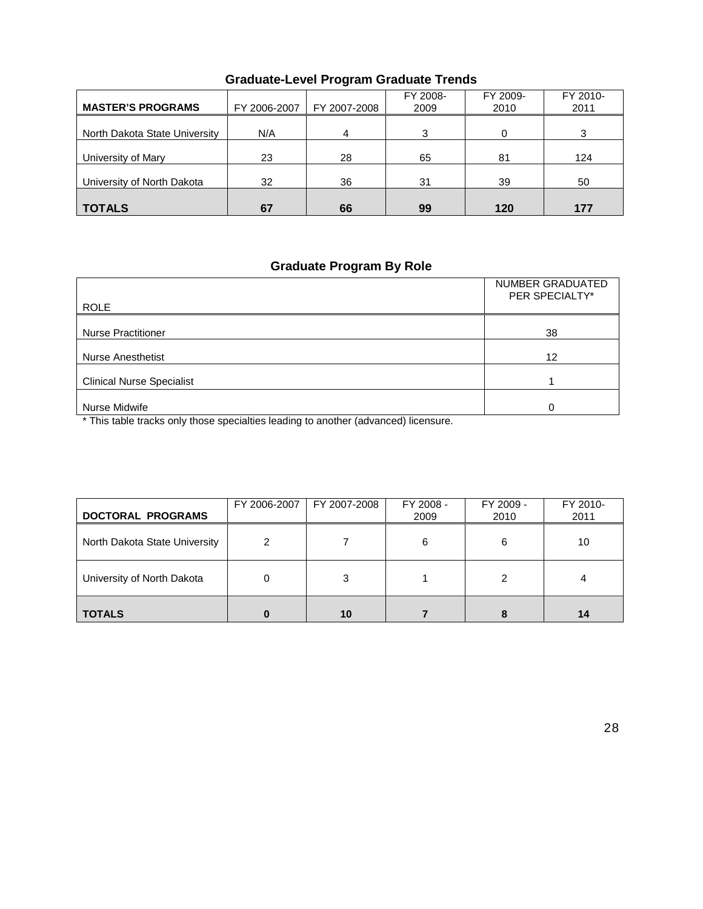## Graduate-Level Program Graduate Trends

| **MASTER'S PROGRAMS** | FY 2006-2007 | FY 2007-2008 | FY 2008-2009 | FY 2009-2010 | FY 2010-2011 |
|---|---|---|---|---|---|
| North Dakota State University | N/A | 4 | 3 | 0 | 3 |
| University of Mary | 23 | 28 | 65 | 81 | 124 |
| University of North Dakota | 32 | 36 | 31 | 39 | 50 |
| **TOTALS** | **67** | **66** | **99** | **120** | **177** |

## Graduate Program By Role

| ROLE | NUMBER GRADUATED PER SPECIALTY* |
|---|---|
| Nurse Practitioner | 38 |
| Nurse Anesthetist | 12 |
| Clinical Nurse Specialist | 1 |
| Nurse Midwife | 0 |

* This table tracks only those specialties leading to another (advanced) licensure.

| **DOCTORAL PROGRAMS** | FY 2006-2007 | FY 2007-2008 | FY 2008 - 2009 | FY 2009 - 2010 | FY 2010-2011 |
|---|---|---|---|---|---|
| North Dakota State University | 2 | 7 | 6 | 6 | 10 |
| University of North Dakota | 0 | 3 | 1 | 2 | 4 |
| **TOTALS** | **0** | **10** | **7** | **8** | **14** |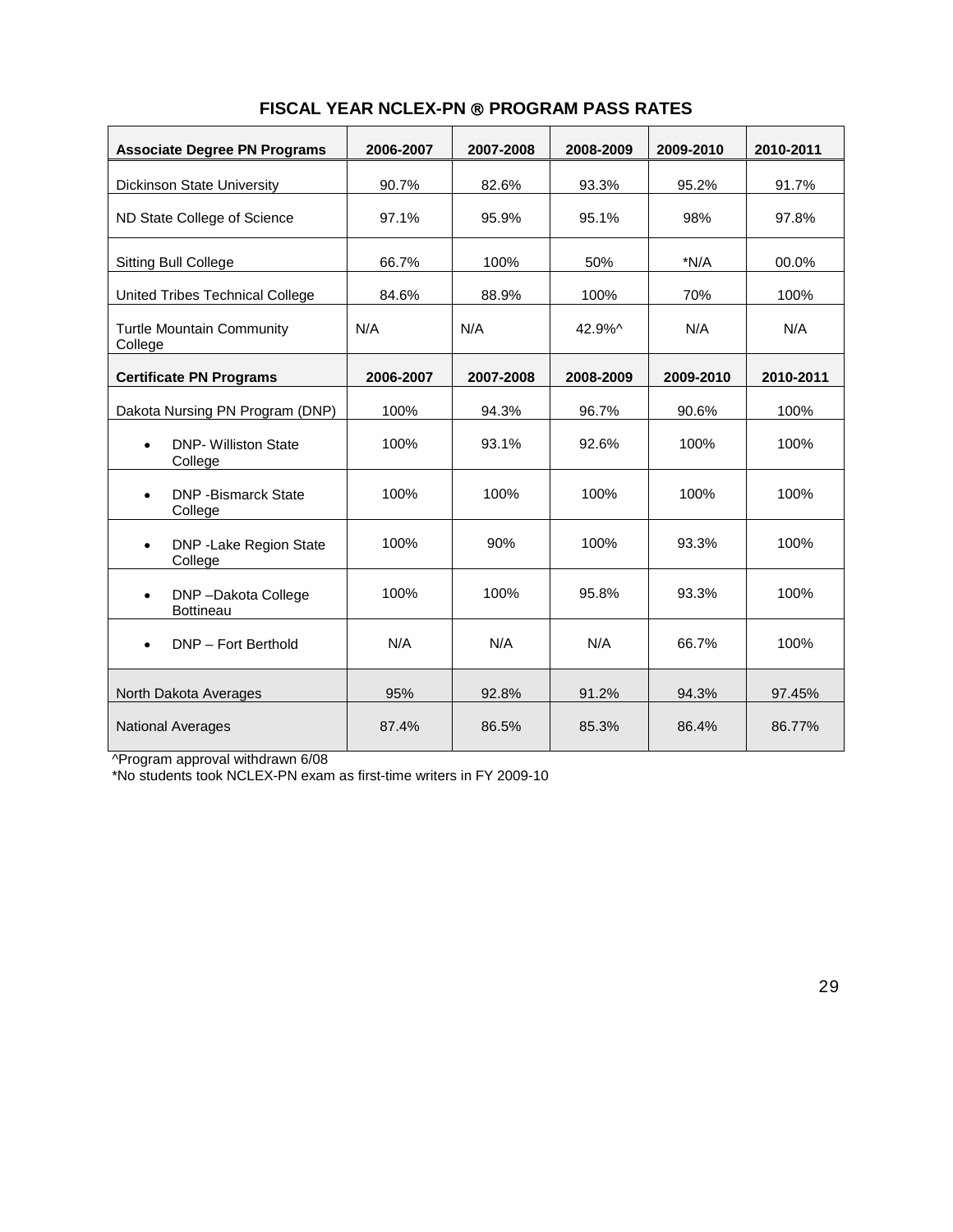## FISCAL YEAR NCLEX-PN ® PROGRAM PASS RATES

| Associate Degree PN Programs | 2006-2007 | 2007-2008 | 2008-2009 | 2009-2010 | 2010-2011 |
|---|---|---|---|---|---|
| Dickinson State University | 90.7% | 82.6% | 93.3% | 95.2% | 91.7% |
| ND State College of Science | 97.1% | 95.9% | 95.1% | 98% | 97.8% |
| Sitting Bull College | 66.7% | 100% | 50% | *N/A | 00.0% |
| United Tribes Technical College | 84.6% | 88.9% | 100% | 70% | 100% |
| Turtle Mountain Community College | N/A | N/A | 42.9%^ | N/A | N/A |
| **Certificate PN Programs** | **2006-2007** | **2007-2008** | **2008-2009** | **2009-2010** | **2010-2011** |
| Dakota Nursing PN Program (DNP) | 100% | 94.3% | 96.7% | 90.6% | 100% |
| • DNP- Williston State College | 100% | 93.1% | 92.6% | 100% | 100% |
| • DNP -Bismarck State College | 100% | 100% | 100% | 100% | 100% |
| • DNP -Lake Region State College | 100% | 90% | 100% | 93.3% | 100% |
| • DNP –Dakota College Bottineau | 100% | 100% | 95.8% | 93.3% | 100% |
| • DNP – Fort Berthold | N/A | N/A | N/A | 66.7% | 100% |
| North Dakota Averages | 95% | 92.8% | 91.2% | 94.3% | 97.45% |
| National Averages | 87.4% | 86.5% | 85.3% | 86.4% | 86.77% |

^Program approval withdrawn 6/08

*No students took NCLEX-PN exam as first-time writers in FY 2009-10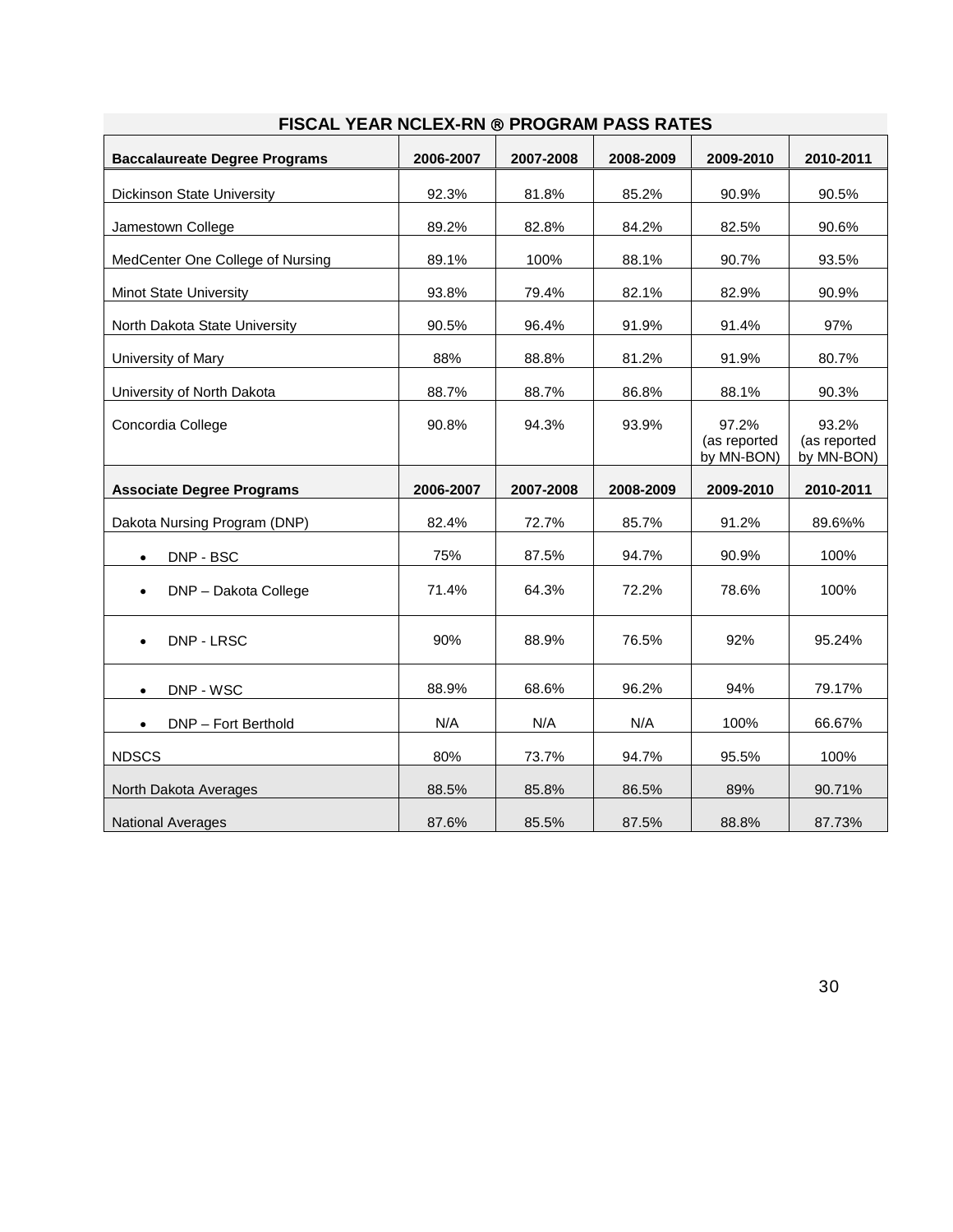## FISCAL YEAR NCLEX-RN ® PROGRAM PASS RATES

| **Baccalaureate Degree Programs** | **2006-2007** | **2007-2008** | **2008-2009** | **2009-2010** | **2010-2011** |
|---|---|---|---|---|---|
| Dickinson State University | 92.3% | 81.8% | 85.2% | 90.9% | 90.5% |
| Jamestown College | 89.2% | 82.8% | 84.2% | 82.5% | 90.6% |
| MedCenter One College of Nursing | 89.1% | 100% | 88.1% | 90.7% | 93.5% |
| Minot State University | 93.8% | 79.4% | 82.1% | 82.9% | 90.9% |
| North Dakota State University | 90.5% | 96.4% | 91.9% | 91.4% | 97% |
| University of Mary | 88% | 88.8% | 81.2% | 91.9% | 80.7% |
| University of North Dakota | 88.7% | 88.7% | 86.8% | 88.1% | 90.3% |
| Concordia College | 90.8% | 94.3% | 93.9% | 97.2% (as reported by MN-BON) | 93.2% (as reported by MN-BON) |
| **Associate Degree Programs** | **2006-2007** | **2007-2008** | **2008-2009** | **2009-2010** | **2010-2011** |
| Dakota Nursing Program (DNP) | 82.4% | 72.7% | 85.7% | 91.2% | 89.6%% |
| • DNP - BSC | 75% | 87.5% | 94.7% | 90.9% | 100% |
| • DNP – Dakota College | 71.4% | 64.3% | 72.2% | 78.6% | 100% |
| • DNP - LRSC | 90% | 88.9% | 76.5% | 92% | 95.24% |
| • DNP - WSC | 88.9% | 68.6% | 96.2% | 94% | 79.17% |
| • DNP – Fort Berthold | N/A | N/A | N/A | 100% | 66.67% |
| NDSCS | 80% | 73.7% | 94.7% | 95.5% | 100% |
| North Dakota Averages | 88.5% | 85.8% | 86.5% | 89% | 90.71% |
| National Averages | 87.6% | 85.5% | 87.5% | 88.8% | 87.73% |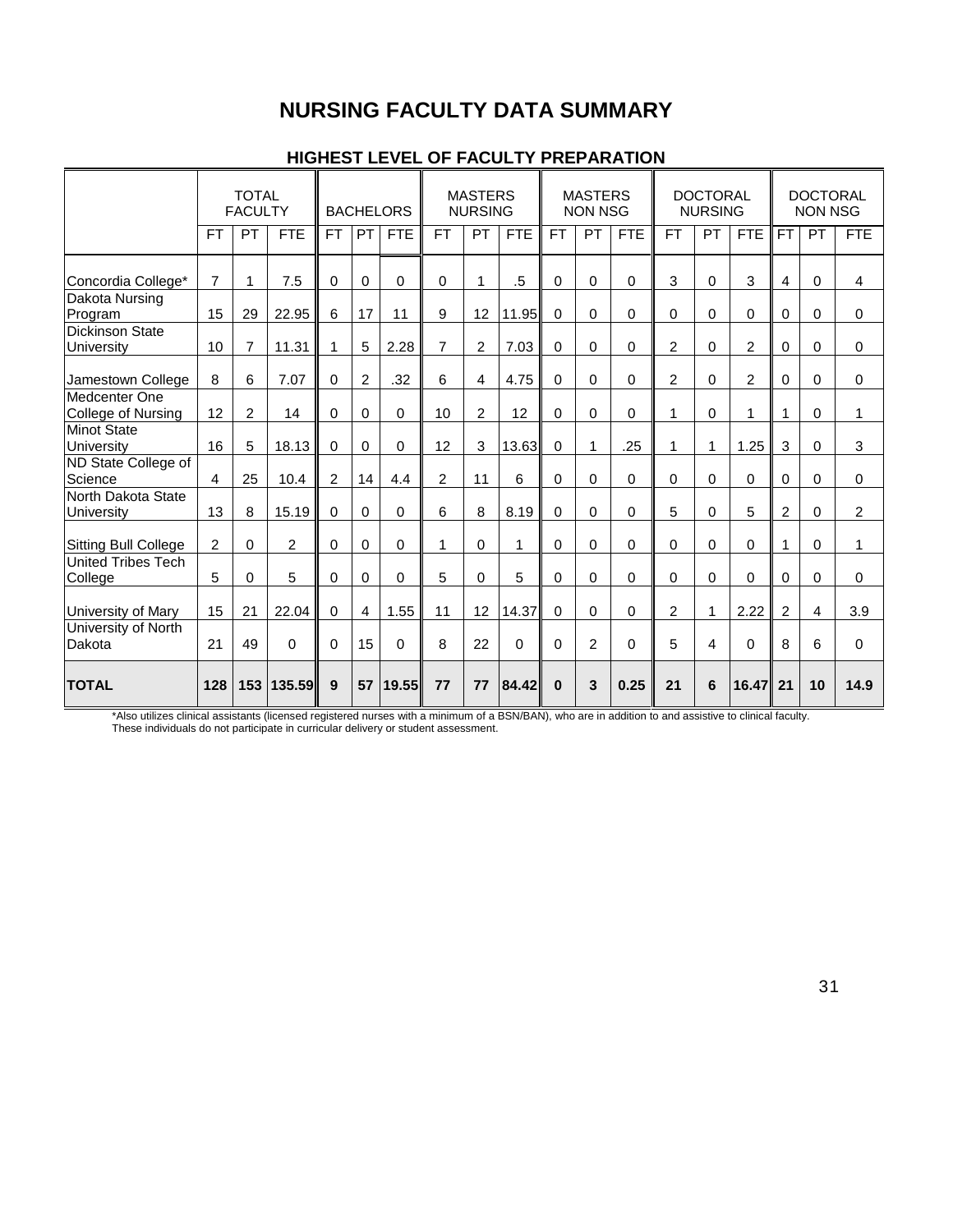# NURSING FACULTY DATA SUMMARY

## HIGHEST LEVEL OF FACULTY PREPARATION

| | TOTAL FACULTY | | | BACHELORS | | | MASTERS NURSING | | | MASTERS NON NSG | | | DOCTORAL NURSING | | | DOCTORAL NON NSG | | |
|---|---|---|---|---|---|---|---|---|---|---|---|---|---|---|---|---|---|---|
| | FT | PT | FTE | FT | PT | FTE | FT | PT | FTE | FT | PT | FTE | FT | PT | FTE | FT | PT | FTE |
| Concordia College* | 7 | 1 | 7.5 | 0 | 0 | 0 | 0 | 1 | .5 | 0 | 0 | 0 | 3 | 0 | 3 | 4 | 0 | 4 |
| Dakota Nursing Program | 15 | 29 | 22.95 | 6 | 17 | 11 | 9 | 12 | 11.95 | 0 | 0 | 0 | 0 | 0 | 0 | 0 | 0 | 0 |
| Dickinson State University | 10 | 7 | 11.31 | 1 | 5 | 2.28 | 7 | 2 | 7.03 | 0 | 0 | 0 | 2 | 0 | 2 | 0 | 0 | 0 |
| Jamestown College | 8 | 6 | 7.07 | 0 | 2 | .32 | 6 | 4 | 4.75 | 0 | 0 | 0 | 2 | 0 | 2 | 0 | 0 | 0 |
| Medcenter One College of Nursing | 12 | 2 | 14 | 0 | 0 | 0 | 10 | 2 | 12 | 0 | 0 | 0 | 1 | 0 | 1 | 1 | 0 | 1 |
| Minot State University | 16 | 5 | 18.13 | 0 | 0 | 0 | 12 | 3 | 13.63 | 0 | 1 | .25 | 1 | 1 | 1.25 | 3 | 0 | 3 |
| ND State College of Science | 4 | 25 | 10.4 | 2 | 14 | 4.4 | 2 | 11 | 6 | 0 | 0 | 0 | 0 | 0 | 0 | 0 | 0 | 0 |
| North Dakota State University | 13 | 8 | 15.19 | 0 | 0 | 0 | 6 | 8 | 8.19 | 0 | 0 | 0 | 5 | 0 | 5 | 2 | 0 | 2 |
| Sitting Bull College | 2 | 0 | 2 | 0 | 0 | 0 | 1 | 0 | 1 | 0 | 0 | 0 | 0 | 0 | 0 | 1 | 0 | 1 |
| United Tribes Tech College | 5 | 0 | 5 | 0 | 0 | 0 | 5 | 0 | 5 | 0 | 0 | 0 | 0 | 0 | 0 | 0 | 0 | 0 |
| University of Mary | 15 | 21 | 22.04 | 0 | 4 | 1.55 | 11 | 12 | 14.37 | 0 | 0 | 0 | 2 | 1 | 2.22 | 2 | 4 | 3.9 |
| University of North Dakota | 21 | 49 | 0 | 0 | 15 | 0 | 8 | 22 | 0 | 0 | 2 | 0 | 5 | 4 | 0 | 8 | 6 | 0 |
| **TOTAL** | **128** | **153** | **135.59** | **9** | **57** | **19.55** | **77** | **77** | **84.42** | **0** | **3** | **0.25** | **21** | **6** | **16.47** | **21** | **10** | **14.9** |

*Also utilizes clinical assistants (licensed registered nurses with a minimum of a BSN/BAN), who are in addition to and assistive to clinical faculty. These individuals do not participate in curricular delivery or student assessment.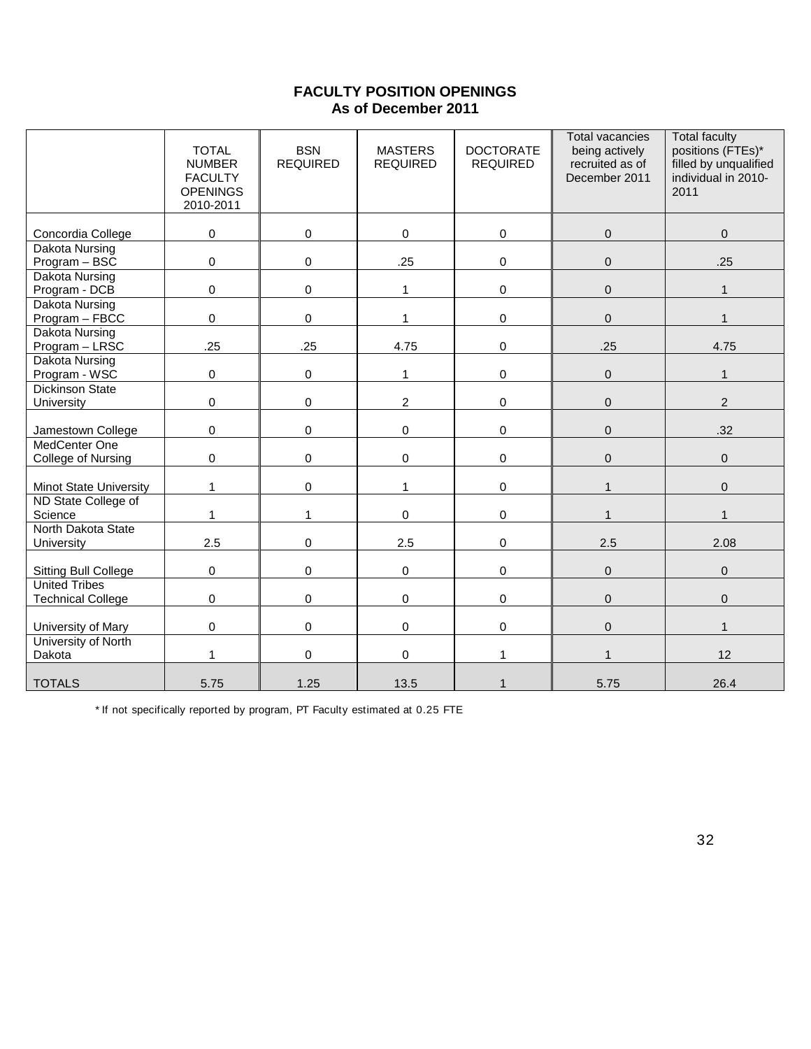## FACULTY POSITION OPENINGS
### As of December 2011

| | TOTAL NUMBER FACULTY OPENINGS 2010-2011 | BSN REQUIRED | MASTERS REQUIRED | DOCTORATE REQUIRED | Total vacancies being actively recruited as of December 2011 | Total faculty positions (FTEs)* filled by unqualified individual in 2010-2011 |
|---|---|---|---|---|---|---|
| Concordia College | 0 | 0 | 0 | 0 | 0 | 0 |
| Dakota Nursing Program – BSC | 0 | 0 | .25 | 0 | 0 | .25 |
| Dakota Nursing Program - DCB | 0 | 0 | 1 | 0 | 0 | 1 |
| Dakota Nursing Program – FBCC | 0 | 0 | 1 | 0 | 0 | 1 |
| Dakota Nursing Program – LRSC | .25 | .25 | 4.75 | 0 | .25 | 4.75 |
| Dakota Nursing Program - WSC | 0 | 0 | 1 | 0 | 0 | 1 |
| Dickinson State University | 0 | 0 | 2 | 0 | 0 | 2 |
| Jamestown College | 0 | 0 | 0 | 0 | 0 | .32 |
| MedCenter One College of Nursing | 0 | 0 | 0 | 0 | 0 | 0 |
| Minot State University | 1 | 0 | 1 | 0 | 1 | 0 |
| ND State College of Science | 1 | 1 | 0 | 0 | 1 | 1 |
| North Dakota State University | 2.5 | 0 | 2.5 | 0 | 2.5 | 2.08 |
| Sitting Bull College | 0 | 0 | 0 | 0 | 0 | 0 |
| United Tribes Technical College | 0 | 0 | 0 | 0 | 0 | 0 |
| University of Mary | 0 | 0 | 0 | 0 | 0 | 1 |
| University of North Dakota | 1 | 0 | 0 | 1 | 1 | 12 |
| TOTALS | 5.75 | 1.25 | 13.5 | 1 | 5.75 | 26.4 |

\* If not specifically reported by program, PT Faculty estimated at 0.25 FTE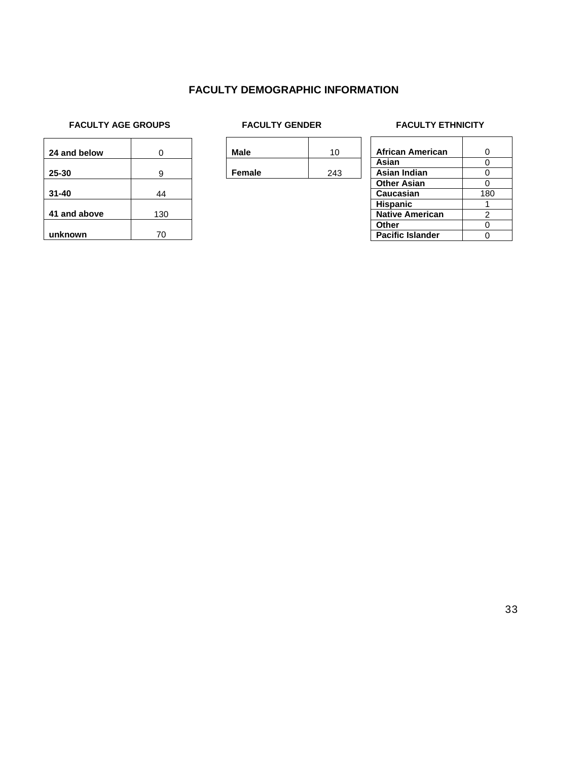# FACULTY DEMOGRAPHIC INFORMATION

### FACULTY AGE GROUPS

| | |
|---|---|
| **24 and below** | 0 |
| **25-30** | 9 |
| **31-40** | 44 |
| **41 and above** | 130 |
| **unknown** | 70 |

### FACULTY GENDER

| | |
|---|---|
| **Male** | 10 |
| **Female** | 243 |

### FACULTY ETHNICITY

| | |
|---|---|
| **African American** | 0 |
| **Asian** | 0 |
| **Asian Indian** | 0 |
| **Other Asian** | 0 |
| **Caucasian** | 180 |
| **Hispanic** | 1 |
| **Native American** | 2 |
| **Other** | 0 |
| **Pacific Islander** | 0 |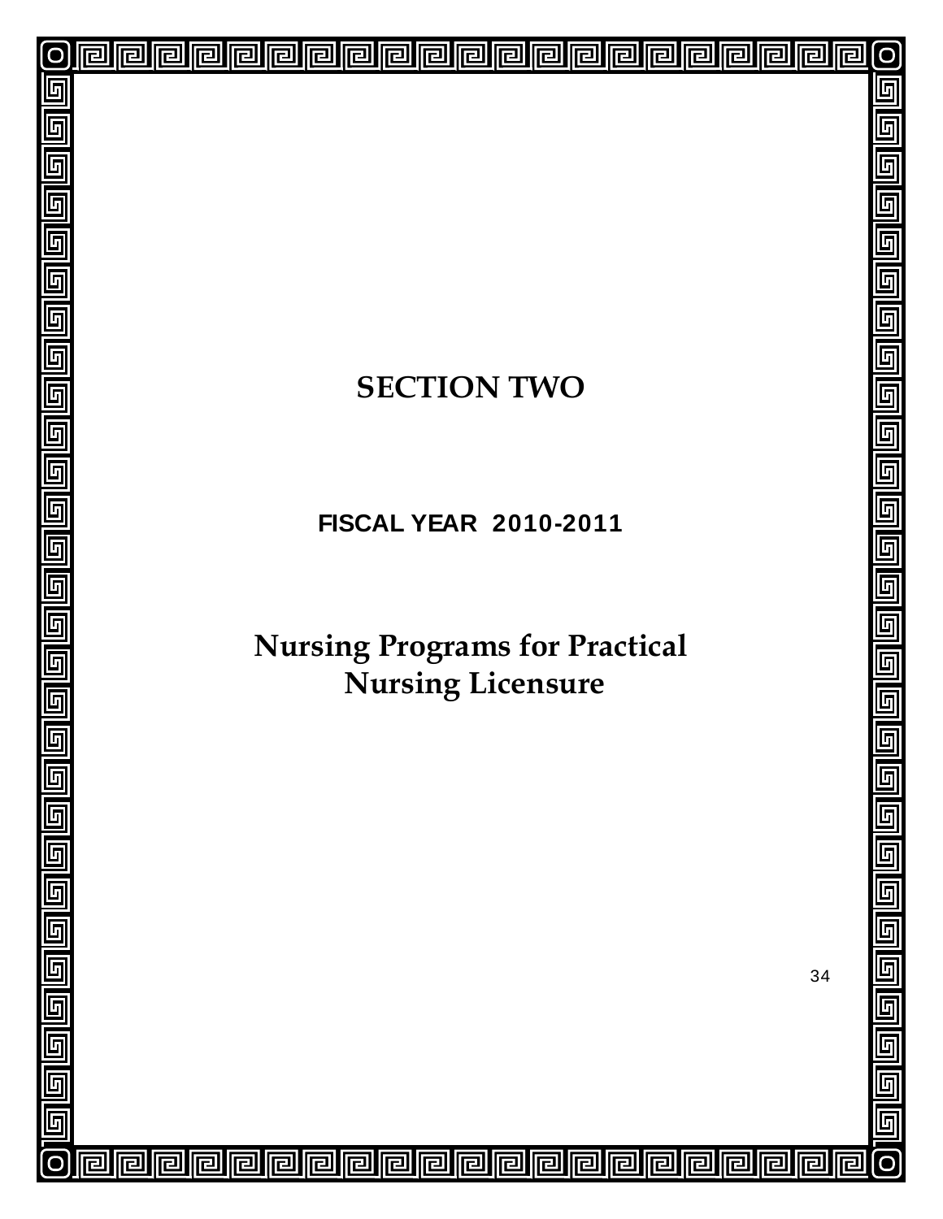# SECTION TWO

**FISCAL YEAR 2010-2011**

# Nursing Programs for Practical Nursing Licensure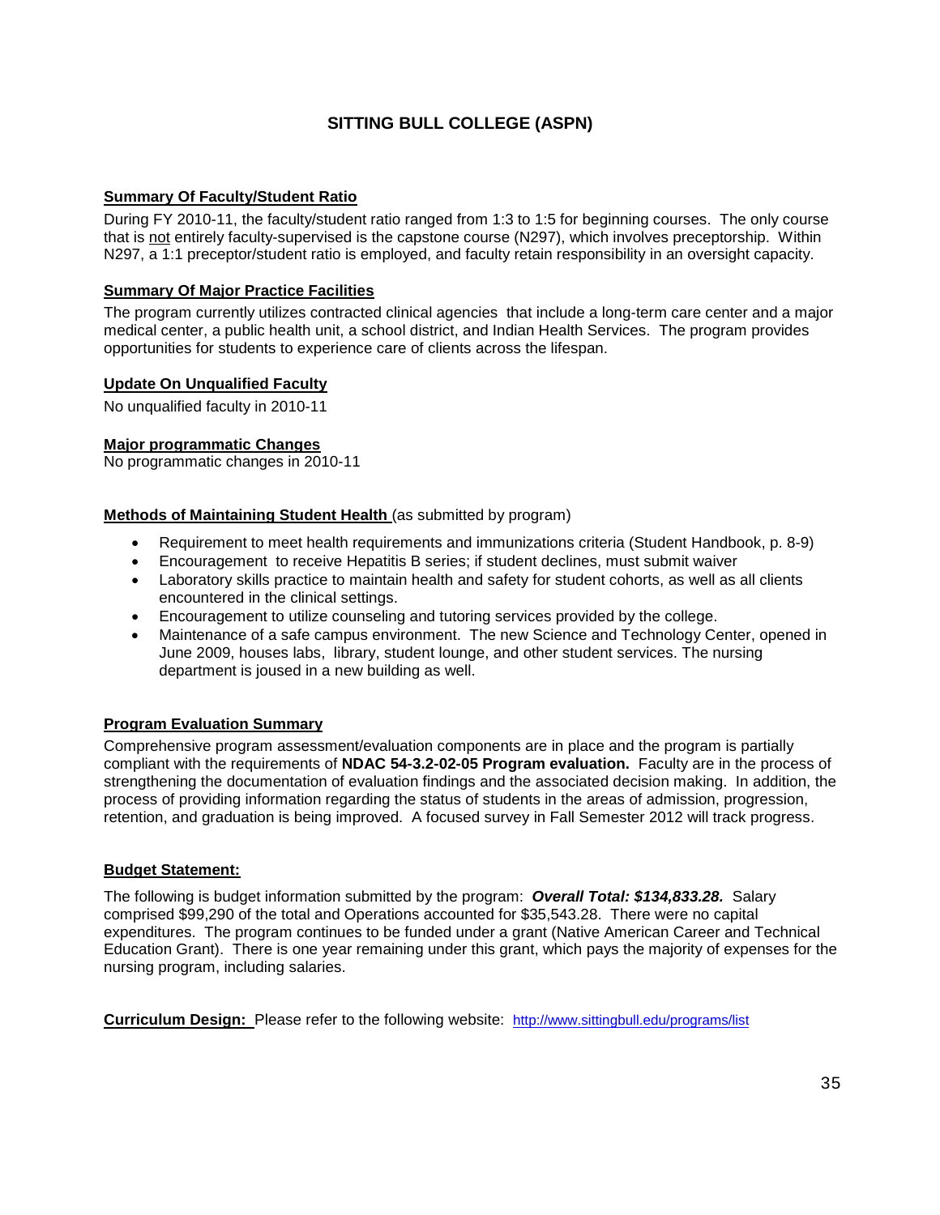## SITTING BULL COLLEGE (ASPN)

**Summary Of Faculty/Student Ratio**

During FY 2010-11, the faculty/student ratio ranged from 1:3 to 1:5 for beginning courses. The only course that is not entirely faculty-supervised is the capstone course (N297), which involves preceptorship. Within N297, a 1:1 preceptor/student ratio is employed, and faculty retain responsibility in an oversight capacity.

**Summary Of Major Practice Facilities**

The program currently utilizes contracted clinical agencies that include a long-term care center and a major medical center, a public health unit, a school district, and Indian Health Services. The program provides opportunities for students to experience care of clients across the lifespan.

**Update On Unqualified Faculty**

No unqualified faculty in 2010-11

**Major programmatic Changes**

No programmatic changes in 2010-11

**Methods of Maintaining Student Health** (as submitted by program)

- Requirement to meet health requirements and immunizations criteria (Student Handbook, p. 8-9)
- Encouragement to receive Hepatitis B series; if student declines, must submit waiver
- Laboratory skills practice to maintain health and safety for student cohorts, as well as all clients encountered in the clinical settings.
- Encouragement to utilize counseling and tutoring services provided by the college.
- Maintenance of a safe campus environment. The new Science and Technology Center, opened in June 2009, houses labs, library, student lounge, and other student services. The nursing department is joused in a new building as well.

**Program Evaluation Summary**

Comprehensive program assessment/evaluation components are in place and the program is partially compliant with the requirements of **NDAC 54-3.2-02-05 Program evaluation.** Faculty are in the process of strengthening the documentation of evaluation findings and the associated decision making. In addition, the process of providing information regarding the status of students in the areas of admission, progression, retention, and graduation is being improved. A focused survey in Fall Semester 2012 will track progress.

**Budget Statement:**

The following is budget information submitted by the program: ***Overall Total: $134,833.28.*** Salary comprised $99,290 of the total and Operations accounted for $35,543.28. There were no capital expenditures. The program continues to be funded under a grant (Native American Career and Technical Education Grant). There is one year remaining under this grant, which pays the majority of expenses for the nursing program, including salaries.

**Curriculum Design:** Please refer to the following website: http://www.sittingbull.edu/programs/list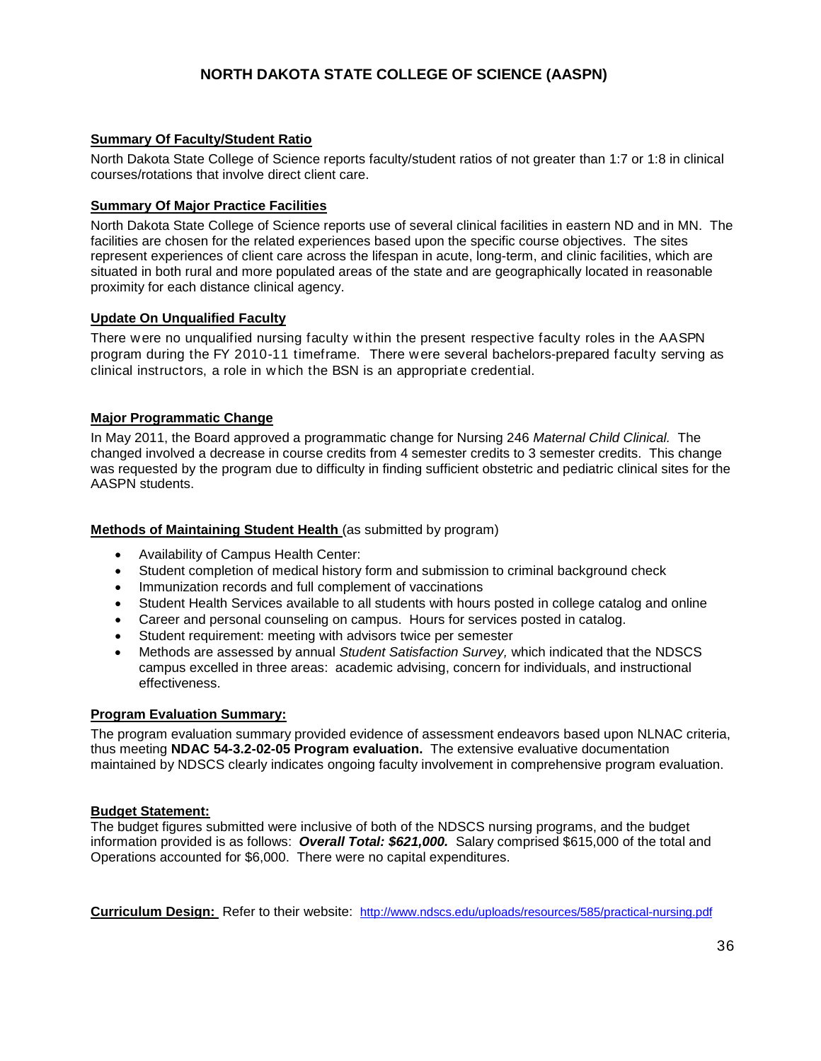## NORTH DAKOTA STATE COLLEGE OF SCIENCE (AASPN)

**Summary Of Faculty/Student Ratio**

North Dakota State College of Science reports faculty/student ratios of not greater than 1:7 or 1:8 in clinical courses/rotations that involve direct client care.

**Summary Of Major Practice Facilities**

North Dakota State College of Science reports use of several clinical facilities in eastern ND and in MN. The facilities are chosen for the related experiences based upon the specific course objectives. The sites represent experiences of client care across the lifespan in acute, long-term, and clinic facilities, which are situated in both rural and more populated areas of the state and are geographically located in reasonable proximity for each distance clinical agency.

**Update On Unqualified Faculty**

There were no unqualified nursing faculty within the present respective faculty roles in the AASPN program during the FY 2010-11 timeframe. There were several bachelors-prepared faculty serving as clinical instructors, a role in which the BSN is an appropriate credential.

**Major Programmatic Change**

In May 2011, the Board approved a programmatic change for Nursing 246 *Maternal Child Clinical.* The changed involved a decrease in course credits from 4 semester credits to 3 semester credits. This change was requested by the program due to difficulty in finding sufficient obstetric and pediatric clinical sites for the AASPN students.

**Methods of Maintaining Student Health** (as submitted by program)

- Availability of Campus Health Center:
- Student completion of medical history form and submission to criminal background check
- Immunization records and full complement of vaccinations
- Student Health Services available to all students with hours posted in college catalog and online
- Career and personal counseling on campus. Hours for services posted in catalog.
- Student requirement: meeting with advisors twice per semester
- Methods are assessed by annual *Student Satisfaction Survey,* which indicated that the NDSCS campus excelled in three areas: academic advising, concern for individuals, and instructional effectiveness.

**Program Evaluation Summary:**

The program evaluation summary provided evidence of assessment endeavors based upon NLNAC criteria, thus meeting **NDAC 54-3.2-02-05 Program evaluation.** The extensive evaluative documentation maintained by NDSCS clearly indicates ongoing faculty involvement in comprehensive program evaluation.

**Budget Statement:**

The budget figures submitted were inclusive of both of the NDSCS nursing programs, and the budget information provided is as follows: ***Overall Total: $621,000.*** Salary comprised $615,000 of the total and Operations accounted for $6,000. There were no capital expenditures.

**Curriculum Design:** Refer to their website: http://www.ndscs.edu/uploads/resources/585/practical-nursing.pdf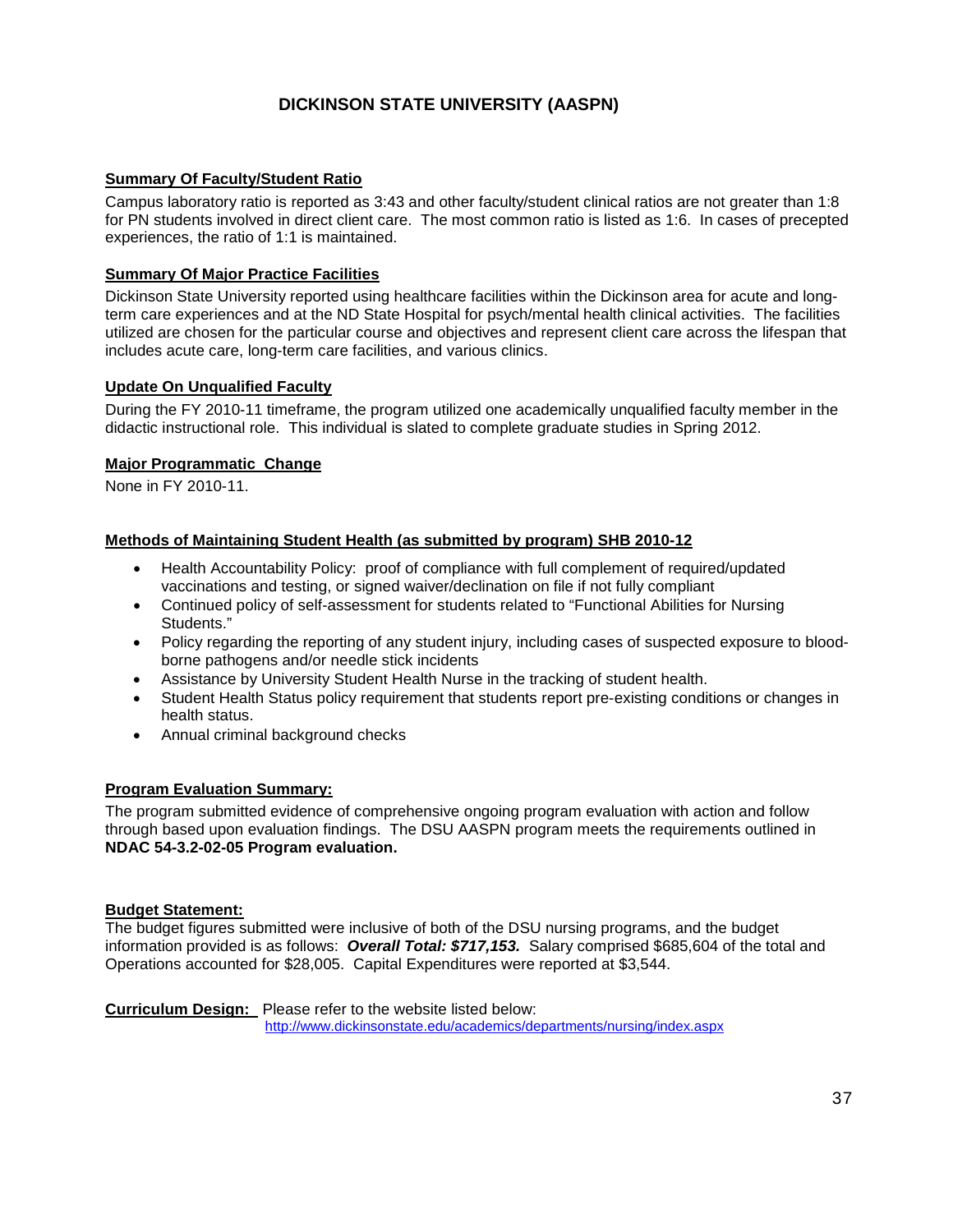# DICKINSON STATE UNIVERSITY (AASPN)

## Summary Of Faculty/Student Ratio

Campus laboratory ratio is reported as 3:43 and other faculty/student clinical ratios are not greater than 1:8 for PN students involved in direct client care. The most common ratio is listed as 1:6. In cases of precepted experiences, the ratio of 1:1 is maintained.

## Summary Of Major Practice Facilities

Dickinson State University reported using healthcare facilities within the Dickinson area for acute and long-term care experiences and at the ND State Hospital for psych/mental health clinical activities. The facilities utilized are chosen for the particular course and objectives and represent client care across the lifespan that includes acute care, long-term care facilities, and various clinics.

## Update On Unqualified Faculty

During the FY 2010-11 timeframe, the program utilized one academically unqualified faculty member in the didactic instructional role. This individual is slated to complete graduate studies in Spring 2012.

## Major Programmatic Change

None in FY 2010-11.

## Methods of Maintaining Student Health (as submitted by program) SHB 2010-12

- Health Accountability Policy: proof of compliance with full complement of required/updated vaccinations and testing, or signed waiver/declination on file if not fully compliant
- Continued policy of self-assessment for students related to "Functional Abilities for Nursing Students."
- Policy regarding the reporting of any student injury, including cases of suspected exposure to blood-borne pathogens and/or needle stick incidents
- Assistance by University Student Health Nurse in the tracking of student health.
- Student Health Status policy requirement that students report pre-existing conditions or changes in health status.
- Annual criminal background checks

## Program Evaluation Summary:

The program submitted evidence of comprehensive ongoing program evaluation with action and follow through based upon evaluation findings. The DSU AASPN program meets the requirements outlined in **NDAC 54-3.2-02-05 Program evaluation.**

## Budget Statement:

The budget figures submitted were inclusive of both of the DSU nursing programs, and the budget information provided is as follows: ***Overall Total: $717,153.*** Salary comprised $685,604 of the total and Operations accounted for $28,005. Capital Expenditures were reported at $3,544.

**Curriculum Design:** Please refer to the website listed below:
http://www.dickinsonstate.edu/academics/departments/nursing/index.aspx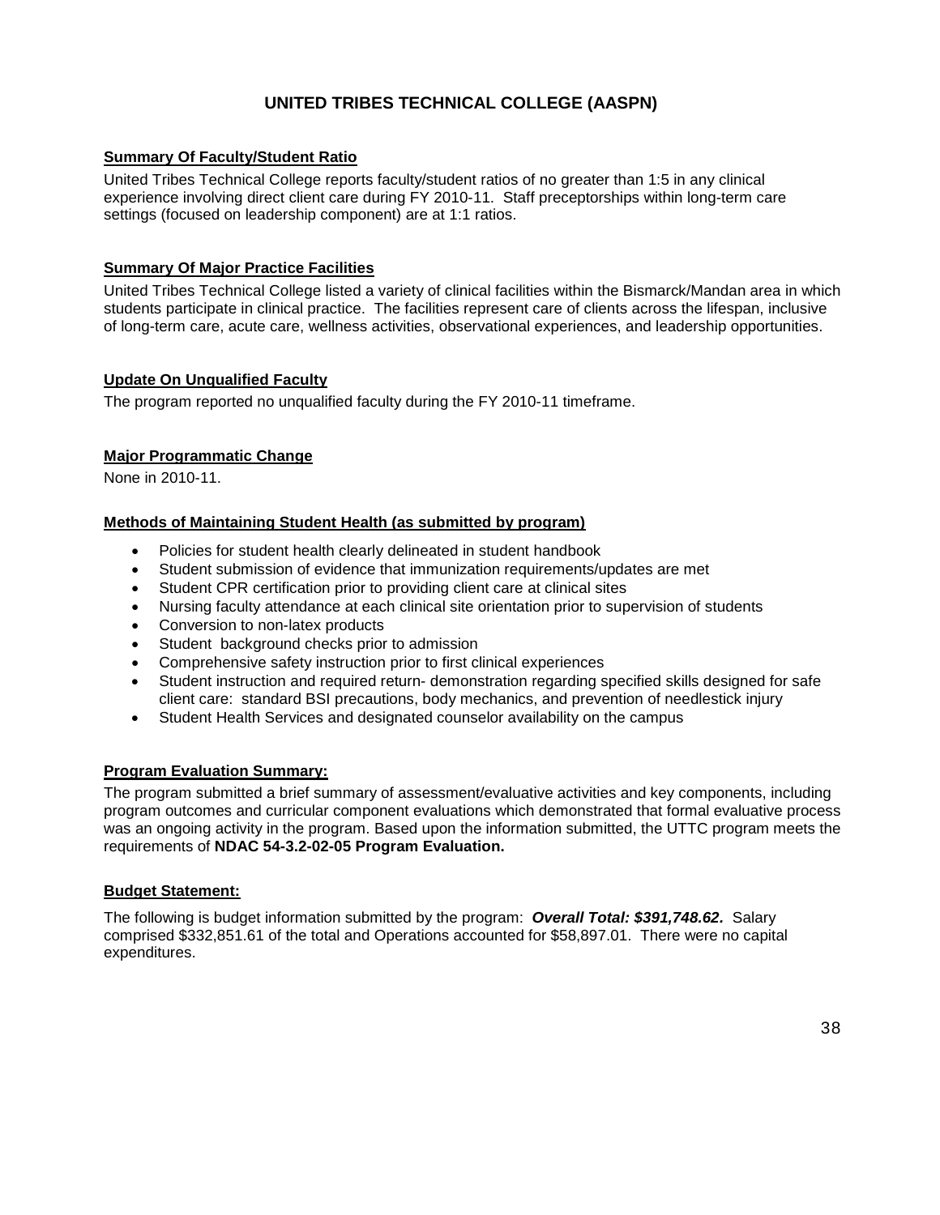# UNITED TRIBES TECHNICAL COLLEGE (AASPN)

## Summary Of Faculty/Student Ratio

United Tribes Technical College reports faculty/student ratios of no greater than 1:5 in any clinical experience involving direct client care during FY 2010-11. Staff preceptorships within long-term care settings (focused on leadership component) are at 1:1 ratios.

## Summary Of Major Practice Facilities

United Tribes Technical College listed a variety of clinical facilities within the Bismarck/Mandan area in which students participate in clinical practice. The facilities represent care of clients across the lifespan, inclusive of long-term care, acute care, wellness activities, observational experiences, and leadership opportunities.

## Update On Unqualified Faculty

The program reported no unqualified faculty during the FY 2010-11 timeframe.

## Major Programmatic Change

None in 2010-11.

## Methods of Maintaining Student Health (as submitted by program)

- Policies for student health clearly delineated in student handbook
- Student submission of evidence that immunization requirements/updates are met
- Student CPR certification prior to providing client care at clinical sites
- Nursing faculty attendance at each clinical site orientation prior to supervision of students
- Conversion to non-latex products
- Student background checks prior to admission
- Comprehensive safety instruction prior to first clinical experiences
- Student instruction and required return- demonstration regarding specified skills designed for safe client care: standard BSI precautions, body mechanics, and prevention of needlestick injury
- Student Health Services and designated counselor availability on the campus

## Program Evaluation Summary:

The program submitted a brief summary of assessment/evaluative activities and key components, including program outcomes and curricular component evaluations which demonstrated that formal evaluative process was an ongoing activity in the program. Based upon the information submitted, the UTTC program meets the requirements of **NDAC 54-3.2-02-05 Program Evaluation.**

## Budget Statement:

The following is budget information submitted by the program: ***Overall Total: $391,748.62.*** Salary comprised $332,851.61 of the total and Operations accounted for $58,897.01. There were no capital expenditures.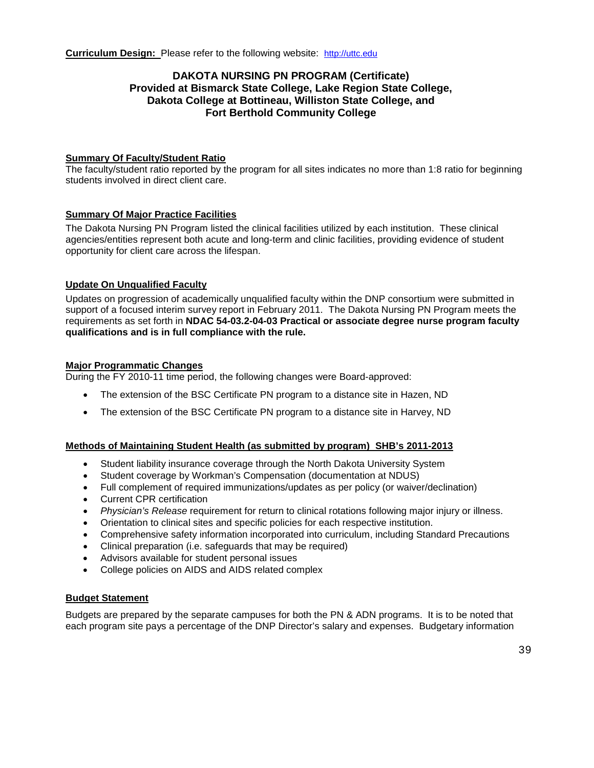**Curriculum Design:** Please refer to the following website: http://uttc.edu

## DAKOTA NURSING PN PROGRAM (Certificate)
## Provided at Bismarck State College, Lake Region State College, Dakota College at Bottineau, Williston State College, and Fort Berthold Community College

**Summary Of Faculty/Student Ratio**

The faculty/student ratio reported by the program for all sites indicates no more than 1:8 ratio for beginning students involved in direct client care.

**Summary Of Major Practice Facilities**

The Dakota Nursing PN Program listed the clinical facilities utilized by each institution. These clinical agencies/entities represent both acute and long-term and clinic facilities, providing evidence of student opportunity for client care across the lifespan.

**Update On Unqualified Faculty**

Updates on progression of academically unqualified faculty within the DNP consortium were submitted in support of a focused interim survey report in February 2011. The Dakota Nursing PN Program meets the requirements as set forth in **NDAC 54-03.2-04-03 Practical or associate degree nurse program faculty qualifications and is in full compliance with the rule.**

**Major Programmatic Changes**

During the FY 2010-11 time period, the following changes were Board-approved:

- The extension of the BSC Certificate PN program to a distance site in Hazen, ND
- The extension of the BSC Certificate PN program to a distance site in Harvey, ND

**Methods of Maintaining Student Health (as submitted by program) SHB's 2011-2013**

- Student liability insurance coverage through the North Dakota University System
- Student coverage by Workman's Compensation (documentation at NDUS)
- Full complement of required immunizations/updates as per policy (or waiver/declination)
- Current CPR certification
- *Physician's Release* requirement for return to clinical rotations following major injury or illness.
- Orientation to clinical sites and specific policies for each respective institution.
- Comprehensive safety information incorporated into curriculum, including Standard Precautions
- Clinical preparation (i.e. safeguards that may be required)
- Advisors available for student personal issues
- College policies on AIDS and AIDS related complex

**Budget Statement**

Budgets are prepared by the separate campuses for both the PN & ADN programs. It is to be noted that each program site pays a percentage of the DNP Director's salary and expenses. Budgetary information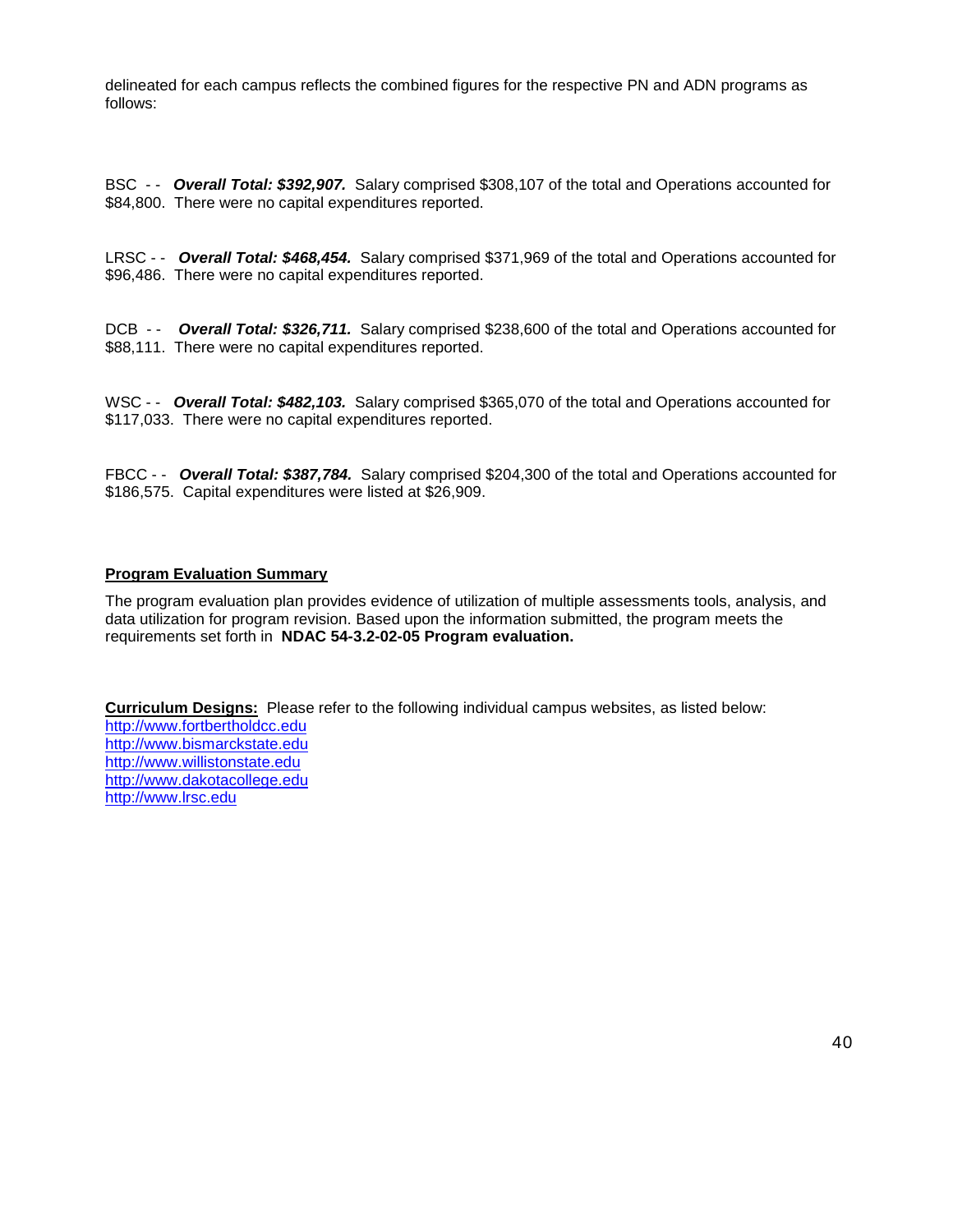delineated for each campus reflects the combined figures for the respective PN and ADN programs as follows:

BSC - - ***Overall Total: $392,907.*** Salary comprised $308,107 of the total and Operations accounted for $84,800. There were no capital expenditures reported.

LRSC - - ***Overall Total: $468,454.*** Salary comprised $371,969 of the total and Operations accounted for $96,486. There were no capital expenditures reported.

DCB - - ***Overall Total: $326,711.*** Salary comprised $238,600 of the total and Operations accounted for $88,111. There were no capital expenditures reported.

WSC - - ***Overall Total: $482,103.*** Salary comprised $365,070 of the total and Operations accounted for $117,033. There were no capital expenditures reported.

FBCC - - ***Overall Total: $387,784.*** Salary comprised $204,300 of the total and Operations accounted for $186,575. Capital expenditures were listed at $26,909.

**Program Evaluation Summary**

The program evaluation plan provides evidence of utilization of multiple assessments tools, analysis, and data utilization for program revision. Based upon the information submitted, the program meets the requirements set forth in **NDAC 54-3.2-02-05 Program evaluation.**

**Curriculum Designs:** Please refer to the following individual campus websites, as listed below:
http://www.fortbertholdcc.edu
http://www.bismarckstate.edu
http://www.willistonstate.edu
http://www.dakotacollege.edu
http://www.lrsc.edu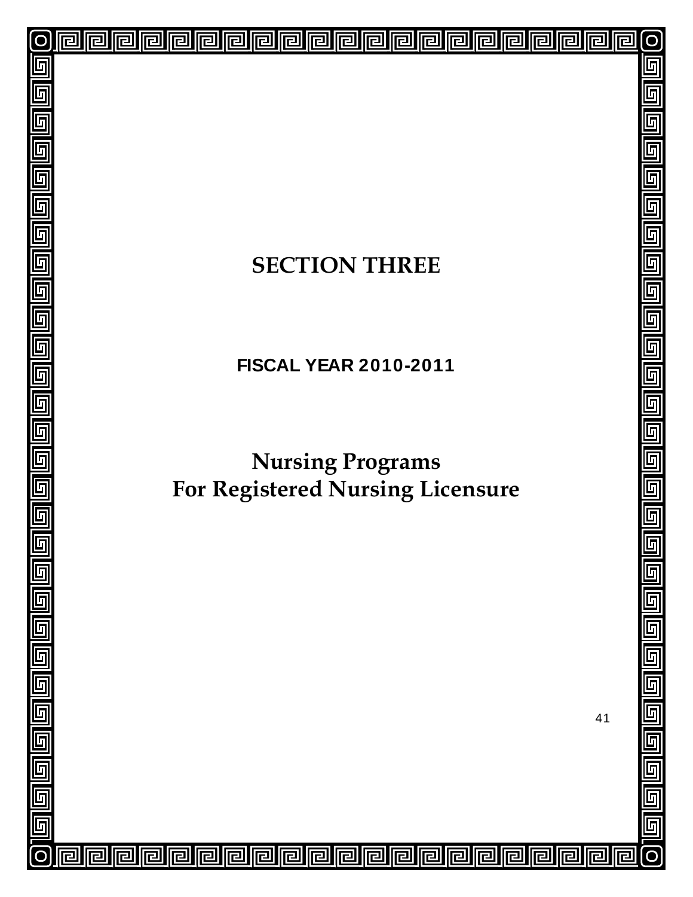# SECTION THREE

## FISCAL YEAR 2010-2011

# Nursing Programs
# For Registered Nursing Licensure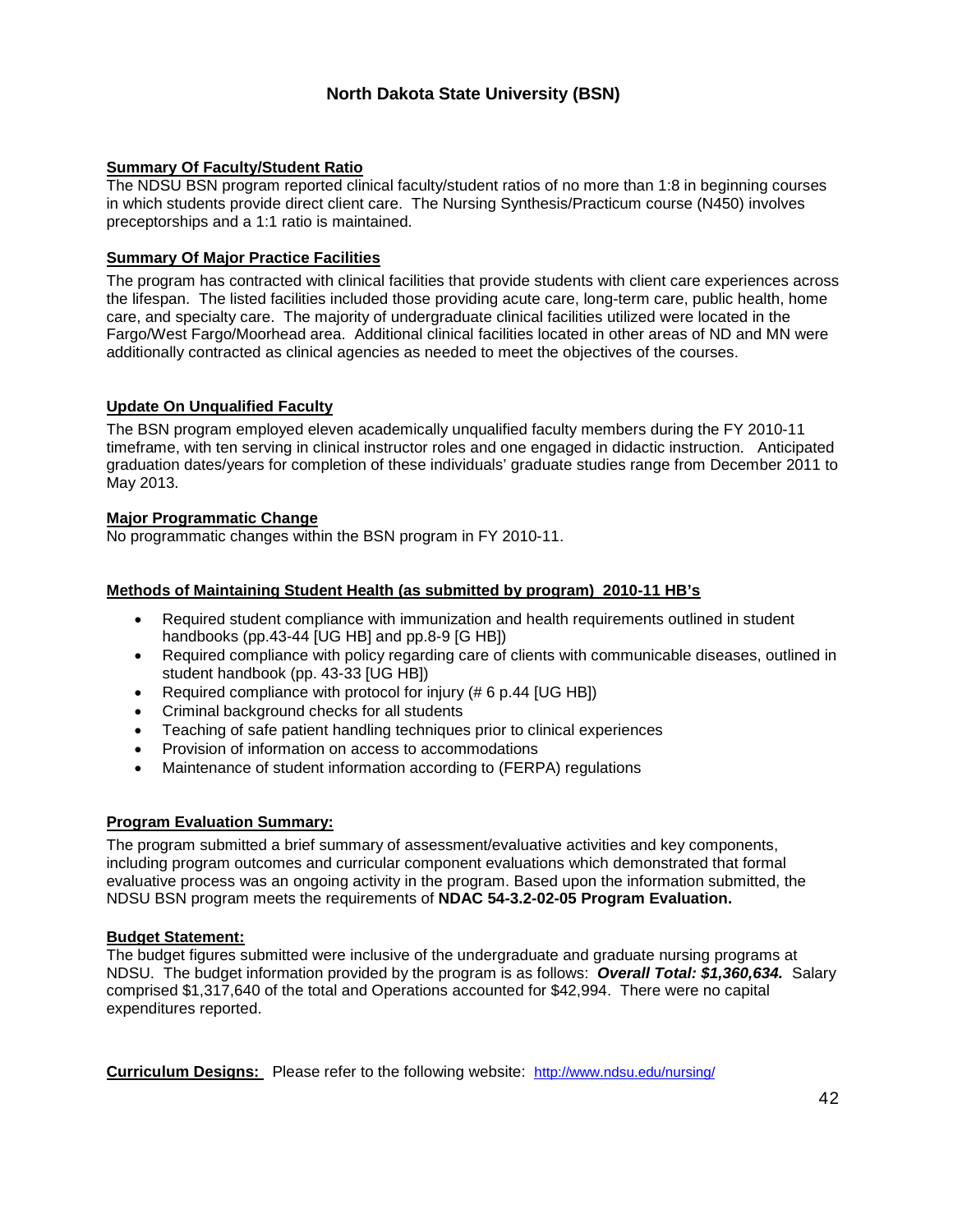# North Dakota State University (BSN)

**Summary Of Faculty/Student Ratio**

The NDSU BSN program reported clinical faculty/student ratios of no more than 1:8 in beginning courses in which students provide direct client care. The Nursing Synthesis/Practicum course (N450) involves preceptorships and a 1:1 ratio is maintained.

**Summary Of Major Practice Facilities**

The program has contracted with clinical facilities that provide students with client care experiences across the lifespan. The listed facilities included those providing acute care, long-term care, public health, home care, and specialty care. The majority of undergraduate clinical facilities utilized were located in the Fargo/West Fargo/Moorhead area. Additional clinical facilities located in other areas of ND and MN were additionally contracted as clinical agencies as needed to meet the objectives of the courses.

**Update On Unqualified Faculty**

The BSN program employed eleven academically unqualified faculty members during the FY 2010-11 timeframe, with ten serving in clinical instructor roles and one engaged in didactic instruction. Anticipated graduation dates/years for completion of these individuals' graduate studies range from December 2011 to May 2013.

**Major Programmatic Change**

No programmatic changes within the BSN program in FY 2010-11.

**Methods of Maintaining Student Health (as submitted by program) 2010-11 HB's**

- Required student compliance with immunization and health requirements outlined in student handbooks (pp.43-44 [UG HB] and pp.8-9 [G HB])
- Required compliance with policy regarding care of clients with communicable diseases, outlined in student handbook (pp. 43-33 [UG HB])
- Required compliance with protocol for injury (# 6 p.44 [UG HB])
- Criminal background checks for all students
- Teaching of safe patient handling techniques prior to clinical experiences
- Provision of information on access to accommodations
- Maintenance of student information according to (FERPA) regulations

**Program Evaluation Summary:**

The program submitted a brief summary of assessment/evaluative activities and key components, including program outcomes and curricular component evaluations which demonstrated that formal evaluative process was an ongoing activity in the program. Based upon the information submitted, the NDSU BSN program meets the requirements of **NDAC 54-3.2-02-05 Program Evaluation.**

**Budget Statement:**

The budget figures submitted were inclusive of the undergraduate and graduate nursing programs at NDSU. The budget information provided by the program is as follows: ***Overall Total: $1,360,634.*** Salary comprised $1,317,640 of the total and Operations accounted for $42,994. There were no capital expenditures reported.

**Curriculum Designs:** Please refer to the following website: http://www.ndsu.edu/nursing/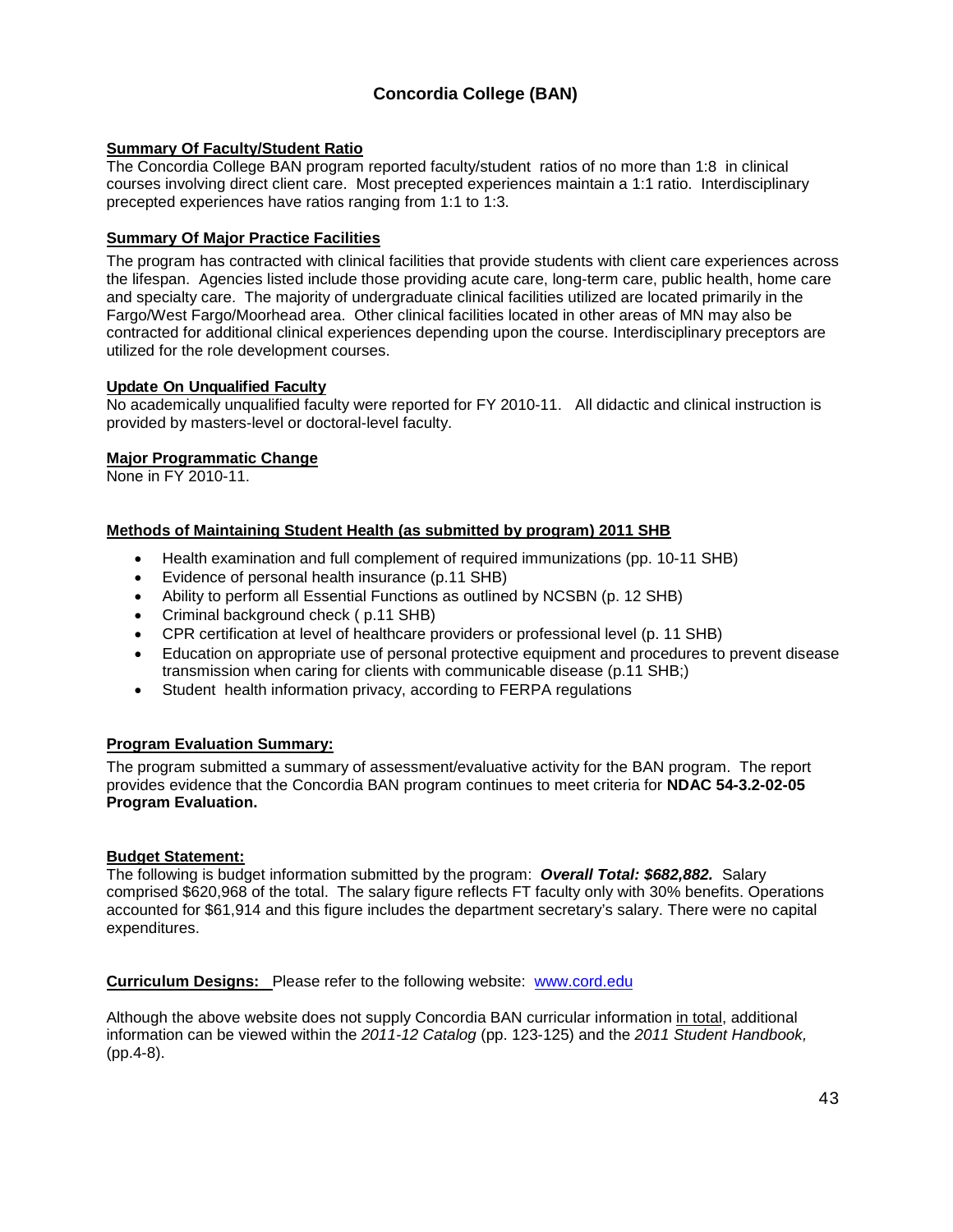## Concordia College (BAN)

**Summary Of Faculty/Student Ratio**

The Concordia College BAN program reported faculty/student ratios of no more than 1:8 in clinical courses involving direct client care. Most precepted experiences maintain a 1:1 ratio. Interdisciplinary precepted experiences have ratios ranging from 1:1 to 1:3.

**Summary Of Major Practice Facilities**

The program has contracted with clinical facilities that provide students with client care experiences across the lifespan. Agencies listed include those providing acute care, long-term care, public health, home care and specialty care. The majority of undergraduate clinical facilities utilized are located primarily in the Fargo/West Fargo/Moorhead area. Other clinical facilities located in other areas of MN may also be contracted for additional clinical experiences depending upon the course. Interdisciplinary preceptors are utilized for the role development courses.

**Update On Unqualified Faculty**

No academically unqualified faculty were reported for FY 2010-11. All didactic and clinical instruction is provided by masters-level or doctoral-level faculty.

**Major Programmatic Change**

None in FY 2010-11.

**Methods of Maintaining Student Health (as submitted by program) 2011 SHB**

- Health examination and full complement of required immunizations (pp. 10-11 SHB)
- Evidence of personal health insurance (p.11 SHB)
- Ability to perform all Essential Functions as outlined by NCSBN (p. 12 SHB)
- Criminal background check ( p.11 SHB)
- CPR certification at level of healthcare providers or professional level (p. 11 SHB)
- Education on appropriate use of personal protective equipment and procedures to prevent disease transmission when caring for clients with communicable disease (p.11 SHB;)
- Student health information privacy, according to FERPA regulations

**Program Evaluation Summary:**

The program submitted a summary of assessment/evaluative activity for the BAN program. The report provides evidence that the Concordia BAN program continues to meet criteria for **NDAC 54-3.2-02-05 Program Evaluation.**

**Budget Statement:**

The following is budget information submitted by the program: ***Overall Total: $682,882.*** Salary comprised $620,968 of the total. The salary figure reflects FT faculty only with 30% benefits. Operations accounted for $61,914 and this figure includes the department secretary's salary. There were no capital expenditures.

**Curriculum Designs:** Please refer to the following website: [www.cord.edu](http://www.cord.edu)

Although the above website does not supply Concordia BAN curricular information in total, additional information can be viewed within the *2011-12 Catalog* (pp. 123-125) and the *2011 Student Handbook,* (pp.4-8).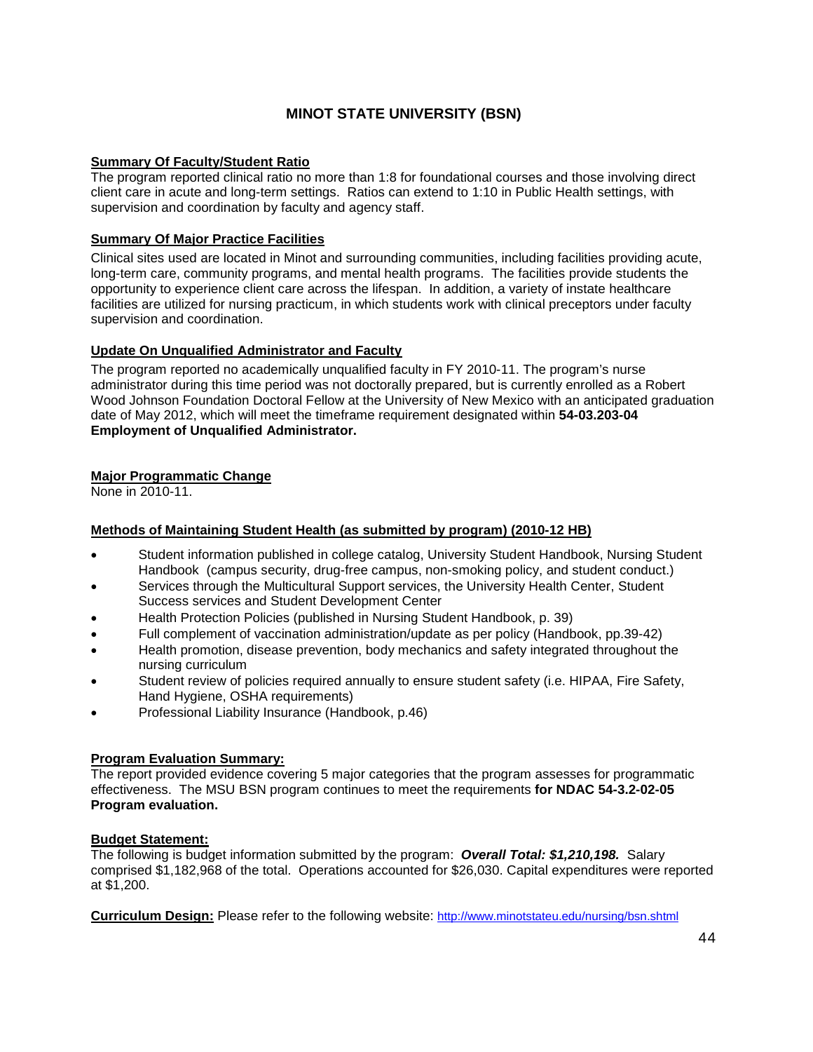## MINOT STATE UNIVERSITY (BSN)

**Summary Of Faculty/Student Ratio**

The program reported clinical ratio no more than 1:8 for foundational courses and those involving direct client care in acute and long-term settings. Ratios can extend to 1:10 in Public Health settings, with supervision and coordination by faculty and agency staff.

**Summary Of Major Practice Facilities**

Clinical sites used are located in Minot and surrounding communities, including facilities providing acute, long-term care, community programs, and mental health programs. The facilities provide students the opportunity to experience client care across the lifespan. In addition, a variety of instate healthcare facilities are utilized for nursing practicum, in which students work with clinical preceptors under faculty supervision and coordination.

**Update On Unqualified Administrator and Faculty**

The program reported no academically unqualified faculty in FY 2010-11. The program's nurse administrator during this time period was not doctorally prepared, but is currently enrolled as a Robert Wood Johnson Foundation Doctoral Fellow at the University of New Mexico with an anticipated graduation date of May 2012, which will meet the timeframe requirement designated within **54-03.203-04 Employment of Unqualified Administrator.**

**Major Programmatic Change**

None in 2010-11.

**Methods of Maintaining Student Health (as submitted by program) (2010-12 HB)**

- Student information published in college catalog, University Student Handbook, Nursing Student Handbook (campus security, drug-free campus, non-smoking policy, and student conduct.)
- Services through the Multicultural Support services, the University Health Center, Student Success services and Student Development Center
- Health Protection Policies (published in Nursing Student Handbook, p. 39)
- Full complement of vaccination administration/update as per policy (Handbook, pp.39-42)
- Health promotion, disease prevention, body mechanics and safety integrated throughout the nursing curriculum
- Student review of policies required annually to ensure student safety (i.e. HIPAA, Fire Safety, Hand Hygiene, OSHA requirements)
- Professional Liability Insurance (Handbook, p.46)

**Program Evaluation Summary:**

The report provided evidence covering 5 major categories that the program assesses for programmatic effectiveness. The MSU BSN program continues to meet the requirements **for NDAC 54-3.2-02-05 Program evaluation.**

**Budget Statement:**

The following is budget information submitted by the program: ***Overall Total: $1,210,198.*** Salary comprised $1,182,968 of the total. Operations accounted for $26,030. Capital expenditures were reported at $1,200.

**Curriculum Design:** Please refer to the following website: http://www.minotstateu.edu/nursing/bsn.shtml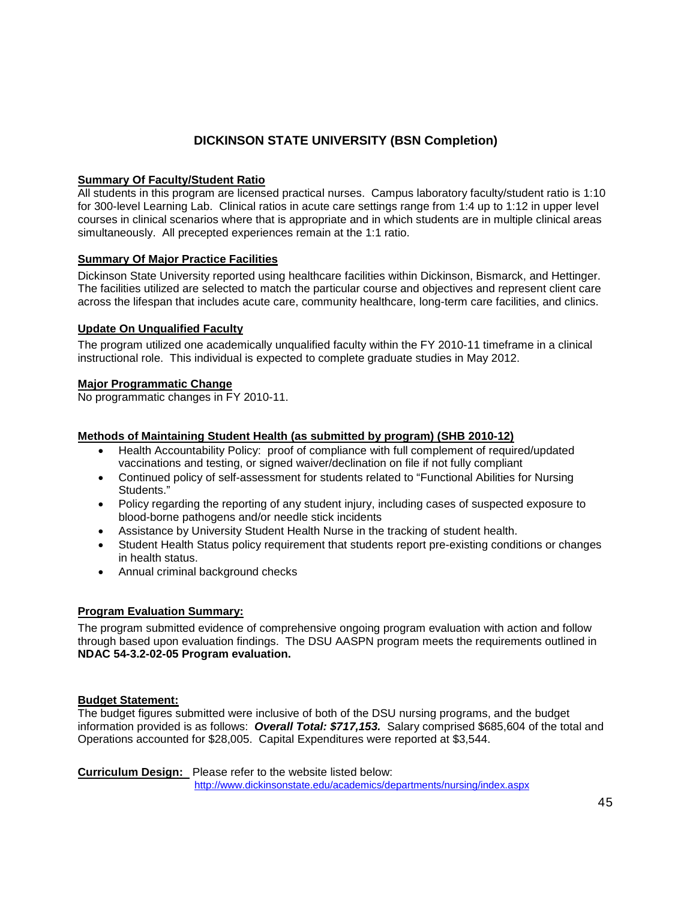## DICKINSON STATE UNIVERSITY (BSN Completion)

**Summary Of Faculty/Student Ratio**

All students in this program are licensed practical nurses. Campus laboratory faculty/student ratio is 1:10 for 300-level Learning Lab. Clinical ratios in acute care settings range from 1:4 up to 1:12 in upper level courses in clinical scenarios where that is appropriate and in which students are in multiple clinical areas simultaneously. All precepted experiences remain at the 1:1 ratio.

**Summary Of Major Practice Facilities**

Dickinson State University reported using healthcare facilities within Dickinson, Bismarck, and Hettinger. The facilities utilized are selected to match the particular course and objectives and represent client care across the lifespan that includes acute care, community healthcare, long-term care facilities, and clinics.

**Update On Unqualified Faculty**

The program utilized one academically unqualified faculty within the FY 2010-11 timeframe in a clinical instructional role. This individual is expected to complete graduate studies in May 2012.

**Major Programmatic Change**

No programmatic changes in FY 2010-11.

**Methods of Maintaining Student Health (as submitted by program) (SHB 2010-12)**

- Health Accountability Policy: proof of compliance with full complement of required/updated vaccinations and testing, or signed waiver/declination on file if not fully compliant
- Continued policy of self-assessment for students related to "Functional Abilities for Nursing Students."
- Policy regarding the reporting of any student injury, including cases of suspected exposure to blood-borne pathogens and/or needle stick incidents
- Assistance by University Student Health Nurse in the tracking of student health.
- Student Health Status policy requirement that students report pre-existing conditions or changes in health status.
- Annual criminal background checks

**Program Evaluation Summary:**

The program submitted evidence of comprehensive ongoing program evaluation with action and follow through based upon evaluation findings. The DSU AASPN program meets the requirements outlined in **NDAC 54-3.2-02-05 Program evaluation.**

**Budget Statement:**

The budget figures submitted were inclusive of both of the DSU nursing programs, and the budget information provided is as follows: ***Overall Total: $717,153.*** Salary comprised $685,604 of the total and Operations accounted for $28,005. Capital Expenditures were reported at $3,544.

**Curriculum Design:** Please refer to the website listed below:
http://www.dickinsonstate.edu/academics/departments/nursing/index.aspx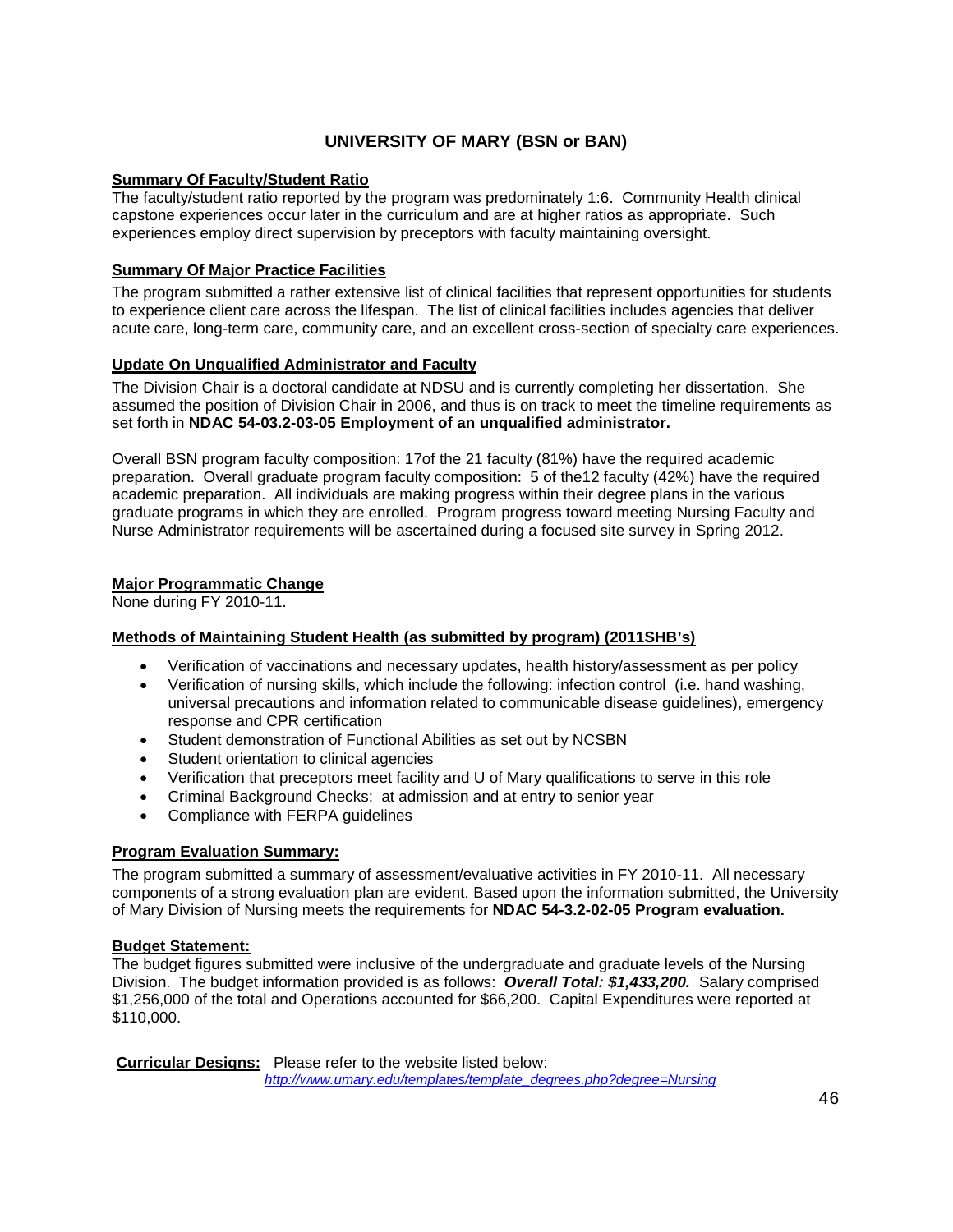## UNIVERSITY OF MARY (BSN or BAN)

**Summary Of Faculty/Student Ratio**

The faculty/student ratio reported by the program was predominately 1:6. Community Health clinical capstone experiences occur later in the curriculum and are at higher ratios as appropriate. Such experiences employ direct supervision by preceptors with faculty maintaining oversight.

**Summary Of Major Practice Facilities**

The program submitted a rather extensive list of clinical facilities that represent opportunities for students to experience client care across the lifespan. The list of clinical facilities includes agencies that deliver acute care, long-term care, community care, and an excellent cross-section of specialty care experiences.

**Update On Unqualified Administrator and Faculty**

The Division Chair is a doctoral candidate at NDSU and is currently completing her dissertation. She assumed the position of Division Chair in 2006, and thus is on track to meet the timeline requirements as set forth in **NDAC 54-03.2-03-05 Employment of an unqualified administrator.**

Overall BSN program faculty composition: 17of the 21 faculty (81%) have the required academic preparation. Overall graduate program faculty composition: 5 of the12 faculty (42%) have the required academic preparation. All individuals are making progress within their degree plans in the various graduate programs in which they are enrolled. Program progress toward meeting Nursing Faculty and Nurse Administrator requirements will be ascertained during a focused site survey in Spring 2012.

**Major Programmatic Change**

None during FY 2010-11.

**Methods of Maintaining Student Health (as submitted by program) (2011SHB's)**

- Verification of vaccinations and necessary updates, health history/assessment as per policy
- Verification of nursing skills, which include the following: infection control (i.e. hand washing, universal precautions and information related to communicable disease guidelines), emergency response and CPR certification
- Student demonstration of Functional Abilities as set out by NCSBN
- Student orientation to clinical agencies
- Verification that preceptors meet facility and U of Mary qualifications to serve in this role
- Criminal Background Checks: at admission and at entry to senior year
- Compliance with FERPA guidelines

**Program Evaluation Summary:**

The program submitted a summary of assessment/evaluative activities in FY 2010-11. All necessary components of a strong evaluation plan are evident. Based upon the information submitted, the University of Mary Division of Nursing meets the requirements for **NDAC 54-3.2-02-05 Program evaluation.**

**Budget Statement:**

The budget figures submitted were inclusive of the undergraduate and graduate levels of the Nursing Division. The budget information provided is as follows: ***Overall Total: $1,433,200.*** Salary comprised $1,256,000 of the total and Operations accounted for $66,200. Capital Expenditures were reported at $110,000.

**Curricular Designs:** Please refer to the website listed below: *http://www.umary.edu/templates/template_degrees.php?degree=Nursing*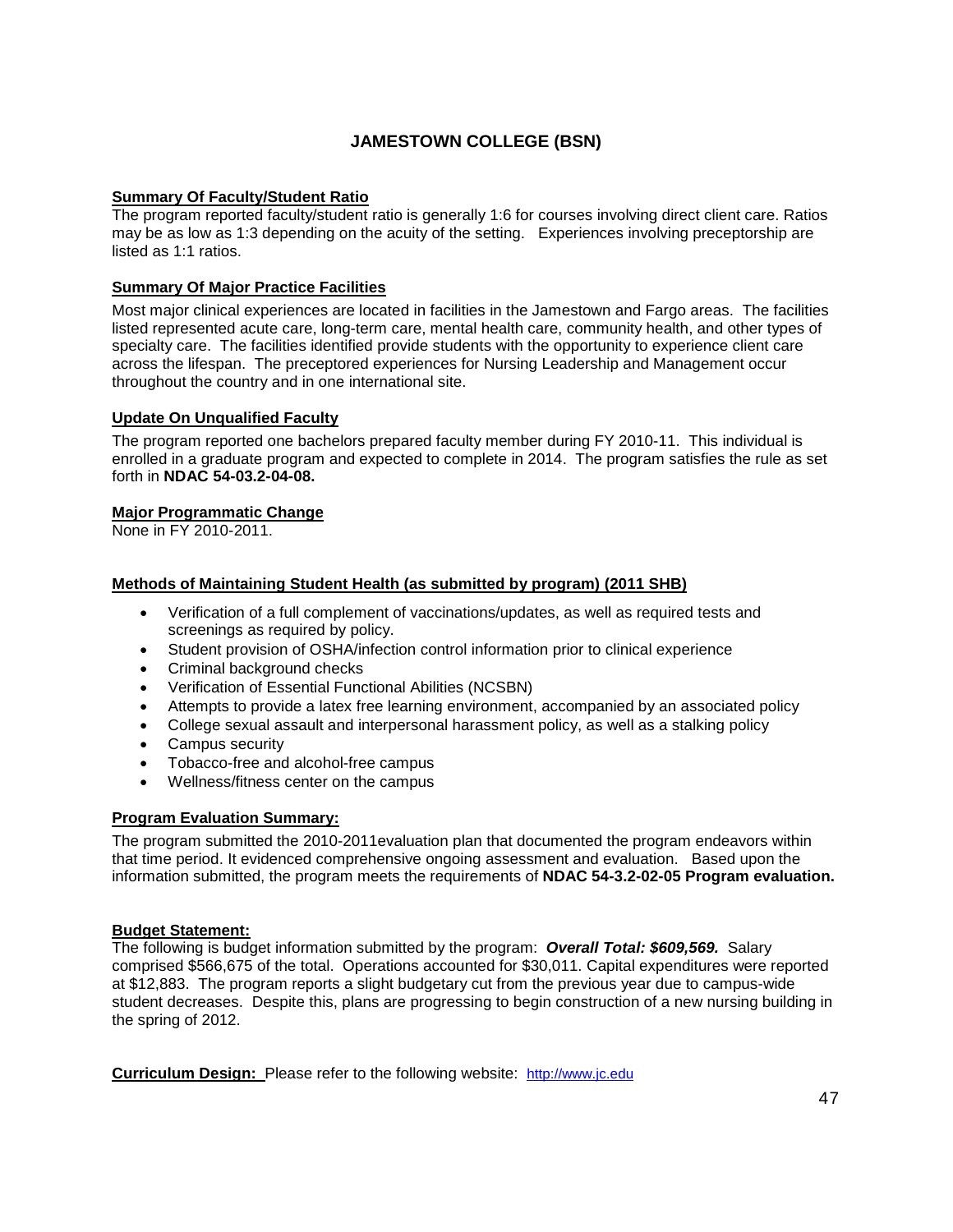# JAMESTOWN COLLEGE (BSN)

**Summary Of Faculty/Student Ratio**

The program reported faculty/student ratio is generally 1:6 for courses involving direct client care. Ratios may be as low as 1:3 depending on the acuity of the setting. Experiences involving preceptorship are listed as 1:1 ratios.

**Summary Of Major Practice Facilities**

Most major clinical experiences are located in facilities in the Jamestown and Fargo areas. The facilities listed represented acute care, long-term care, mental health care, community health, and other types of specialty care. The facilities identified provide students with the opportunity to experience client care across the lifespan. The preceptored experiences for Nursing Leadership and Management occur throughout the country and in one international site.

**Update On Unqualified Faculty**

The program reported one bachelors prepared faculty member during FY 2010-11. This individual is enrolled in a graduate program and expected to complete in 2014. The program satisfies the rule as set forth in **NDAC 54-03.2-04-08.**

**Major Programmatic Change**

None in FY 2010-2011.

**Methods of Maintaining Student Health (as submitted by program) (2011 SHB)**

- Verification of a full complement of vaccinations/updates, as well as required tests and screenings as required by policy.
- Student provision of OSHA/infection control information prior to clinical experience
- Criminal background checks
- Verification of Essential Functional Abilities (NCSBN)
- Attempts to provide a latex free learning environment, accompanied by an associated policy
- College sexual assault and interpersonal harassment policy, as well as a stalking policy
- Campus security
- Tobacco-free and alcohol-free campus
- Wellness/fitness center on the campus

**Program Evaluation Summary:**

The program submitted the 2010-2011evaluation plan that documented the program endeavors within that time period. It evidenced comprehensive ongoing assessment and evaluation. Based upon the information submitted, the program meets the requirements of **NDAC 54-3.2-02-05 Program evaluation.**

**Budget Statement:**

The following is budget information submitted by the program: ***Overall Total: $609,569.*** Salary comprised $566,675 of the total. Operations accounted for $30,011. Capital expenditures were reported at $12,883. The program reports a slight budgetary cut from the previous year due to campus-wide student decreases. Despite this, plans are progressing to begin construction of a new nursing building in the spring of 2012.

**Curriculum Design:** Please refer to the following website: http://www.jc.edu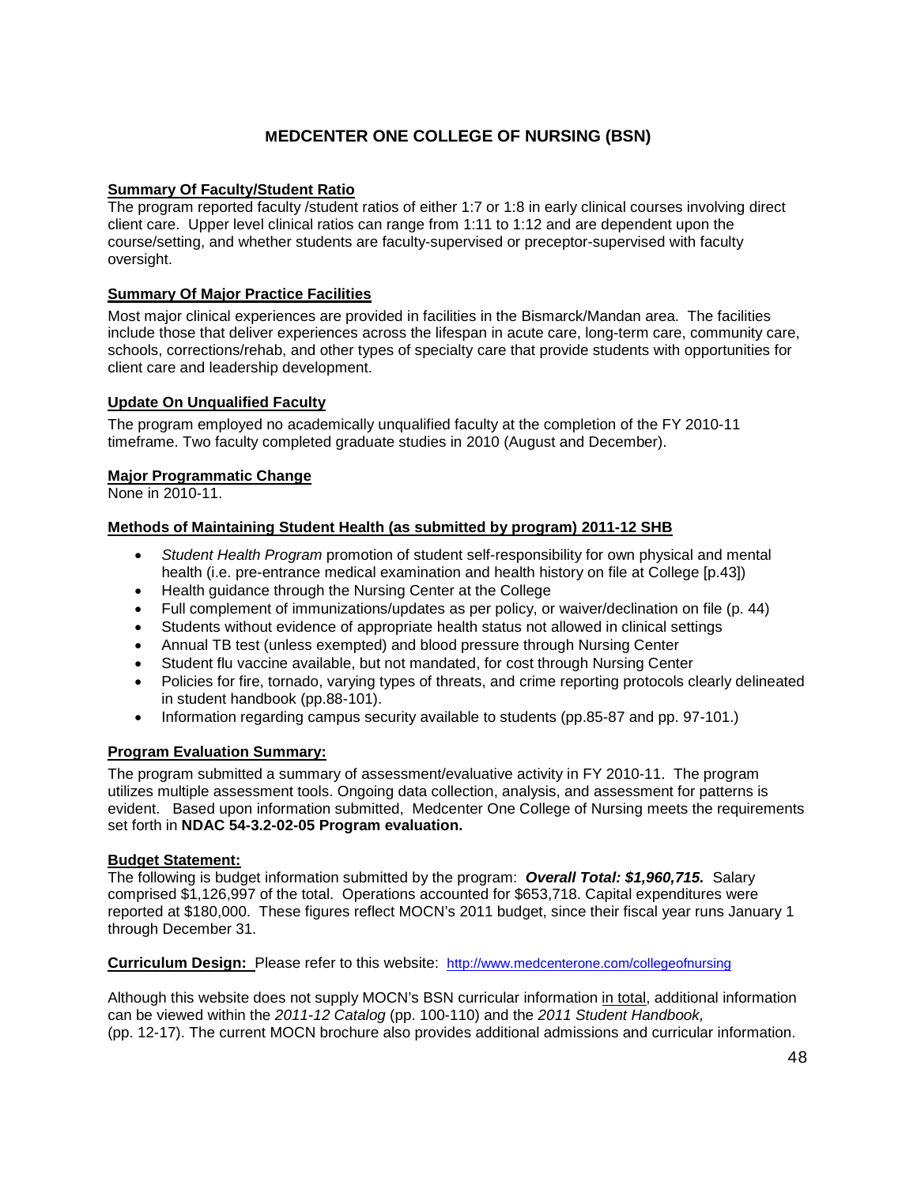## MEDCENTER ONE COLLEGE OF NURSING (BSN)

**Summary Of Faculty/Student Ratio**

The program reported faculty /student ratios of either 1:7 or 1:8 in early clinical courses involving direct client care. Upper level clinical ratios can range from 1:11 to 1:12 and are dependent upon the course/setting, and whether students are faculty-supervised or preceptor-supervised with faculty oversight.

**Summary Of Major Practice Facilities**

Most major clinical experiences are provided in facilities in the Bismarck/Mandan area. The facilities include those that deliver experiences across the lifespan in acute care, long-term care, community care, schools, corrections/rehab, and other types of specialty care that provide students with opportunities for client care and leadership development.

**Update On Unqualified Faculty**

The program employed no academically unqualified faculty at the completion of the FY 2010-11 timeframe. Two faculty completed graduate studies in 2010 (August and December).

**Major Programmatic Change**

None in 2010-11.

**Methods of Maintaining Student Health (as submitted by program) 2011-12 SHB**

- *Student Health Program* promotion of student self-responsibility for own physical and mental health (i.e. pre-entrance medical examination and health history on file at College [p.43])
- Health guidance through the Nursing Center at the College
- Full complement of immunizations/updates as per policy, or waiver/declination on file (p. 44)
- Students without evidence of appropriate health status not allowed in clinical settings
- Annual TB test (unless exempted) and blood pressure through Nursing Center
- Student flu vaccine available, but not mandated, for cost through Nursing Center
- Policies for fire, tornado, varying types of threats, and crime reporting protocols clearly delineated in student handbook (pp.88-101).
- Information regarding campus security available to students (pp.85-87 and pp. 97-101.)

**Program Evaluation Summary:**

The program submitted a summary of assessment/evaluative activity in FY 2010-11. The program utilizes multiple assessment tools. Ongoing data collection, analysis, and assessment for patterns is evident. Based upon information submitted, Medcenter One College of Nursing meets the requirements set forth in **NDAC 54-3.2-02-05 Program evaluation.**

**Budget Statement:**

The following is budget information submitted by the program: ***Overall Total: $1,960,715.*** Salary comprised $1,126,997 of the total. Operations accounted for $653,718. Capital expenditures were reported at $180,000. These figures reflect MOCN's 2011 budget, since their fiscal year runs January 1 through December 31.

**Curriculum Design:** Please refer to this website: http://www.medcenterone.com/collegeofnursing

Although this website does not supply MOCN's BSN curricular information in total, additional information can be viewed within the *2011-12 Catalog* (pp. 100-110) and the *2011 Student Handbook,* (pp. 12-17). The current MOCN brochure also provides additional admissions and curricular information.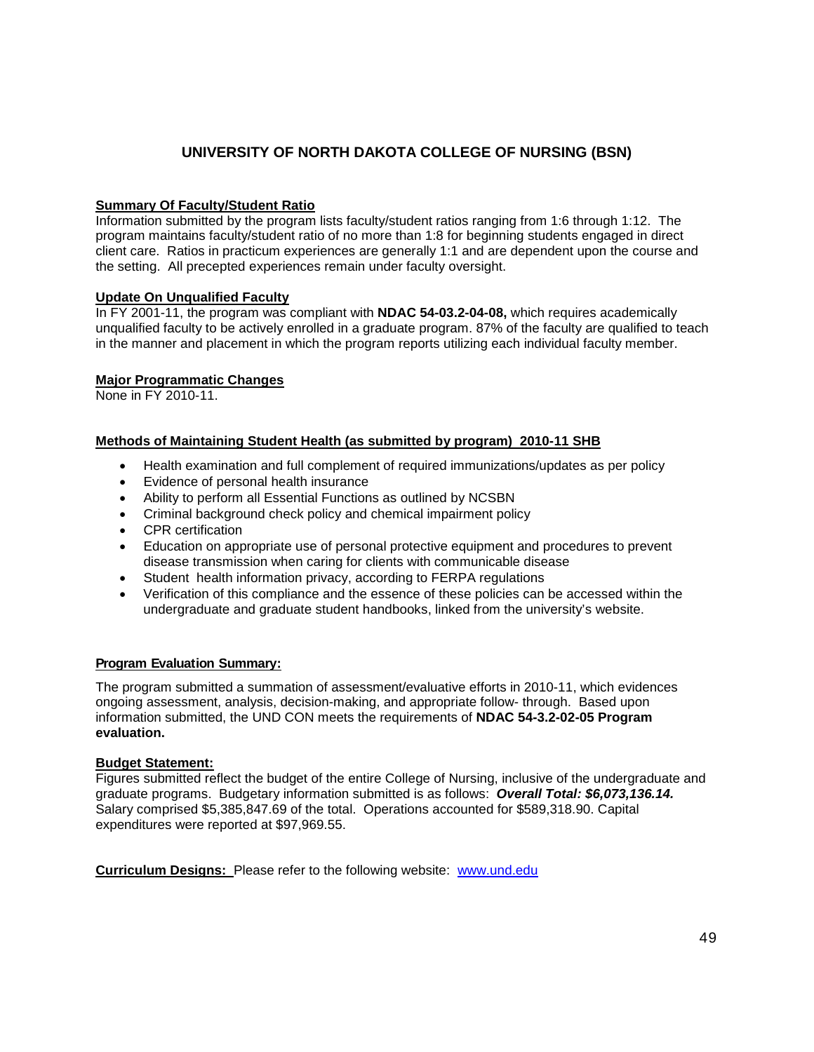## UNIVERSITY OF NORTH DAKOTA COLLEGE OF NURSING (BSN)

**Summary Of Faculty/Student Ratio**

Information submitted by the program lists faculty/student ratios ranging from 1:6 through 1:12. The program maintains faculty/student ratio of no more than 1:8 for beginning students engaged in direct client care. Ratios in practicum experiences are generally 1:1 and are dependent upon the course and the setting. All precepted experiences remain under faculty oversight.

**Update On Unqualified Faculty**

In FY 2001-11, the program was compliant with **NDAC 54-03.2-04-08,** which requires academically unqualified faculty to be actively enrolled in a graduate program. 87% of the faculty are qualified to teach in the manner and placement in which the program reports utilizing each individual faculty member.

**Major Programmatic Changes**

None in FY 2010-11.

**Methods of Maintaining Student Health (as submitted by program) 2010-11 SHB**

- Health examination and full complement of required immunizations/updates as per policy
- Evidence of personal health insurance
- Ability to perform all Essential Functions as outlined by NCSBN
- Criminal background check policy and chemical impairment policy
- CPR certification
- Education on appropriate use of personal protective equipment and procedures to prevent disease transmission when caring for clients with communicable disease
- Student health information privacy, according to FERPA regulations
- Verification of this compliance and the essence of these policies can be accessed within the undergraduate and graduate student handbooks, linked from the university's website.

**Program Evaluation Summary:**

The program submitted a summation of assessment/evaluative efforts in 2010-11, which evidences ongoing assessment, analysis, decision-making, and appropriate follow- through. Based upon information submitted, the UND CON meets the requirements of **NDAC 54-3.2-02-05 Program evaluation.**

**Budget Statement:**

Figures submitted reflect the budget of the entire College of Nursing, inclusive of the undergraduate and graduate programs. Budgetary information submitted is as follows: ***Overall Total: $6,073,136.14.*** Salary comprised $5,385,847.69 of the total. Operations accounted for $589,318.90. Capital expenditures were reported at $97,969.55.

**Curriculum Designs:** Please refer to the following website: [www.und.edu](http://www.und.edu)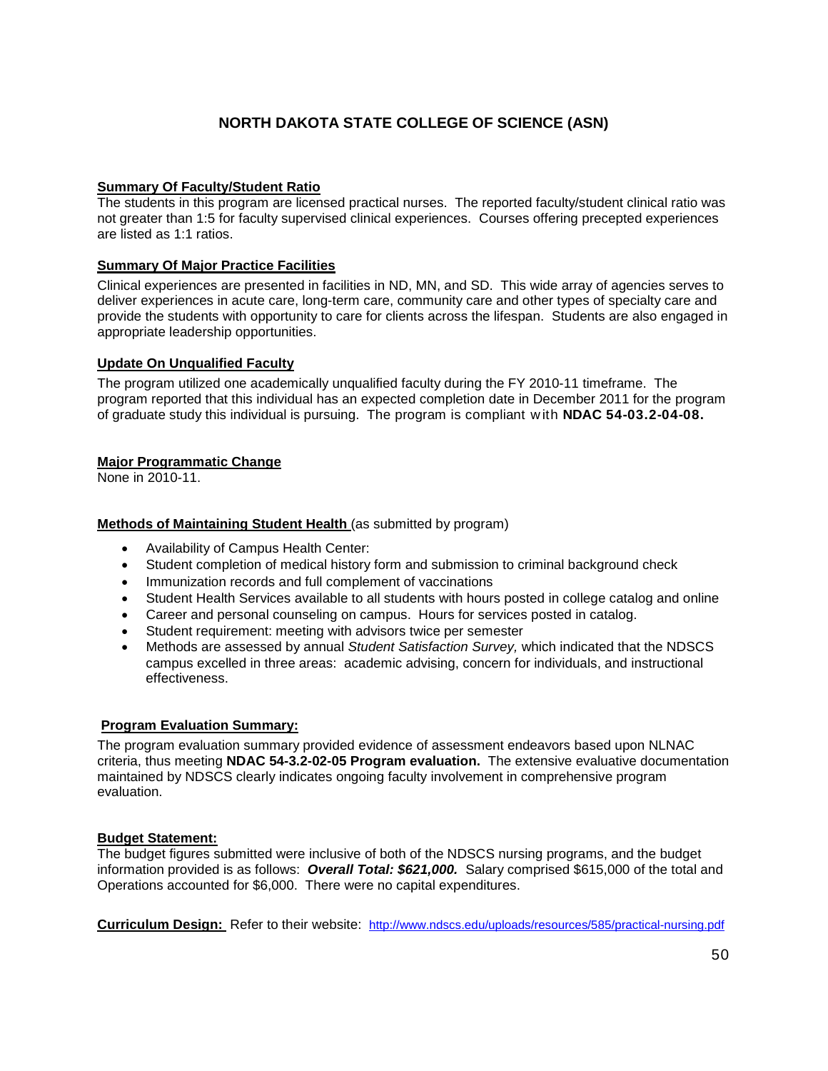## NORTH DAKOTA STATE COLLEGE OF SCIENCE (ASN)

**Summary Of Faculty/Student Ratio**

The students in this program are licensed practical nurses. The reported faculty/student clinical ratio was not greater than 1:5 for faculty supervised clinical experiences. Courses offering precepted experiences are listed as 1:1 ratios.

**Summary Of Major Practice Facilities**

Clinical experiences are presented in facilities in ND, MN, and SD. This wide array of agencies serves to deliver experiences in acute care, long-term care, community care and other types of specialty care and provide the students with opportunity to care for clients across the lifespan. Students are also engaged in appropriate leadership opportunities.

**Update On Unqualified Faculty**

The program utilized one academically unqualified faculty during the FY 2010-11 timeframe. The program reported that this individual has an expected completion date in December 2011 for the program of graduate study this individual is pursuing. The program is compliant with **NDAC 54-03.2-04-08.**

**Major Programmatic Change**

None in 2010-11.

**Methods of Maintaining Student Health** (as submitted by program)

- Availability of Campus Health Center:
- Student completion of medical history form and submission to criminal background check
- Immunization records and full complement of vaccinations
- Student Health Services available to all students with hours posted in college catalog and online
- Career and personal counseling on campus. Hours for services posted in catalog.
- Student requirement: meeting with advisors twice per semester
- Methods are assessed by annual *Student Satisfaction Survey,* which indicated that the NDSCS campus excelled in three areas: academic advising, concern for individuals, and instructional effectiveness.

**Program Evaluation Summary:**

The program evaluation summary provided evidence of assessment endeavors based upon NLNAC criteria, thus meeting **NDAC 54-3.2-02-05 Program evaluation.** The extensive evaluative documentation maintained by NDSCS clearly indicates ongoing faculty involvement in comprehensive program evaluation.

**Budget Statement:**

The budget figures submitted were inclusive of both of the NDSCS nursing programs, and the budget information provided is as follows: ***Overall Total: $621,000.*** Salary comprised $615,000 of the total and Operations accounted for $6,000. There were no capital expenditures.

**Curriculum Design:** Refer to their website: http://www.ndscs.edu/uploads/resources/585/practical-nursing.pdf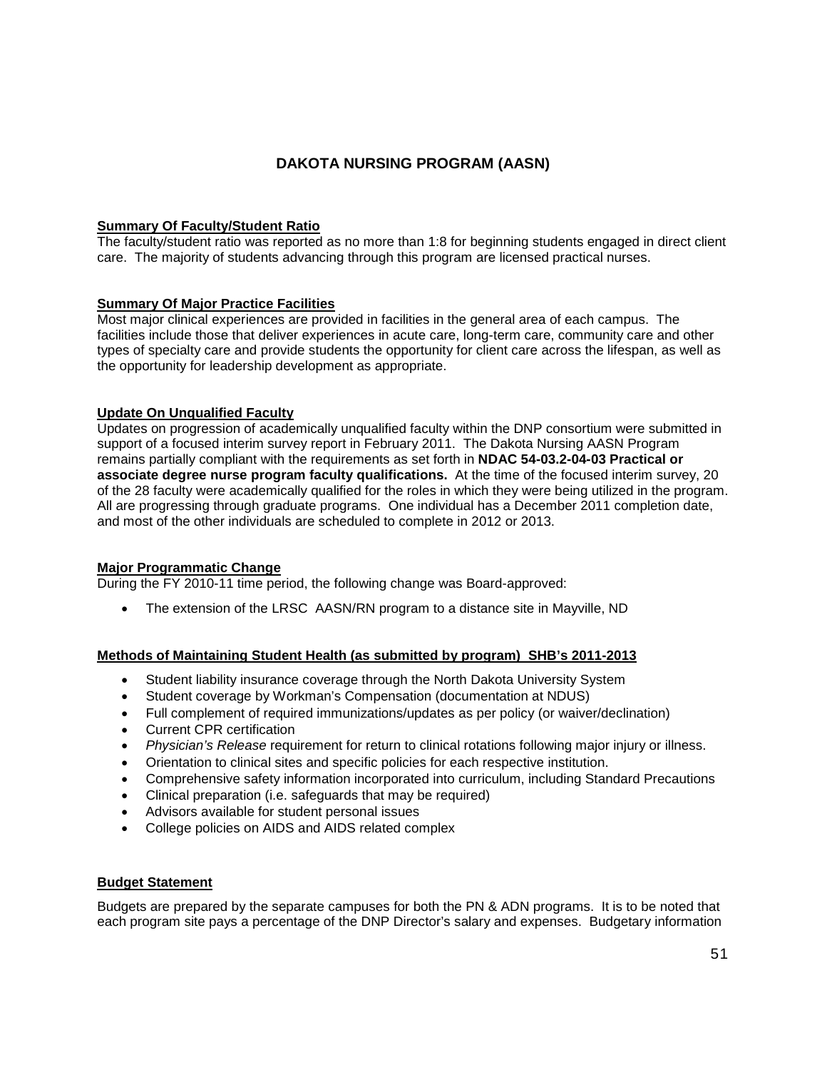# DAKOTA NURSING PROGRAM (AASN)

## Summary Of Faculty/Student Ratio

The faculty/student ratio was reported as no more than 1:8 for beginning students engaged in direct client care. The majority of students advancing through this program are licensed practical nurses.

## Summary Of Major Practice Facilities

Most major clinical experiences are provided in facilities in the general area of each campus. The facilities include those that deliver experiences in acute care, long-term care, community care and other types of specialty care and provide students the opportunity for client care across the lifespan, as well as the opportunity for leadership development as appropriate.

## Update On Unqualified Faculty

Updates on progression of academically unqualified faculty within the DNP consortium were submitted in support of a focused interim survey report in February 2011. The Dakota Nursing AASN Program remains partially compliant with the requirements as set forth in **NDAC 54-03.2-04-03 Practical or associate degree nurse program faculty qualifications.** At the time of the focused interim survey, 20 of the 28 faculty were academically qualified for the roles in which they were being utilized in the program. All are progressing through graduate programs. One individual has a December 2011 completion date, and most of the other individuals are scheduled to complete in 2012 or 2013.

## Major Programmatic Change

During the FY 2010-11 time period, the following change was Board-approved:

- The extension of the LRSC AASN/RN program to a distance site in Mayville, ND

## Methods of Maintaining Student Health (as submitted by program) SHB's 2011-2013

- Student liability insurance coverage through the North Dakota University System
- Student coverage by Workman's Compensation (documentation at NDUS)
- Full complement of required immunizations/updates as per policy (or waiver/declination)
- Current CPR certification
- *Physician's Release* requirement for return to clinical rotations following major injury or illness.
- Orientation to clinical sites and specific policies for each respective institution.
- Comprehensive safety information incorporated into curriculum, including Standard Precautions
- Clinical preparation (i.e. safeguards that may be required)
- Advisors available for student personal issues
- College policies on AIDS and AIDS related complex

## Budget Statement

Budgets are prepared by the separate campuses for both the PN & ADN programs. It is to be noted that each program site pays a percentage of the DNP Director's salary and expenses. Budgetary information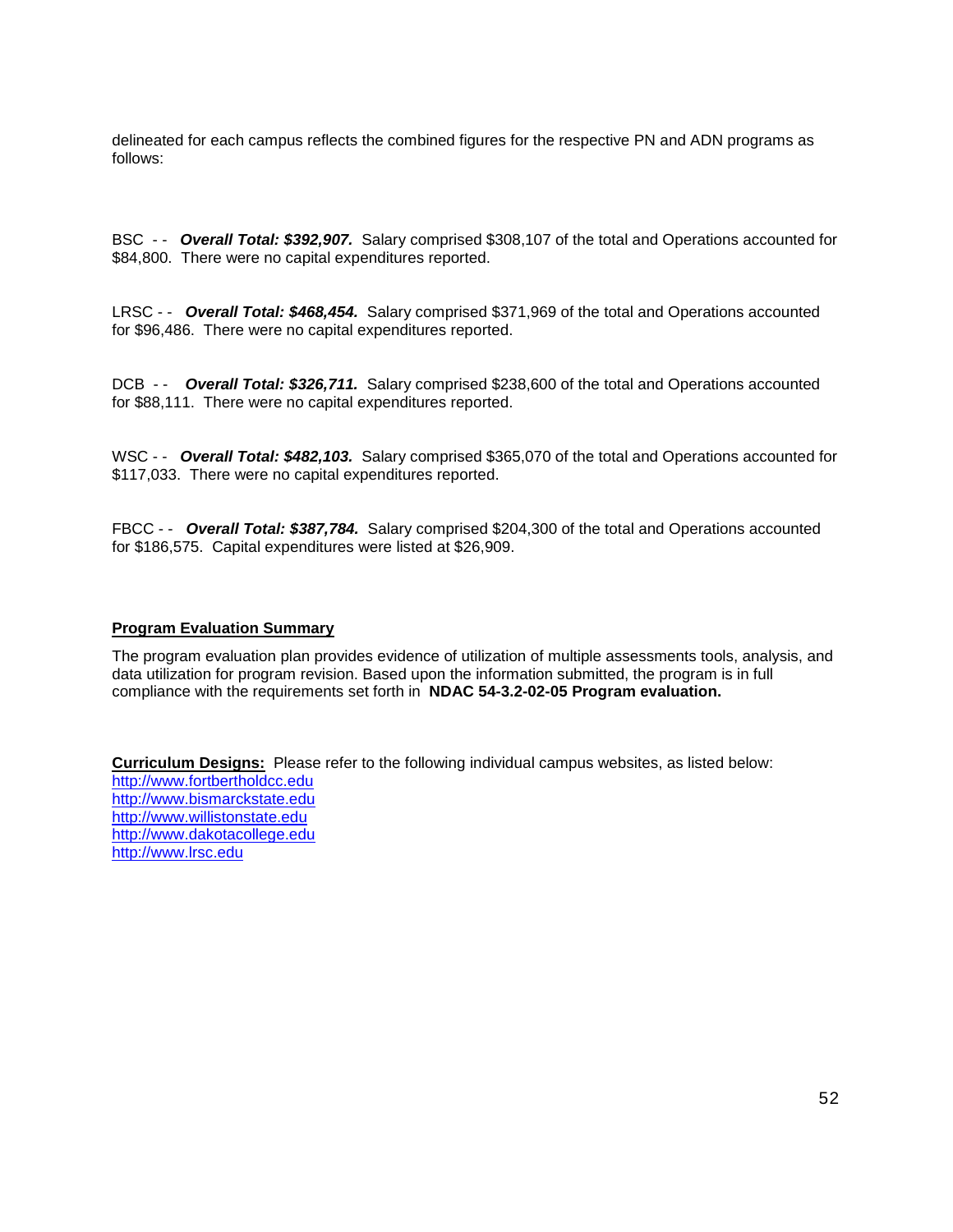delineated for each campus reflects the combined figures for the respective PN and ADN programs as follows:

BSC - - ***Overall Total: $392,907.*** Salary comprised $308,107 of the total and Operations accounted for $84,800. There were no capital expenditures reported.

LRSC - - ***Overall Total: $468,454.*** Salary comprised $371,969 of the total and Operations accounted for $96,486. There were no capital expenditures reported.

DCB - - ***Overall Total: $326,711.*** Salary comprised $238,600 of the total and Operations accounted for $88,111. There were no capital expenditures reported.

WSC - - ***Overall Total: $482,103.*** Salary comprised $365,070 of the total and Operations accounted for $117,033. There were no capital expenditures reported.

FBCC - - ***Overall Total: $387,784.*** Salary comprised $204,300 of the total and Operations accounted for $186,575. Capital expenditures were listed at $26,909.

**Program Evaluation Summary**

The program evaluation plan provides evidence of utilization of multiple assessments tools, analysis, and data utilization for program revision. Based upon the information submitted, the program is in full compliance with the requirements set forth in **NDAC 54-3.2-02-05 Program evaluation.**

**Curriculum Designs:** Please refer to the following individual campus websites, as listed below:
http://www.fortbertholdcc.edu
http://www.bismarckstate.edu
http://www.willistonstate.edu
http://www.dakotacollege.edu
http://www.lrsc.edu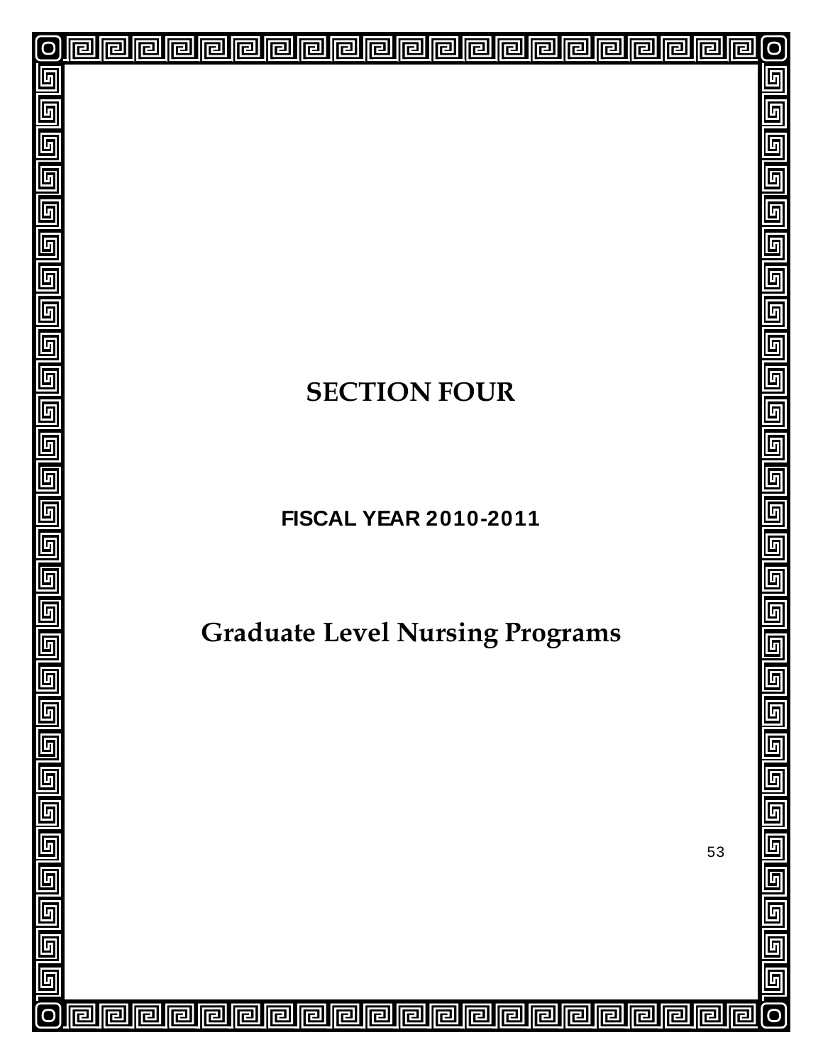# SECTION FOUR

## FISCAL YEAR 2010-2011

# Graduate Level Nursing Programs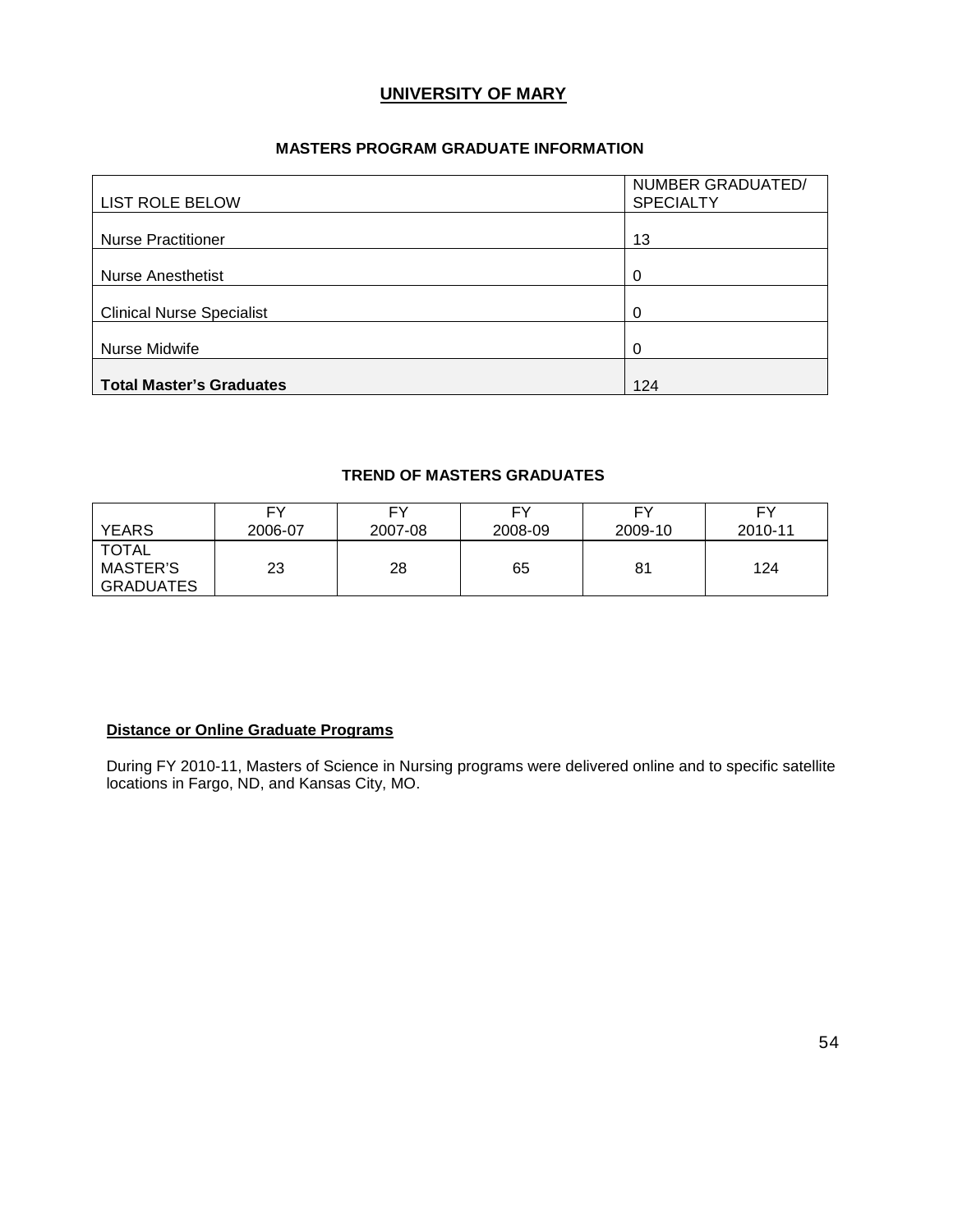# UNIVERSITY OF MARY

## MASTERS PROGRAM GRADUATE INFORMATION

| LIST ROLE BELOW | NUMBER GRADUATED/ SPECIALTY |
|---|---|
| Nurse Practitioner | 13 |
| Nurse Anesthetist | 0 |
| Clinical Nurse Specialist | 0 |
| Nurse Midwife | 0 |
| **Total Master's Graduates** | 124 |

## TREND OF MASTERS GRADUATES

| YEARS | FY 2006-07 | FY 2007-08 | FY 2008-09 | FY 2009-10 | FY 2010-11 |
|---|---|---|---|---|---|
| TOTAL MASTER'S GRADUATES | 23 | 28 | 65 | 81 | 124 |

**Distance or Online Graduate Programs**

During FY 2010-11, Masters of Science in Nursing programs were delivered online and to specific satellite locations in Fargo, ND, and Kansas City, MO.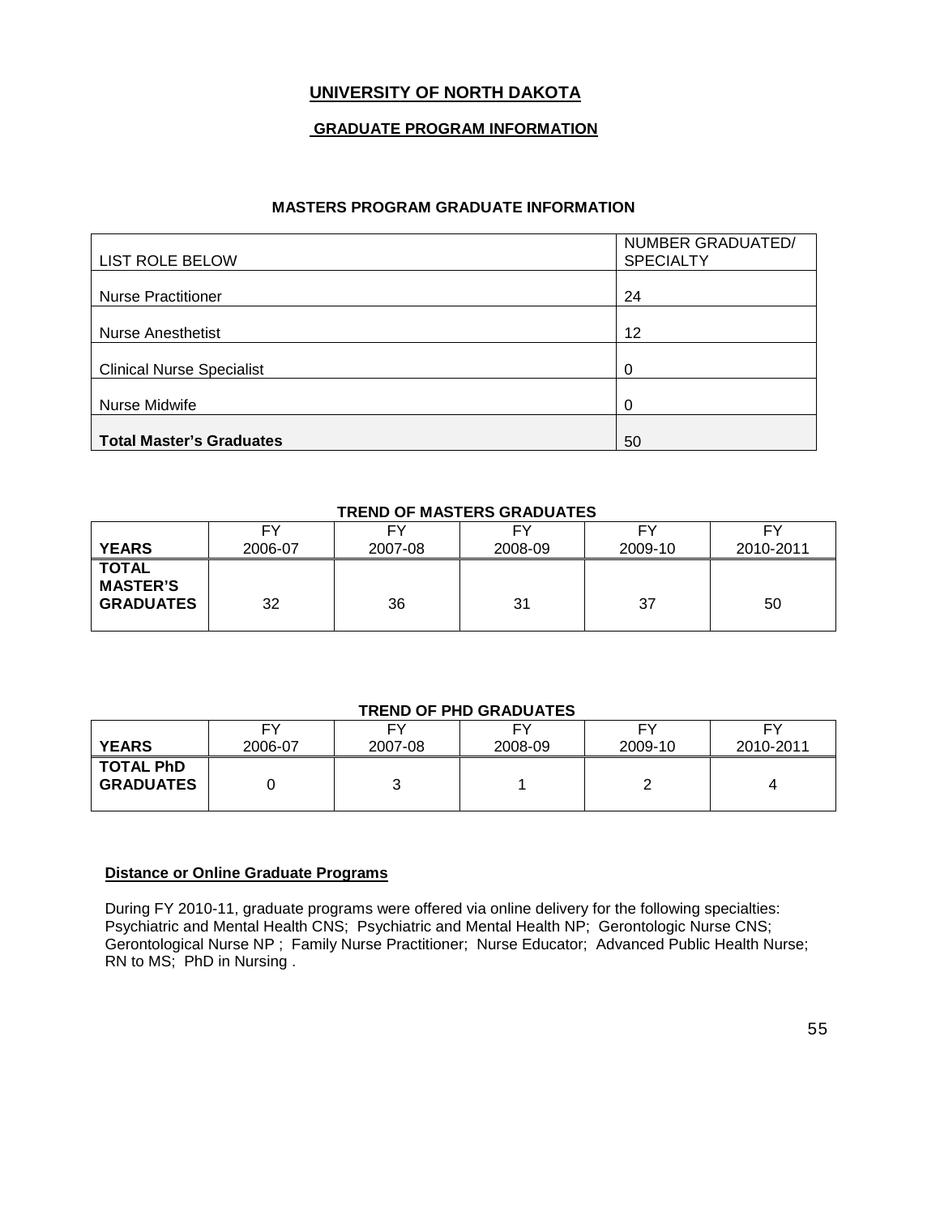# UNIVERSITY OF NORTH DAKOTA

## GRADUATE PROGRAM INFORMATION

### MASTERS PROGRAM GRADUATE INFORMATION

| LIST ROLE BELOW | NUMBER GRADUATED/ SPECIALTY |
|---|---|
| Nurse Practitioner | 24 |
| Nurse Anesthetist | 12 |
| Clinical Nurse Specialist | 0 |
| Nurse Midwife | 0 |
| **Total Master's Graduates** | 50 |

### TREND OF MASTERS GRADUATES

| **YEARS** | FY 2006-07 | FY 2007-08 | FY 2008-09 | FY 2009-10 | FY 2010-2011 |
|---|---|---|---|---|---|
| **TOTAL MASTER'S GRADUATES** | 32 | 36 | 31 | 37 | 50 |

### TREND OF PHD GRADUATES

| **YEARS** | FY 2006-07 | FY 2007-08 | FY 2008-09 | FY 2009-10 | FY 2010-2011 |
|---|---|---|---|---|---|
| **TOTAL PhD GRADUATES** | 0 | 3 | 1 | 2 | 4 |

**Distance or Online Graduate Programs**

During FY 2010-11, graduate programs were offered via online delivery for the following specialties: Psychiatric and Mental Health CNS; Psychiatric and Mental Health NP; Gerontologic Nurse CNS; Gerontological Nurse NP ; Family Nurse Practitioner; Nurse Educator; Advanced Public Health Nurse; RN to MS; PhD in Nursing .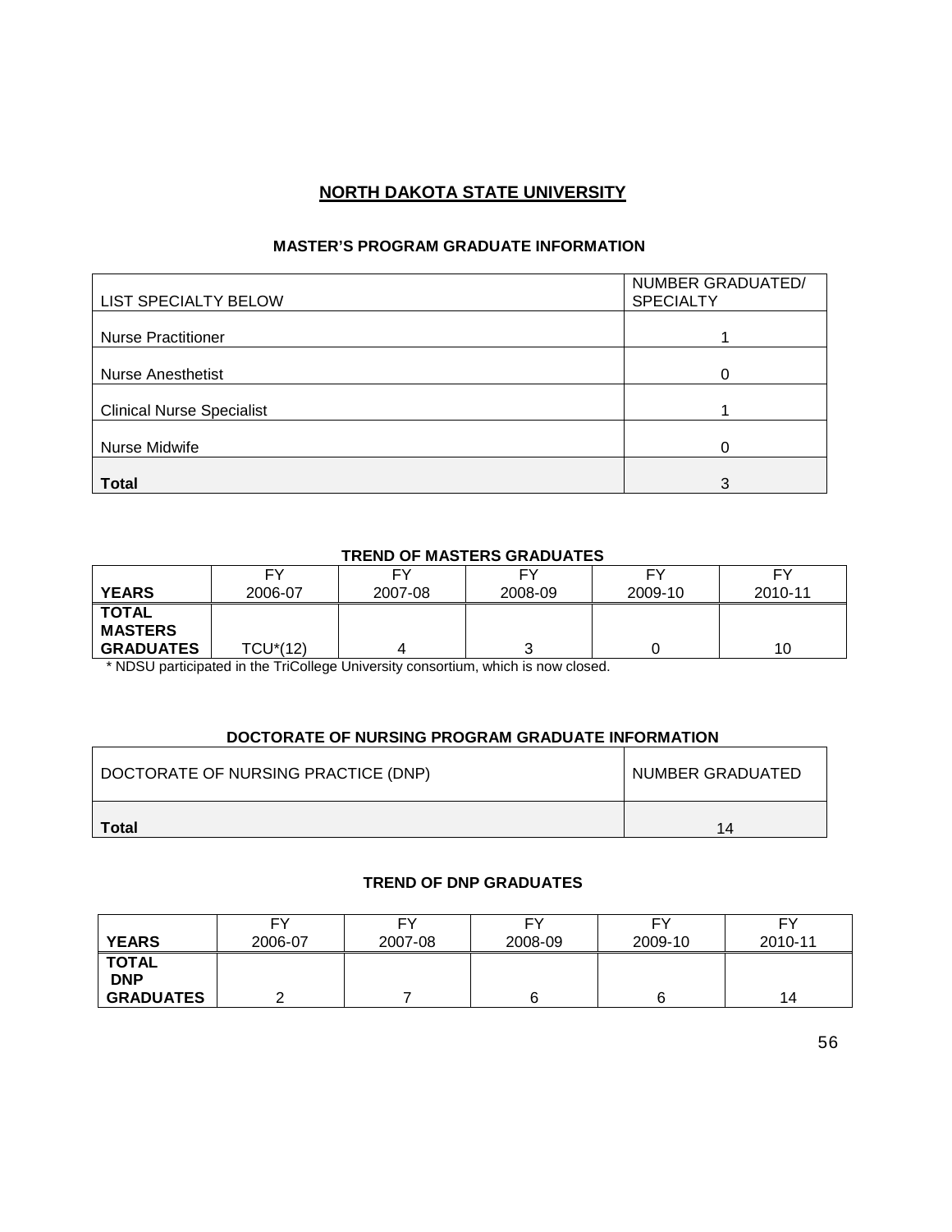# NORTH DAKOTA STATE UNIVERSITY

## MASTER'S PROGRAM GRADUATE INFORMATION

| LIST SPECIALTY BELOW | NUMBER GRADUATED/ SPECIALTY |
|---|---|
| Nurse Practitioner | 1 |
| Nurse Anesthetist | 0 |
| Clinical Nurse Specialist | 1 |
| Nurse Midwife | 0 |
| **Total** | 3 |

### TREND OF MASTERS GRADUATES

| YEARS | FY 2006-07 | FY 2007-08 | FY 2008-09 | FY 2009-10 | FY 2010-11 |
|---|---|---|---|---|---|
| **TOTAL MASTERS GRADUATES** | TCU*(12) | 4 | 3 | 0 | 10 |

* NDSU participated in the TriCollege University consortium, which is now closed.

## DOCTORATE OF NURSING PROGRAM GRADUATE INFORMATION

| DOCTORATE OF NURSING PRACTICE (DNP) | NUMBER GRADUATED |
|---|---|
| **Total** | 14 |

### TREND OF DNP GRADUATES

| YEARS | FY 2006-07 | FY 2007-08 | FY 2008-09 | FY 2009-10 | FY 2010-11 |
|---|---|---|---|---|---|
| **TOTAL DNP GRADUATES** | 2 | 7 | 6 | 6 | 14 |